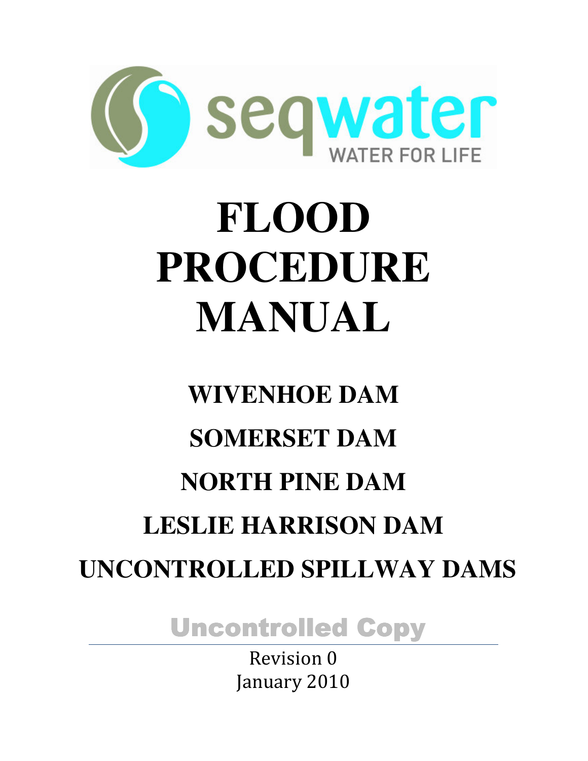seqwater

WATER FOR LIFE

# FLOOD PROCEDURE MANUAL

## WIVENHOE DAM

## SOMERSET DAM

## NORTH PINE DAM

## LESLIE HARRISON DAM

## UNCONTROLLED SPILLWAY DAMS

**Uncontrolled Copy**

Revision 0

January 2010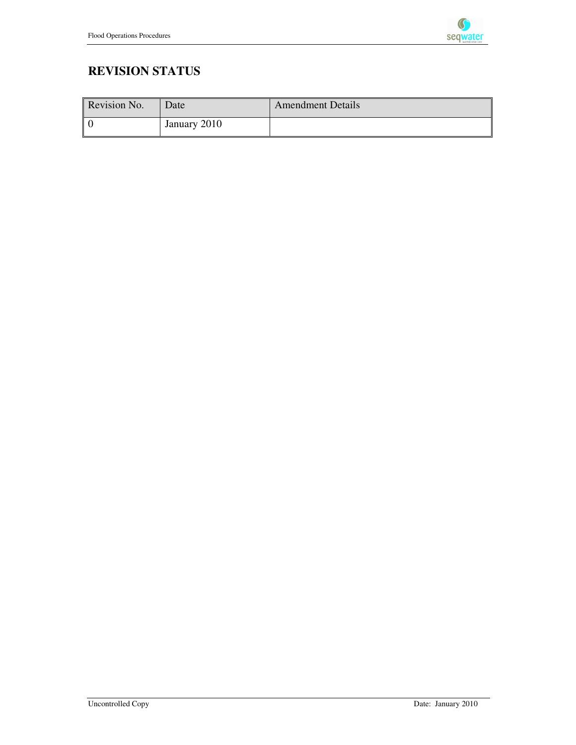# REVISION STATUS

| Revision No. | Date | Amendment Details |
| --- | --- | --- |
| 0 | January 2010 | |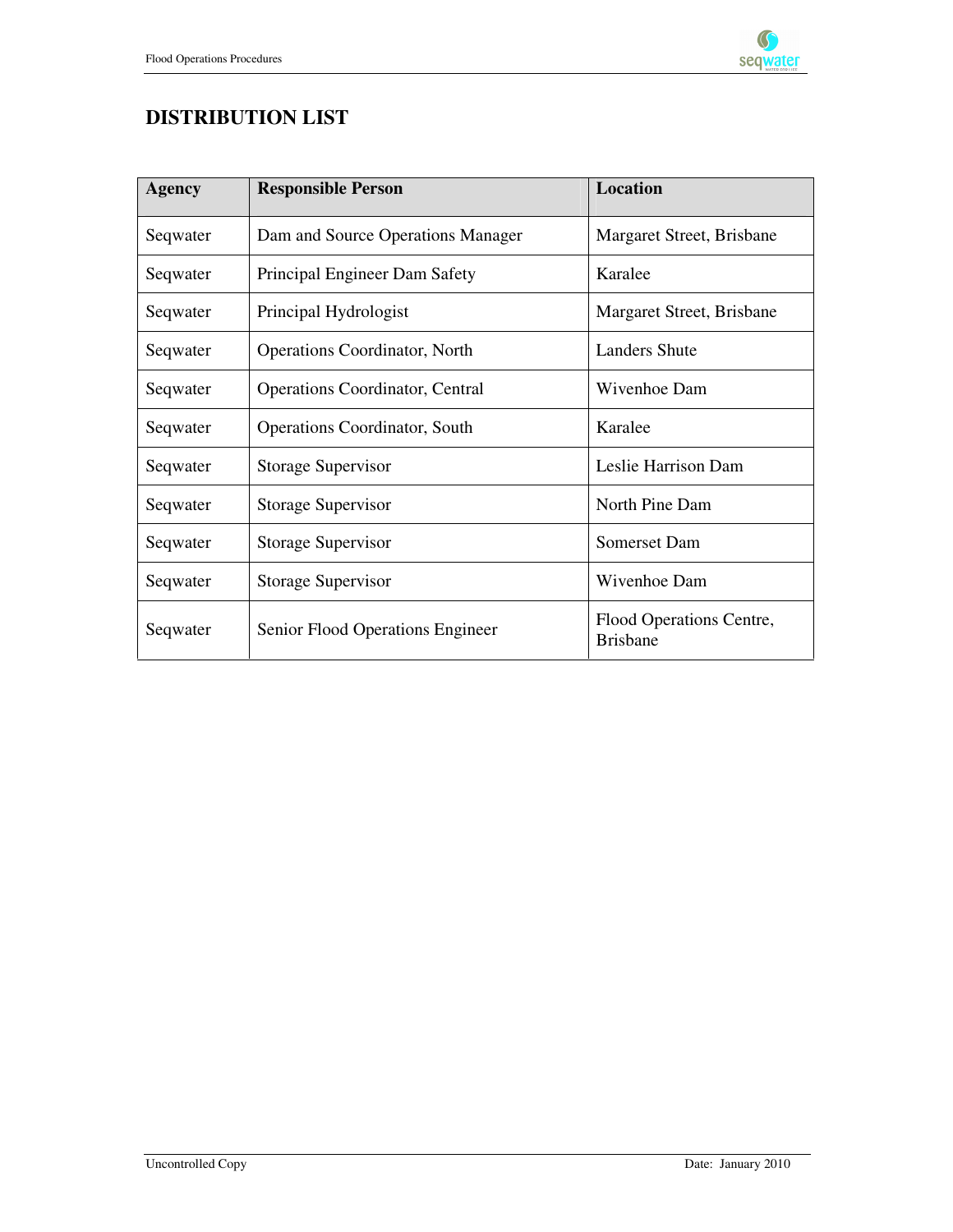# DISTRIBUTION LIST

| Agency | Responsible Person | Location |
|---|---|---|
| Seqwater | Dam and Source Operations Manager | Margaret Street, Brisbane |
| Seqwater | Principal Engineer Dam Safety | Karalee |
| Seqwater | Principal Hydrologist | Margaret Street, Brisbane |
| Seqwater | Operations Coordinator, North | Landers Shute |
| Seqwater | Operations Coordinator, Central | Wivenhoe Dam |
| Seqwater | Operations Coordinator, South | Karalee |
| Seqwater | Storage Supervisor | Leslie Harrison Dam |
| Seqwater | Storage Supervisor | North Pine Dam |
| Seqwater | Storage Supervisor | Somerset Dam |
| Seqwater | Storage Supervisor | Wivenhoe Dam |
| Seqwater | Senior Flood Operations Engineer | Flood Operations Centre, Brisbane |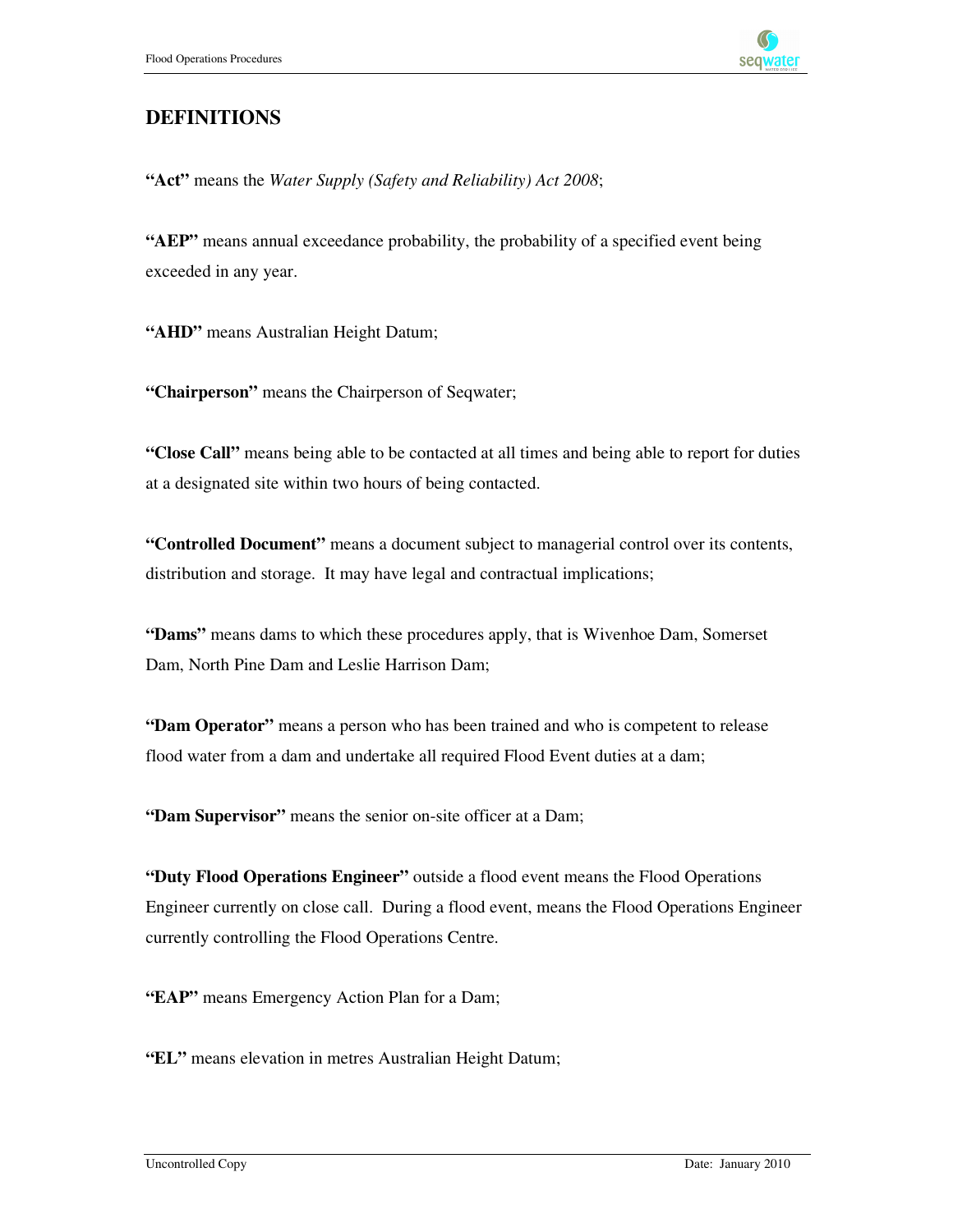## DEFINITIONS

**"Act"** means the *Water Supply (Safety and Reliability) Act 2008*;

**"AEP"** means annual exceedance probability, the probability of a specified event being exceeded in any year.

**"AHD"** means Australian Height Datum;

**"Chairperson"** means the Chairperson of Seqwater;

**"Close Call"** means being able to be contacted at all times and being able to report for duties at a designated site within two hours of being contacted.

**"Controlled Document"** means a document subject to managerial control over its contents, distribution and storage. It may have legal and contractual implications;

**"Dams"** means dams to which these procedures apply, that is Wivenhoe Dam, Somerset Dam, North Pine Dam and Leslie Harrison Dam;

**"Dam Operator"** means a person who has been trained and who is competent to release flood water from a dam and undertake all required Flood Event duties at a dam;

**"Dam Supervisor"** means the senior on-site officer at a Dam;

**"Duty Flood Operations Engineer"** outside a flood event means the Flood Operations Engineer currently on close call. During a flood event, means the Flood Operations Engineer currently controlling the Flood Operations Centre.

**"EAP"** means Emergency Action Plan for a Dam;

**"EL"** means elevation in metres Australian Height Datum;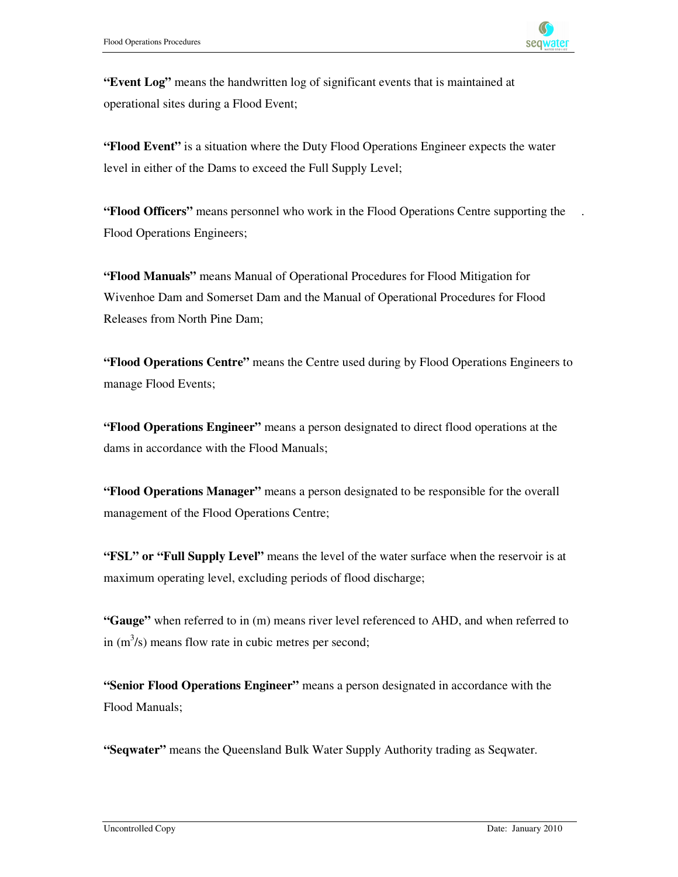**"Event Log"** means the handwritten log of significant events that is maintained at operational sites during a Flood Event;

**"Flood Event"** is a situation where the Duty Flood Operations Engineer expects the water level in either of the Dams to exceed the Full Supply Level;

**"Flood Officers"** means personnel who work in the Flood Operations Centre supporting the Flood Operations Engineers;

**"Flood Manuals"** means Manual of Operational Procedures for Flood Mitigation for Wivenhoe Dam and Somerset Dam and the Manual of Operational Procedures for Flood Releases from North Pine Dam;

**"Flood Operations Centre"** means the Centre used during by Flood Operations Engineers to manage Flood Events;

**"Flood Operations Engineer"** means a person designated to direct flood operations at the dams in accordance with the Flood Manuals;

**"Flood Operations Manager"** means a person designated to be responsible for the overall management of the Flood Operations Centre;

**"FSL" or "Full Supply Level"** means the level of the water surface when the reservoir is at maximum operating level, excluding periods of flood discharge;

**"Gauge"** when referred to in (m) means river level referenced to AHD, and when referred to in ($m^3$/s) means flow rate in cubic metres per second;

**"Senior Flood Operations Engineer"** means a person designated in accordance with the Flood Manuals;

**"Seqwater"** means the Queensland Bulk Water Supply Authority trading as Seqwater.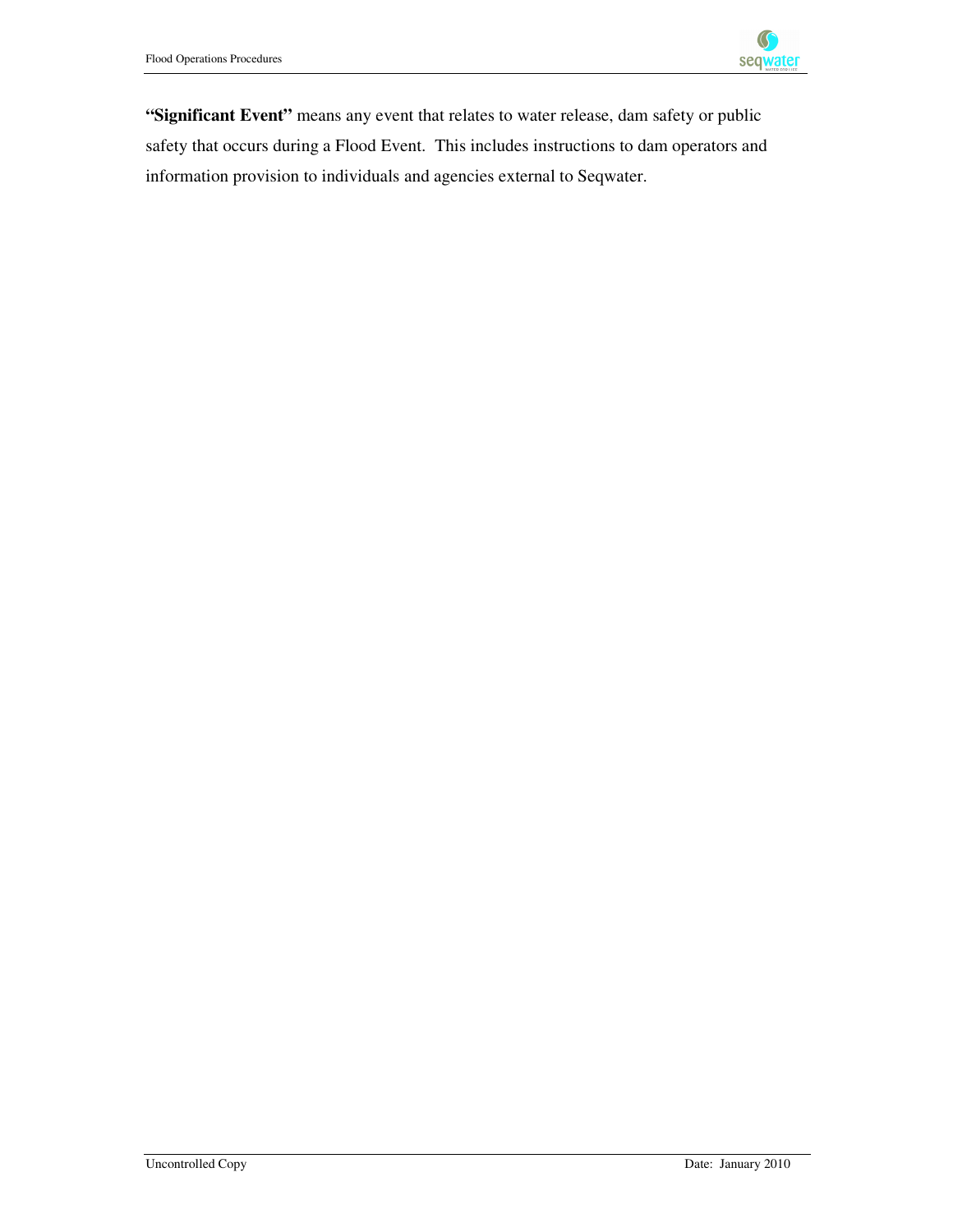**"Significant Event"** means any event that relates to water release, dam safety or public safety that occurs during a Flood Event. This includes instructions to dam operators and information provision to individuals and agencies external to Seqwater.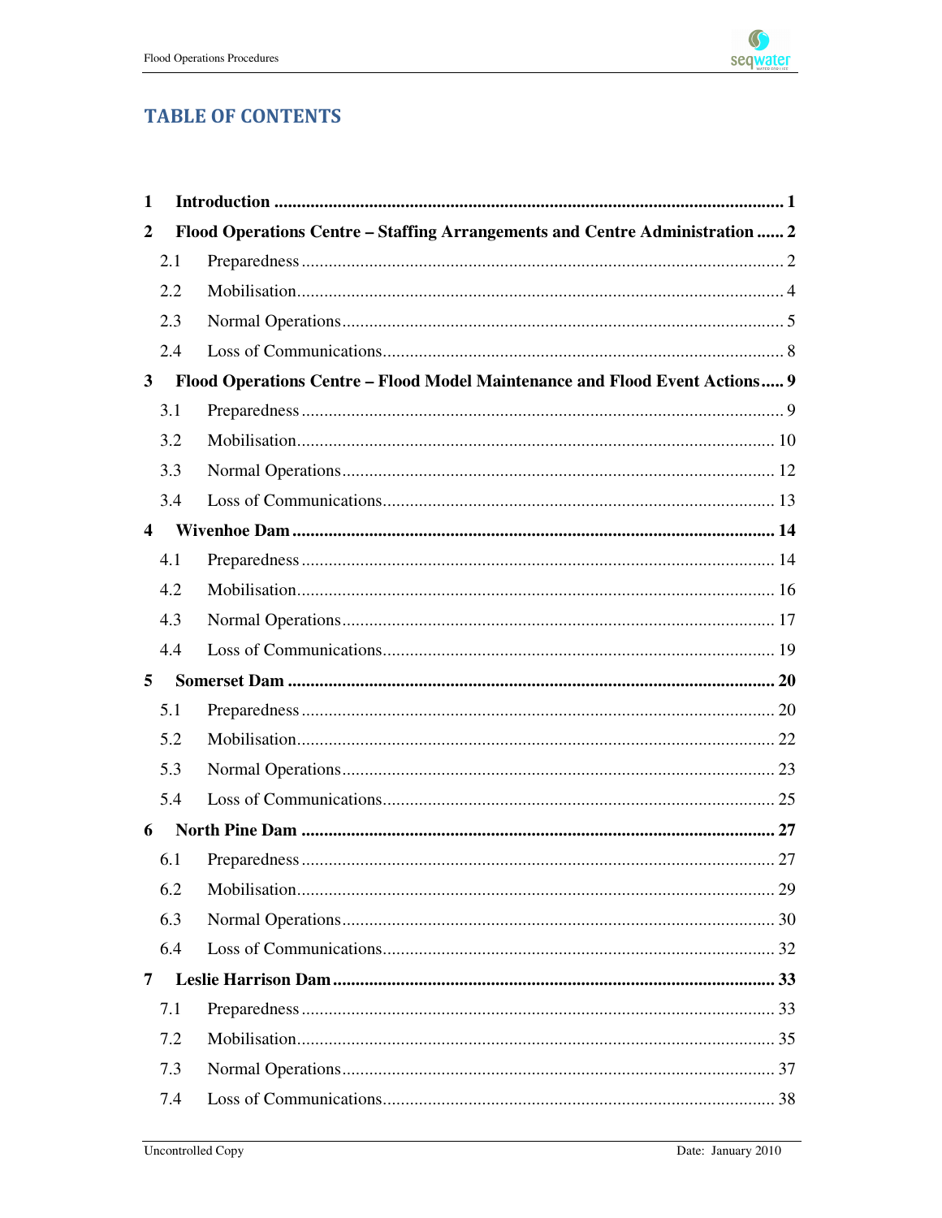# TABLE OF CONTENTS

**1 Introduction ........................................................................................................ 1**

**2 Flood Operations Centre – Staffing Arrangements and Centre Administration ...... 2**

2.1 Preparedness ........................................................................................................ 2

2.2 Mobilisation .......................................................................................................... 4

2.3 Normal Operations ................................................................................................ 5

2.4 Loss of Communications ....................................................................................... 8

**3 Flood Operations Centre – Flood Model Maintenance and Flood Event Actions ..... 9**

3.1 Preparedness ........................................................................................................ 9

3.2 Mobilisation ........................................................................................................ 10

3.3 Normal Operations .............................................................................................. 12

3.4 Loss of Communications ..................................................................................... 13

**4 Wivenhoe Dam .................................................................................................. 14**

4.1 Preparedness ...................................................................................................... 14

4.2 Mobilisation ........................................................................................................ 16

4.3 Normal Operations .............................................................................................. 17

4.4 Loss of Communications ..................................................................................... 19

**5 Somerset Dam .................................................................................................... 20**

5.1 Preparedness ...................................................................................................... 20

5.2 Mobilisation ........................................................................................................ 22

5.3 Normal Operations .............................................................................................. 23

5.4 Loss of Communications ..................................................................................... 25

**6 North Pine Dam ................................................................................................. 27**

6.1 Preparedness ...................................................................................................... 27

6.2 Mobilisation ........................................................................................................ 29

6.3 Normal Operations .............................................................................................. 30

6.4 Loss of Communications ..................................................................................... 32

**7 Leslie Harrison Dam .......................................................................................... 33**

7.1 Preparedness ...................................................................................................... 33

7.2 Mobilisation ........................................................................................................ 35

7.3 Normal Operations .............................................................................................. 37

7.4 Loss of Communications ..................................................................................... 38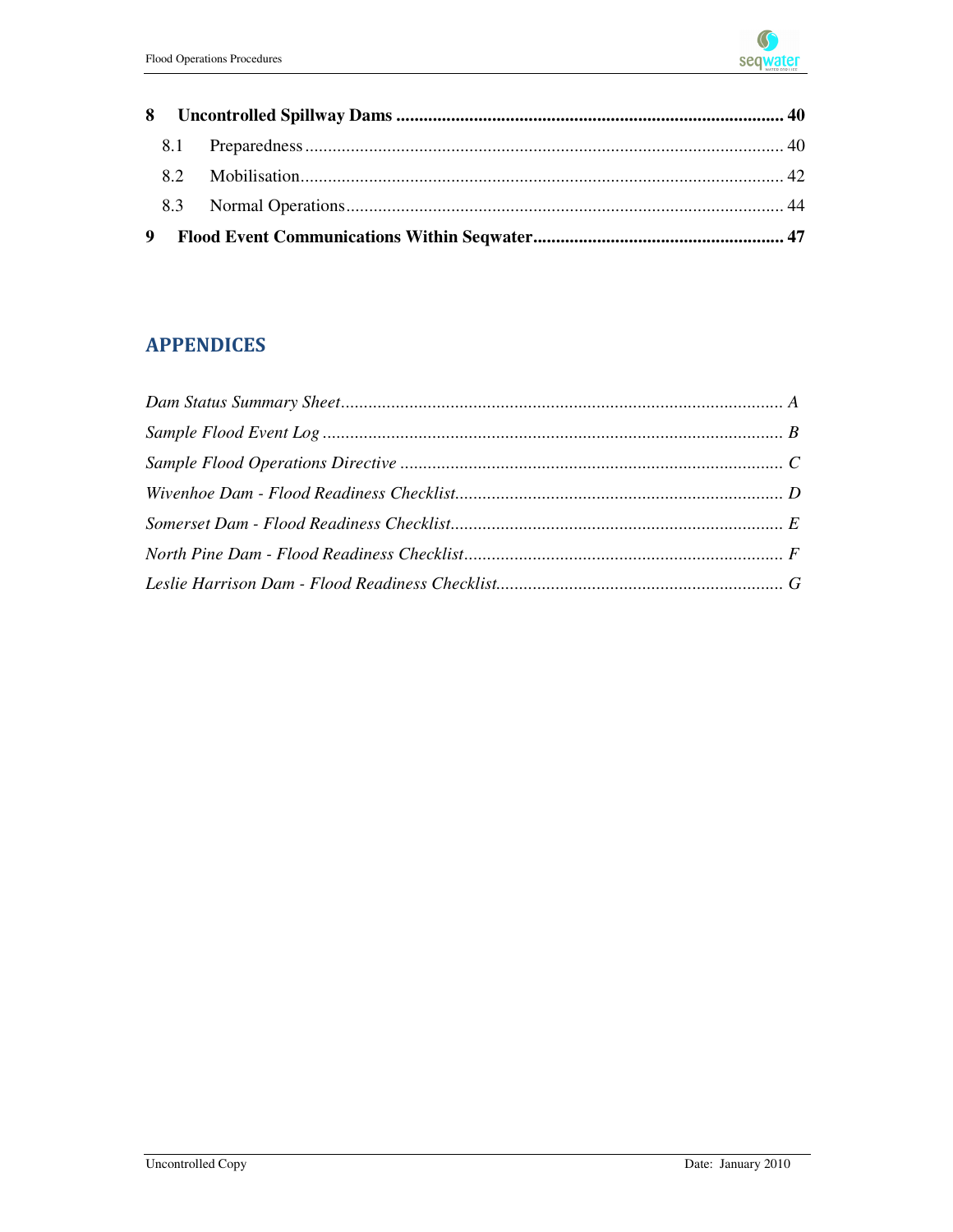**8 Uncontrolled Spillway Dams ........................................................................................ 40**

8.1 Preparedness ........................................................................................................ 40

8.2 Mobilisation.......................................................................................................... 42

8.3 Normal Operations................................................................................................ 44

**9 Flood Event Communications Within Seqwater....................................................... 47**

## APPENDICES

*Dam Status Summary Sheet................................................................................................ A*

*Sample Flood Event Log ..................................................................................................... B*

*Sample Flood Operations Directive .................................................................................... C*

*Wivenhoe Dam - Flood Readiness Checklist........................................................................ D*

*Somerset Dam - Flood Readiness Checklist......................................................................... E*

*North Pine Dam - Flood Readiness Checklist...................................................................... F*

*Leslie Harrison Dam - Flood Readiness Checklist............................................................... G*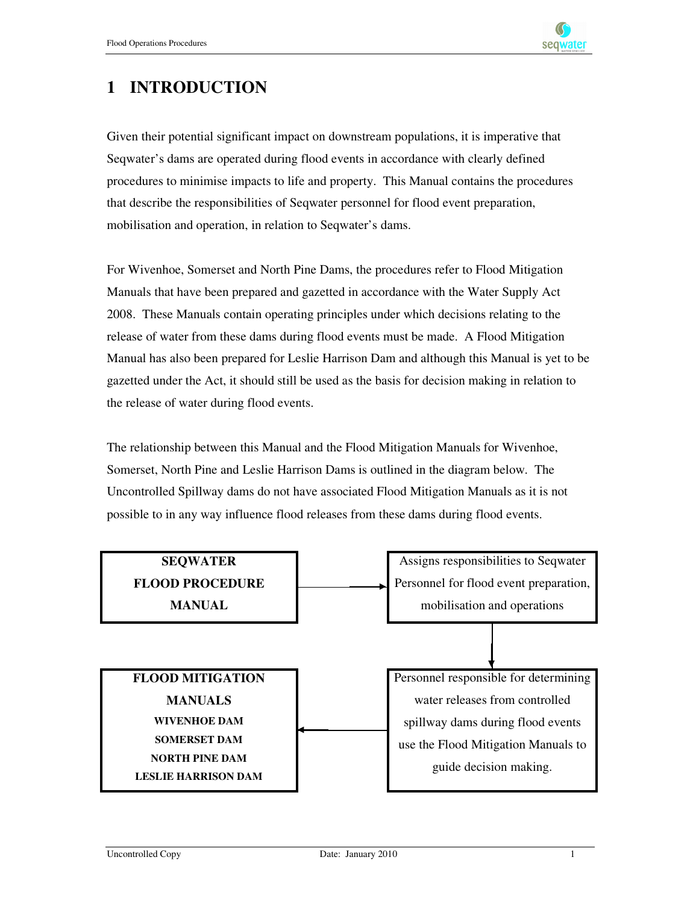# 1 INTRODUCTION

Given their potential significant impact on downstream populations, it is imperative that Seqwater's dams are operated during flood events in accordance with clearly defined procedures to minimise impacts to life and property. This Manual contains the procedures that describe the responsibilities of Seqwater personnel for flood event preparation, mobilisation and operation, in relation to Seqwater's dams.

For Wivenhoe, Somerset and North Pine Dams, the procedures refer to Flood Mitigation Manuals that have been prepared and gazetted in accordance with the Water Supply Act 2008. These Manuals contain operating principles under which decisions relating to the release of water from these dams during flood events must be made. A Flood Mitigation Manual has also been prepared for Leslie Harrison Dam and although this Manual is yet to be gazetted under the Act, it should still be used as the basis for decision making in relation to the release of water during flood events.

The relationship between this Manual and the Flood Mitigation Manuals for Wivenhoe, Somerset, North Pine and Leslie Harrison Dams is outlined in the diagram below. The Uncontrolled Spillway dams do not have associated Flood Mitigation Manuals as it is not possible to in any way influence flood releases from these dams during flood events.

**SEQWATER FLOOD PROCEDURE MANUAL** → Assigns responsibilities to Seqwater Personnel for flood event preparation, mobilisation and operations

↓

Personnel responsible for determining water releases from controlled spillway dams during flood events use the Flood Mitigation Manuals to guide decision making. → **FLOOD MITIGATION MANUALS**
- **WIVENHOE DAM**
- **SOMERSET DAM**
- **NORTH PINE DAM**
- **LESLIE HARRISON DAM**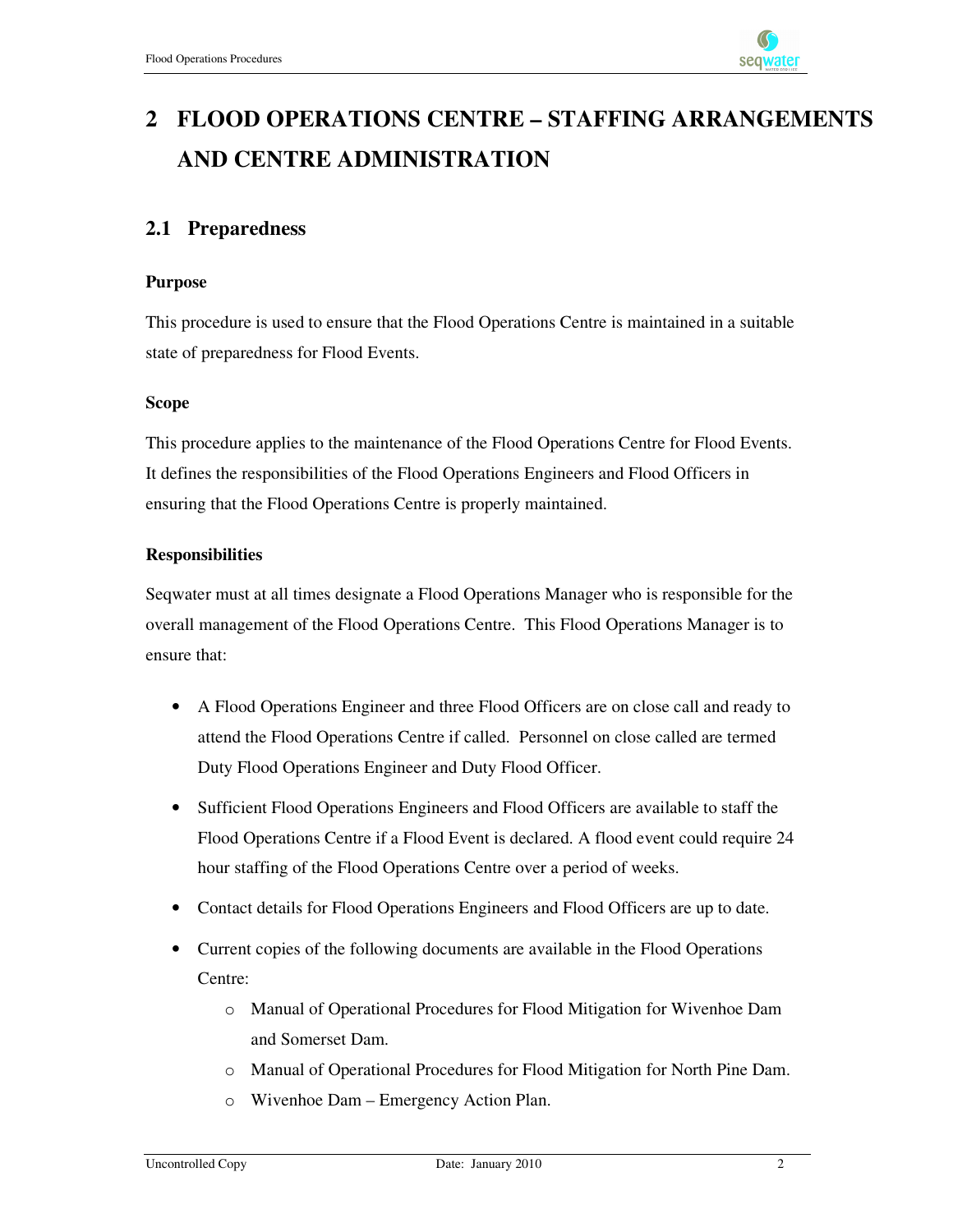# 2 FLOOD OPERATIONS CENTRE – STAFFING ARRANGEMENTS AND CENTRE ADMINISTRATION

## 2.1 Preparedness

### Purpose

This procedure is used to ensure that the Flood Operations Centre is maintained in a suitable state of preparedness for Flood Events.

### Scope

This procedure applies to the maintenance of the Flood Operations Centre for Flood Events. It defines the responsibilities of the Flood Operations Engineers and Flood Officers in ensuring that the Flood Operations Centre is properly maintained.

### Responsibilities

Seqwater must at all times designate a Flood Operations Manager who is responsible for the overall management of the Flood Operations Centre. This Flood Operations Manager is to ensure that:

- A Flood Operations Engineer and three Flood Officers are on close call and ready to attend the Flood Operations Centre if called. Personnel on close called are termed Duty Flood Operations Engineer and Duty Flood Officer.
- Sufficient Flood Operations Engineers and Flood Officers are available to staff the Flood Operations Centre if a Flood Event is declared. A flood event could require 24 hour staffing of the Flood Operations Centre over a period of weeks.
- Contact details for Flood Operations Engineers and Flood Officers are up to date.
- Current copies of the following documents are available in the Flood Operations Centre:
    - Manual of Operational Procedures for Flood Mitigation for Wivenhoe Dam and Somerset Dam.
    - Manual of Operational Procedures for Flood Mitigation for North Pine Dam.
    - Wivenhoe Dam – Emergency Action Plan.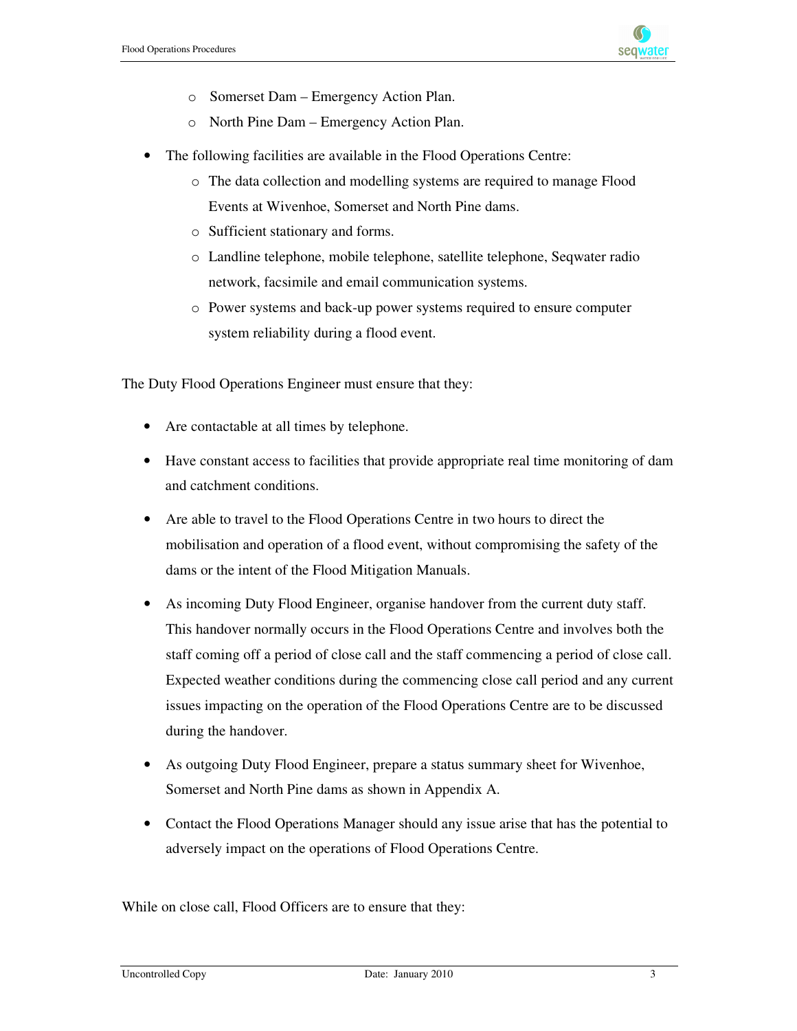- Somerset Dam – Emergency Action Plan.
    - North Pine Dam – Emergency Action Plan.

- The following facilities are available in the Flood Operations Centre:
    - The data collection and modelling systems are required to manage Flood Events at Wivenhoe, Somerset and North Pine dams.
    - Sufficient stationary and forms.
    - Landline telephone, mobile telephone, satellite telephone, Seqwater radio network, facsimile and email communication systems.
    - Power systems and back-up power systems required to ensure computer system reliability during a flood event.

The Duty Flood Operations Engineer must ensure that they:

- Are contactable at all times by telephone.
- Have constant access to facilities that provide appropriate real time monitoring of dam and catchment conditions.
- Are able to travel to the Flood Operations Centre in two hours to direct the mobilisation and operation of a flood event, without compromising the safety of the dams or the intent of the Flood Mitigation Manuals.
- As incoming Duty Flood Engineer, organise handover from the current duty staff. This handover normally occurs in the Flood Operations Centre and involves both the staff coming off a period of close call and the staff commencing a period of close call. Expected weather conditions during the commencing close call period and any current issues impacting on the operation of the Flood Operations Centre are to be discussed during the handover.
- As outgoing Duty Flood Engineer, prepare a status summary sheet for Wivenhoe, Somerset and North Pine dams as shown in Appendix A.
- Contact the Flood Operations Manager should any issue arise that has the potential to adversely impact on the operations of Flood Operations Centre.

While on close call, Flood Officers are to ensure that they: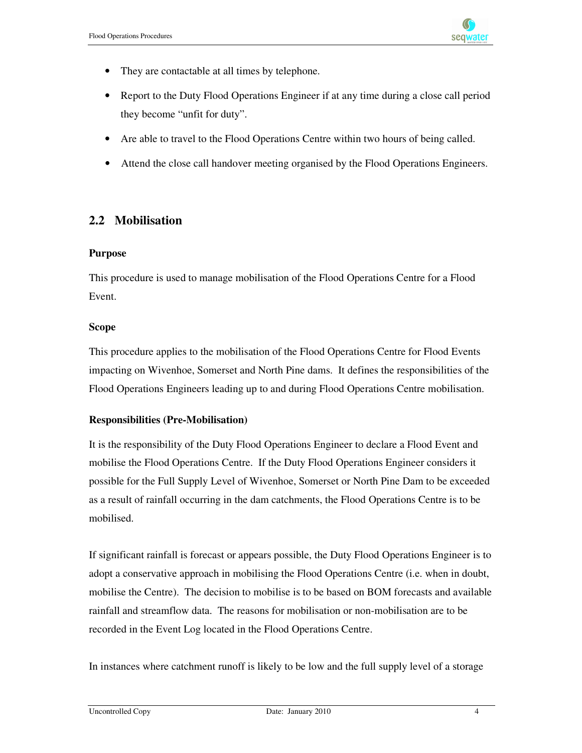- They are contactable at all times by telephone.
- Report to the Duty Flood Operations Engineer if at any time during a close call period they become "unfit for duty".
- Are able to travel to the Flood Operations Centre within two hours of being called.
- Attend the close call handover meeting organised by the Flood Operations Engineers.

## 2.2 Mobilisation

**Purpose**

This procedure is used to manage mobilisation of the Flood Operations Centre for a Flood Event.

**Scope**

This procedure applies to the mobilisation of the Flood Operations Centre for Flood Events impacting on Wivenhoe, Somerset and North Pine dams. It defines the responsibilities of the Flood Operations Engineers leading up to and during Flood Operations Centre mobilisation.

**Responsibilities (Pre-Mobilisation)**

It is the responsibility of the Duty Flood Operations Engineer to declare a Flood Event and mobilise the Flood Operations Centre. If the Duty Flood Operations Engineer considers it possible for the Full Supply Level of Wivenhoe, Somerset or North Pine Dam to be exceeded as a result of rainfall occurring in the dam catchments, the Flood Operations Centre is to be mobilised.

If significant rainfall is forecast or appears possible, the Duty Flood Operations Engineer is to adopt a conservative approach in mobilising the Flood Operations Centre (i.e. when in doubt, mobilise the Centre). The decision to mobilise is to be based on BOM forecasts and available rainfall and streamflow data. The reasons for mobilisation or non-mobilisation are to be recorded in the Event Log located in the Flood Operations Centre.

In instances where catchment runoff is likely to be low and the full supply level of a storage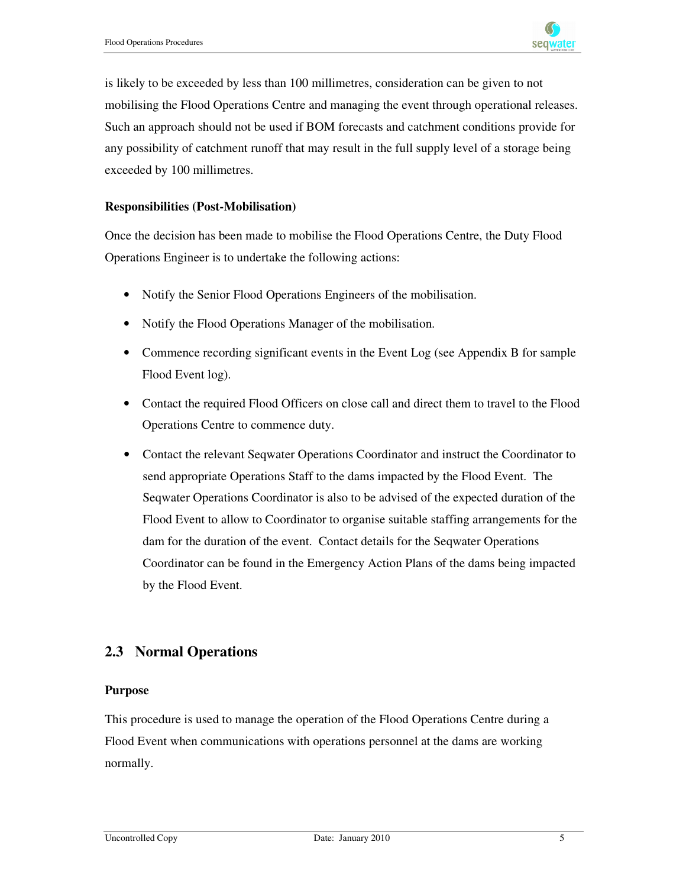is likely to be exceeded by less than 100 millimetres, consideration can be given to not mobilising the Flood Operations Centre and managing the event through operational releases. Such an approach should not be used if BOM forecasts and catchment conditions provide for any possibility of catchment runoff that may result in the full supply level of a storage being exceeded by 100 millimetres.

**Responsibilities (Post-Mobilisation)**

Once the decision has been made to mobilise the Flood Operations Centre, the Duty Flood Operations Engineer is to undertake the following actions:

- Notify the Senior Flood Operations Engineers of the mobilisation.
- Notify the Flood Operations Manager of the mobilisation.
- Commence recording significant events in the Event Log (see Appendix B for sample Flood Event log).
- Contact the required Flood Officers on close call and direct them to travel to the Flood Operations Centre to commence duty.
- Contact the relevant Seqwater Operations Coordinator and instruct the Coordinator to send appropriate Operations Staff to the dams impacted by the Flood Event. The Seqwater Operations Coordinator is also to be advised of the expected duration of the Flood Event to allow to Coordinator to organise suitable staffing arrangements for the dam for the duration of the event. Contact details for the Seqwater Operations Coordinator can be found in the Emergency Action Plans of the dams being impacted by the Flood Event.

## 2.3 Normal Operations

**Purpose**

This procedure is used to manage the operation of the Flood Operations Centre during a Flood Event when communications with operations personnel at the dams are working normally.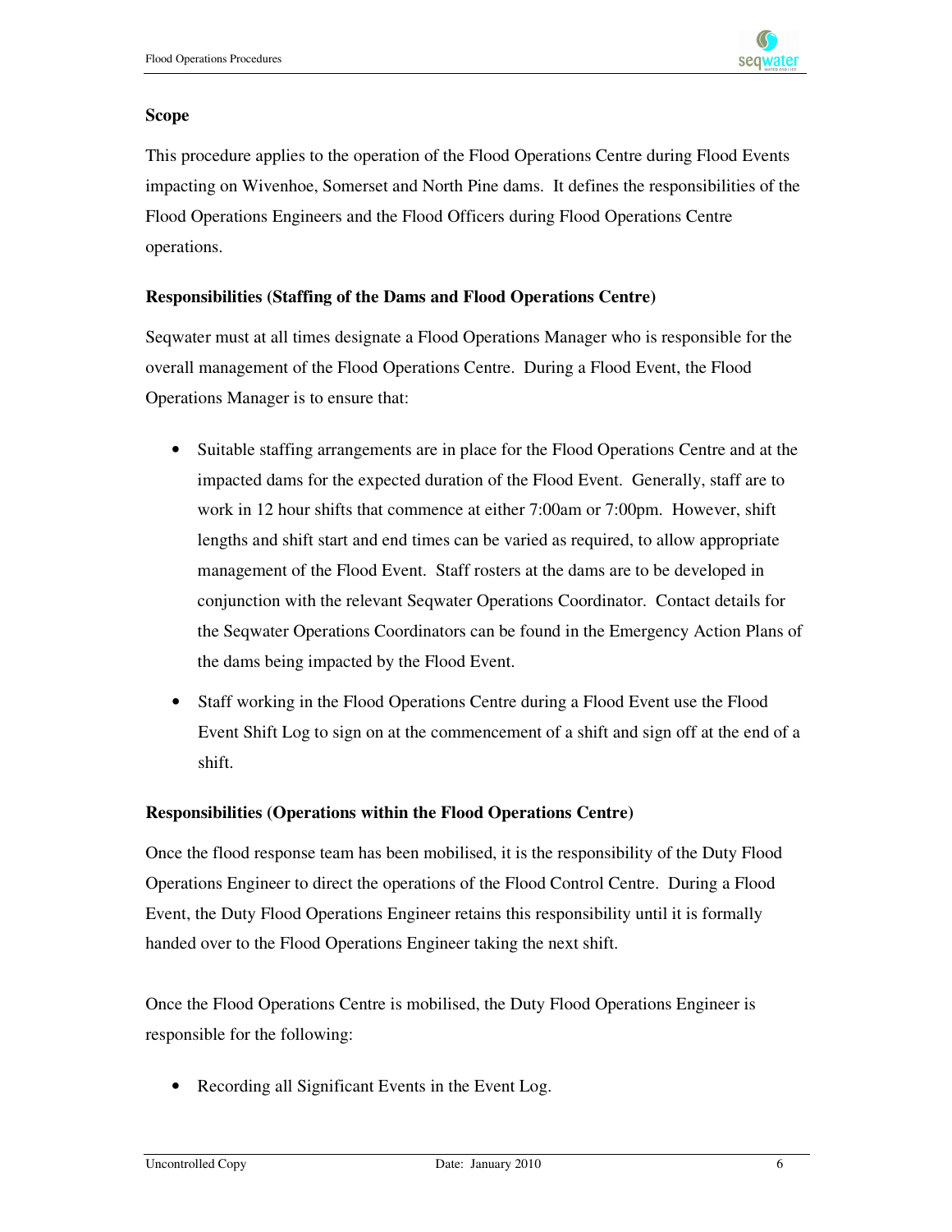**Scope**

This procedure applies to the operation of the Flood Operations Centre during Flood Events impacting on Wivenhoe, Somerset and North Pine dams. It defines the responsibilities of the Flood Operations Engineers and the Flood Officers during Flood Operations Centre operations.

**Responsibilities (Staffing of the Dams and Flood Operations Centre)**

Seqwater must at all times designate a Flood Operations Manager who is responsible for the overall management of the Flood Operations Centre. During a Flood Event, the Flood Operations Manager is to ensure that:

- Suitable staffing arrangements are in place for the Flood Operations Centre and at the impacted dams for the expected duration of the Flood Event. Generally, staff are to work in 12 hour shifts that commence at either 7:00am or 7:00pm. However, shift lengths and shift start and end times can be varied as required, to allow appropriate management of the Flood Event. Staff rosters at the dams are to be developed in conjunction with the relevant Seqwater Operations Coordinator. Contact details for the Seqwater Operations Coordinators can be found in the Emergency Action Plans of the dams being impacted by the Flood Event.
- Staff working in the Flood Operations Centre during a Flood Event use the Flood Event Shift Log to sign on at the commencement of a shift and sign off at the end of a shift.

**Responsibilities (Operations within the Flood Operations Centre)**

Once the flood response team has been mobilised, it is the responsibility of the Duty Flood Operations Engineer to direct the operations of the Flood Control Centre. During a Flood Event, the Duty Flood Operations Engineer retains this responsibility until it is formally handed over to the Flood Operations Engineer taking the next shift.

Once the Flood Operations Centre is mobilised, the Duty Flood Operations Engineer is responsible for the following:

- Recording all Significant Events in the Event Log.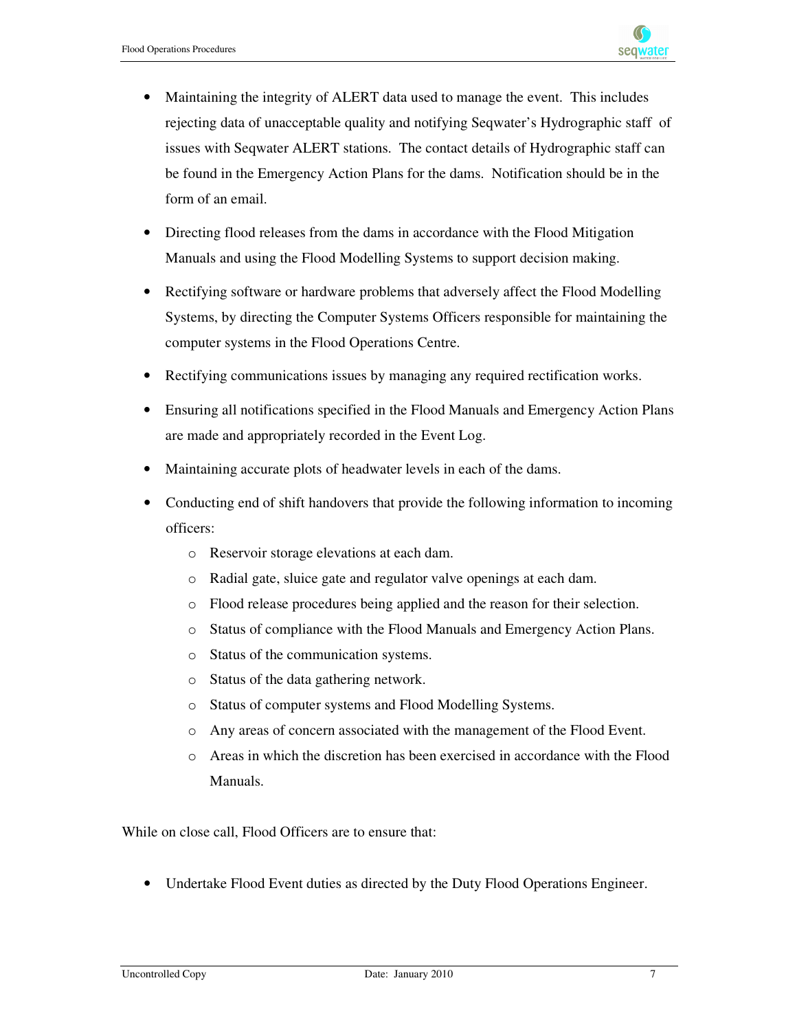- Maintaining the integrity of ALERT data used to manage the event. This includes rejecting data of unacceptable quality and notifying Seqwater's Hydrographic staff of issues with Seqwater ALERT stations. The contact details of Hydrographic staff can be found in the Emergency Action Plans for the dams. Notification should be in the form of an email.
- Directing flood releases from the dams in accordance with the Flood Mitigation Manuals and using the Flood Modelling Systems to support decision making.
- Rectifying software or hardware problems that adversely affect the Flood Modelling Systems, by directing the Computer Systems Officers responsible for maintaining the computer systems in the Flood Operations Centre.
- Rectifying communications issues by managing any required rectification works.
- Ensuring all notifications specified in the Flood Manuals and Emergency Action Plans are made and appropriately recorded in the Event Log.
- Maintaining accurate plots of headwater levels in each of the dams.
- Conducting end of shift handovers that provide the following information to incoming officers:
  - Reservoir storage elevations at each dam.
  - Radial gate, sluice gate and regulator valve openings at each dam.
  - Flood release procedures being applied and the reason for their selection.
  - Status of compliance with the Flood Manuals and Emergency Action Plans.
  - Status of the communication systems.
  - Status of the data gathering network.
  - Status of computer systems and Flood Modelling Systems.
  - Any areas of concern associated with the management of the Flood Event.
  - Areas in which the discretion has been exercised in accordance with the Flood Manuals.

While on close call, Flood Officers are to ensure that:

- Undertake Flood Event duties as directed by the Duty Flood Operations Engineer.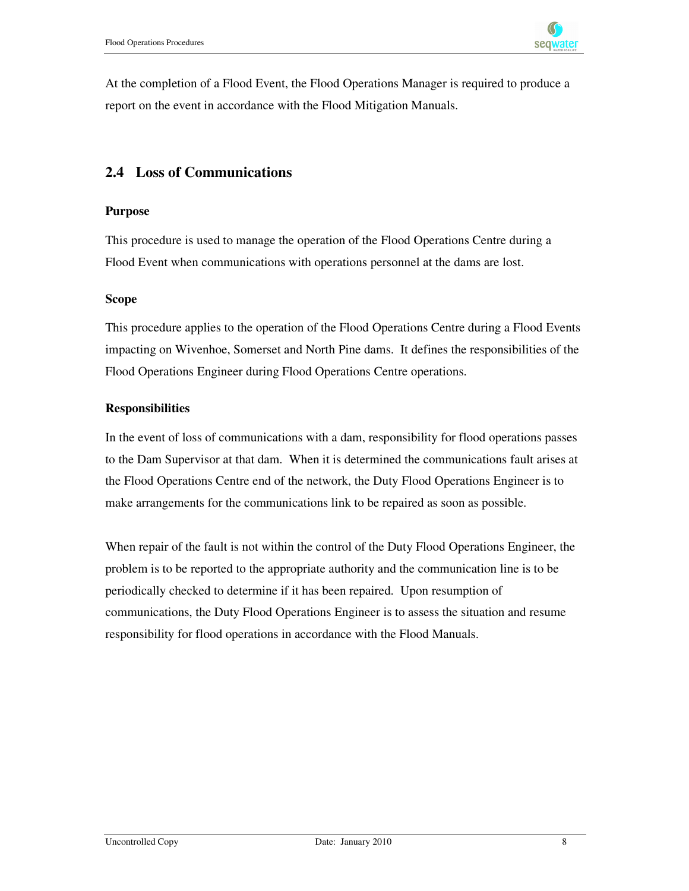At the completion of a Flood Event, the Flood Operations Manager is required to produce a report on the event in accordance with the Flood Mitigation Manuals.

## 2.4 Loss of Communications

**Purpose**

This procedure is used to manage the operation of the Flood Operations Centre during a Flood Event when communications with operations personnel at the dams are lost.

**Scope**

This procedure applies to the operation of the Flood Operations Centre during a Flood Events impacting on Wivenhoe, Somerset and North Pine dams. It defines the responsibilities of the Flood Operations Engineer during Flood Operations Centre operations.

**Responsibilities**

In the event of loss of communications with a dam, responsibility for flood operations passes to the Dam Supervisor at that dam. When it is determined the communications fault arises at the Flood Operations Centre end of the network, the Duty Flood Operations Engineer is to make arrangements for the communications link to be repaired as soon as possible.

When repair of the fault is not within the control of the Duty Flood Operations Engineer, the problem is to be reported to the appropriate authority and the communication line is to be periodically checked to determine if it has been repaired. Upon resumption of communications, the Duty Flood Operations Engineer is to assess the situation and resume responsibility for flood operations in accordance with the Flood Manuals.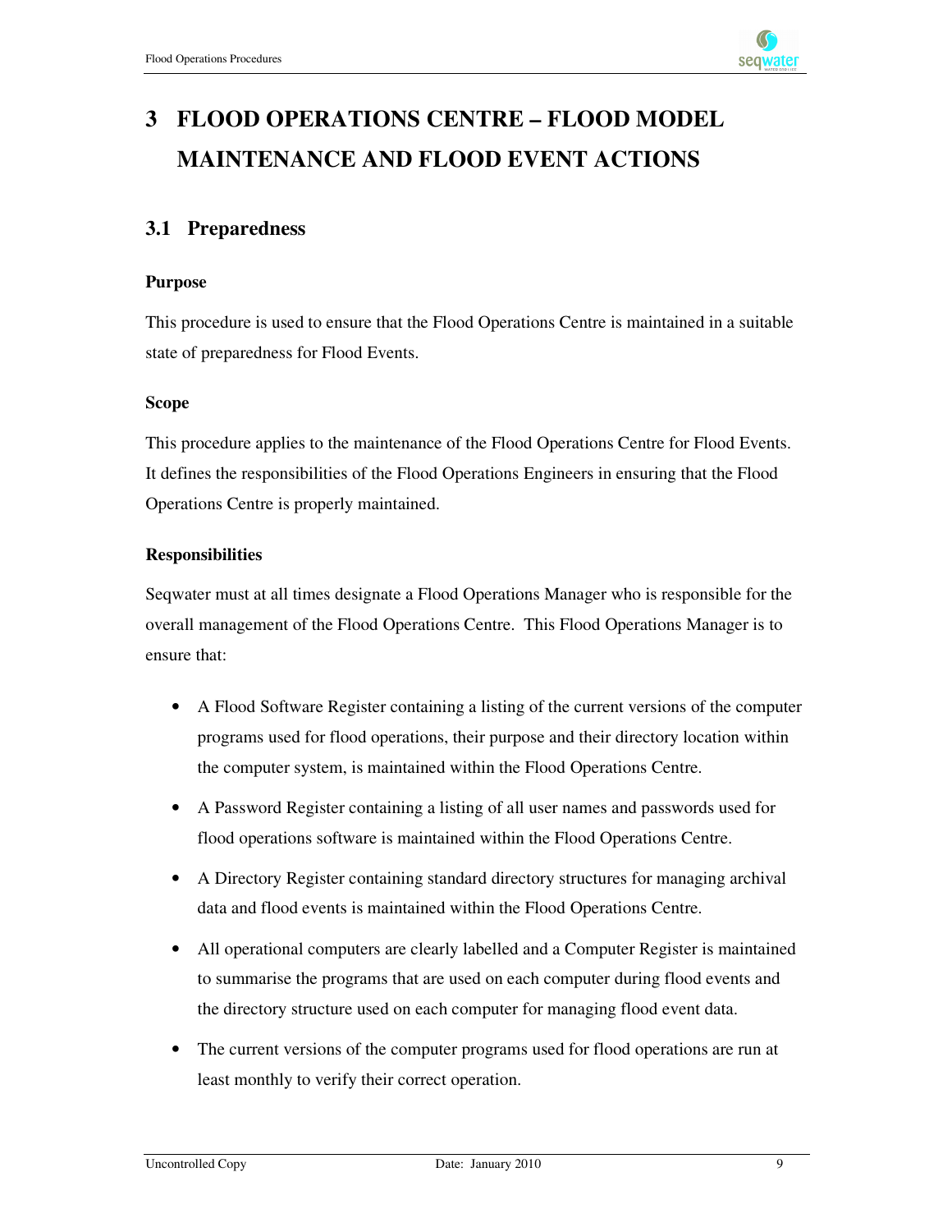# 3 FLOOD OPERATIONS CENTRE – FLOOD MODEL MAINTENANCE AND FLOOD EVENT ACTIONS

## 3.1 Preparedness

**Purpose**

This procedure is used to ensure that the Flood Operations Centre is maintained in a suitable state of preparedness for Flood Events.

**Scope**

This procedure applies to the maintenance of the Flood Operations Centre for Flood Events. It defines the responsibilities of the Flood Operations Engineers in ensuring that the Flood Operations Centre is properly maintained.

**Responsibilities**

Seqwater must at all times designate a Flood Operations Manager who is responsible for the overall management of the Flood Operations Centre. This Flood Operations Manager is to ensure that:

- A Flood Software Register containing a listing of the current versions of the computer programs used for flood operations, their purpose and their directory location within the computer system, is maintained within the Flood Operations Centre.
- A Password Register containing a listing of all user names and passwords used for flood operations software is maintained within the Flood Operations Centre.
- A Directory Register containing standard directory structures for managing archival data and flood events is maintained within the Flood Operations Centre.
- All operational computers are clearly labelled and a Computer Register is maintained to summarise the programs that are used on each computer during flood events and the directory structure used on each computer for managing flood event data.
- The current versions of the computer programs used for flood operations are run at least monthly to verify their correct operation.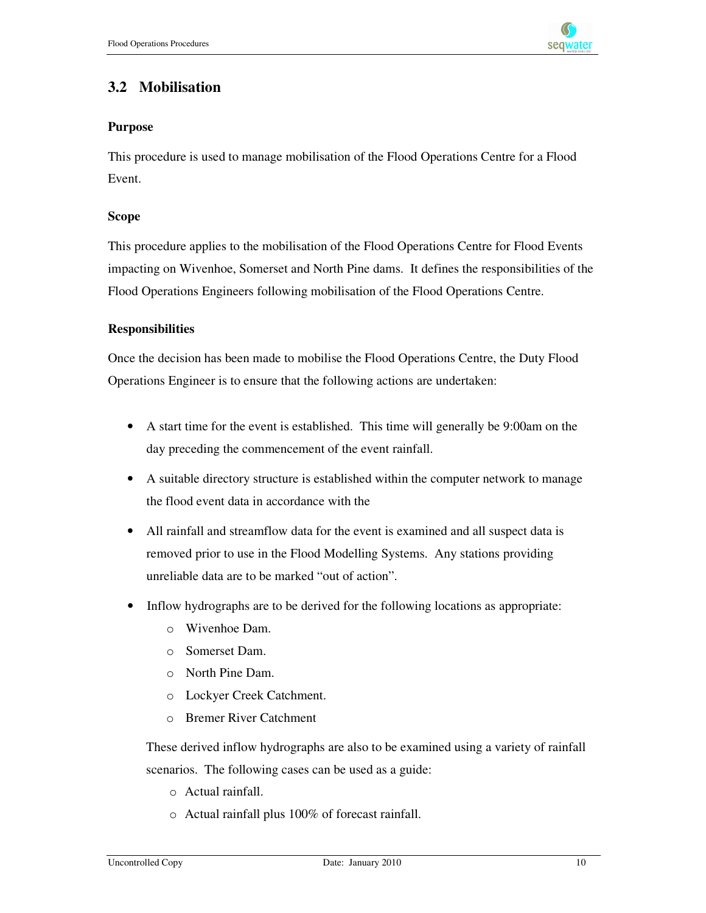## 3.2 Mobilisation

**Purpose**

This procedure is used to manage mobilisation of the Flood Operations Centre for a Flood Event.

**Scope**

This procedure applies to the mobilisation of the Flood Operations Centre for Flood Events impacting on Wivenhoe, Somerset and North Pine dams. It defines the responsibilities of the Flood Operations Engineers following mobilisation of the Flood Operations Centre.

**Responsibilities**

Once the decision has been made to mobilise the Flood Operations Centre, the Duty Flood Operations Engineer is to ensure that the following actions are undertaken:

- A start time for the event is established. This time will generally be 9:00am on the day preceding the commencement of the event rainfall.
- A suitable directory structure is established within the computer network to manage the flood event data in accordance with the
- All rainfall and streamflow data for the event is examined and all suspect data is removed prior to use in the Flood Modelling Systems. Any stations providing unreliable data are to be marked "out of action".
- Inflow hydrographs are to be derived for the following locations as appropriate:
  - Wivenhoe Dam.
  - Somerset Dam.
  - North Pine Dam.
  - Lockyer Creek Catchment.
  - Bremer River Catchment

  These derived inflow hydrographs are also to be examined using a variety of rainfall scenarios. The following cases can be used as a guide:
  - Actual rainfall.
  - Actual rainfall plus 100% of forecast rainfall.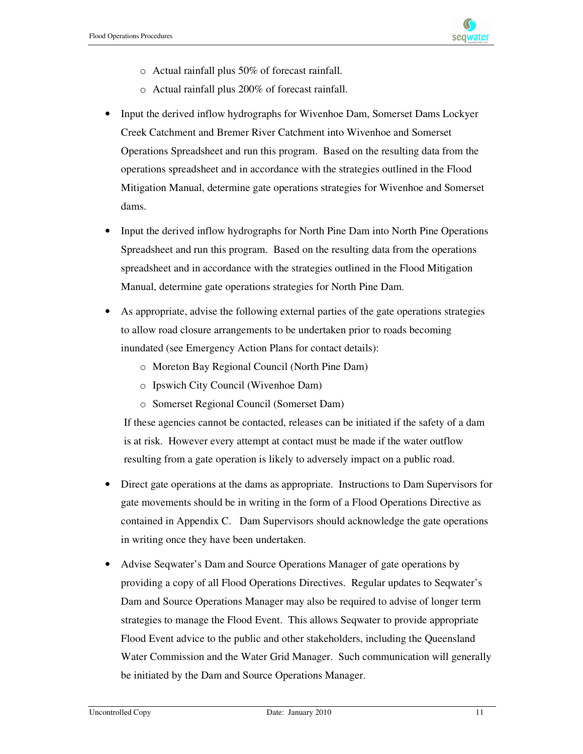- Actual rainfall plus 50% of forecast rainfall.
  - Actual rainfall plus 200% of forecast rainfall.

- Input the derived inflow hydrographs for Wivenhoe Dam, Somerset Dams Lockyer Creek Catchment and Bremer River Catchment into Wivenhoe and Somerset Operations Spreadsheet and run this program. Based on the resulting data from the operations spreadsheet and in accordance with the strategies outlined in the Flood Mitigation Manual, determine gate operations strategies for Wivenhoe and Somerset dams.

- Input the derived inflow hydrographs for North Pine Dam into North Pine Operations Spreadsheet and run this program. Based on the resulting data from the operations spreadsheet and in accordance with the strategies outlined in the Flood Mitigation Manual, determine gate operations strategies for North Pine Dam.

- As appropriate, advise the following external parties of the gate operations strategies to allow road closure arrangements to be undertaken prior to roads becoming inundated (see Emergency Action Plans for contact details):
  - Moreton Bay Regional Council (North Pine Dam)
  - Ipswich City Council (Wivenhoe Dam)
  - Somerset Regional Council (Somerset Dam)

  If these agencies cannot be contacted, releases can be initiated if the safety of a dam is at risk. However every attempt at contact must be made if the water outflow resulting from a gate operation is likely to adversely impact on a public road.

- Direct gate operations at the dams as appropriate. Instructions to Dam Supervisors for gate movements should be in writing in the form of a Flood Operations Directive as contained in Appendix C. Dam Supervisors should acknowledge the gate operations in writing once they have been undertaken.

- Advise Seqwater's Dam and Source Operations Manager of gate operations by providing a copy of all Flood Operations Directives. Regular updates to Seqwater's Dam and Source Operations Manager may also be required to advise of longer term strategies to manage the Flood Event. This allows Seqwater to provide appropriate Flood Event advice to the public and other stakeholders, including the Queensland Water Commission and the Water Grid Manager. Such communication will generally be initiated by the Dam and Source Operations Manager.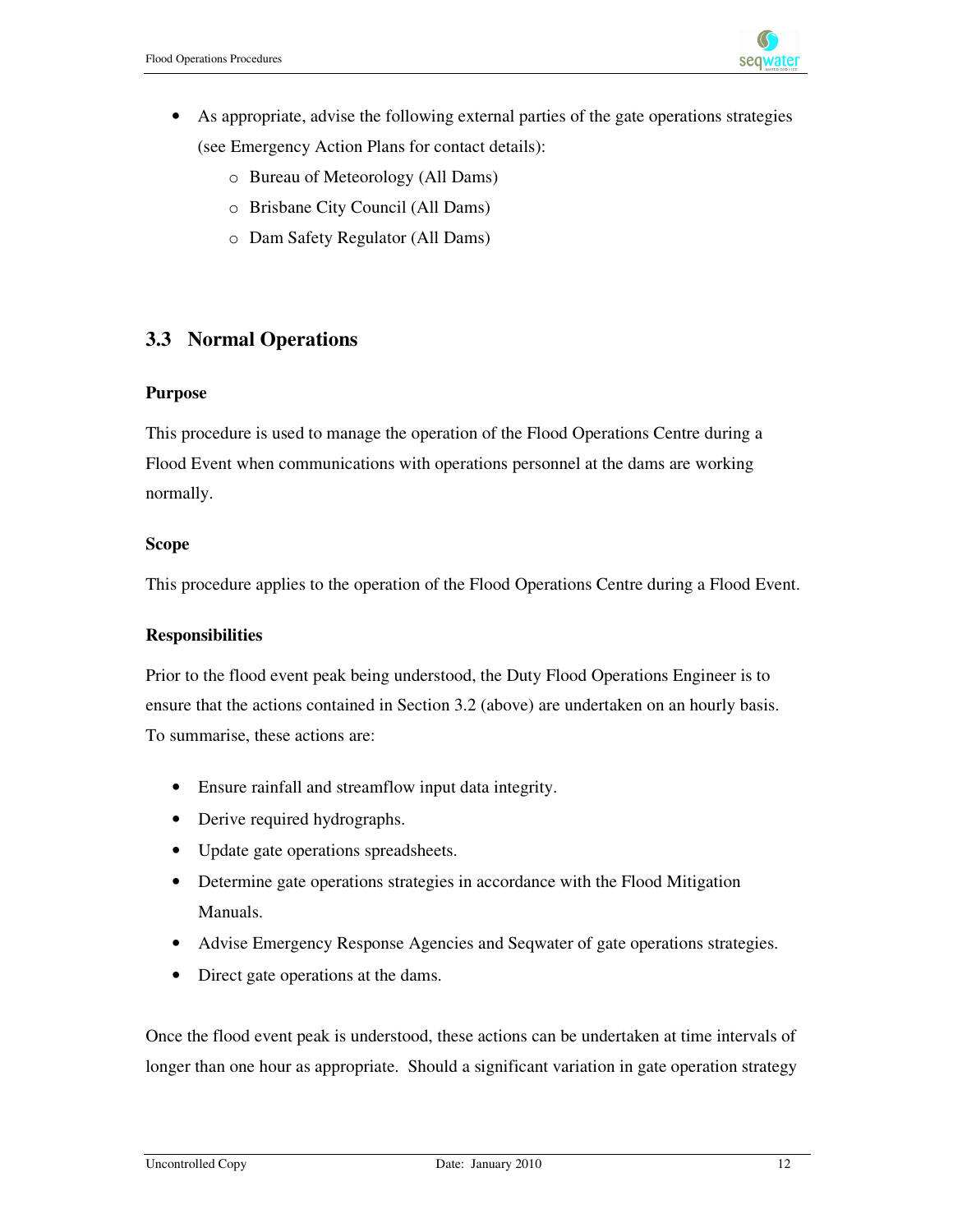- As appropriate, advise the following external parties of the gate operations strategies (see Emergency Action Plans for contact details):
  - Bureau of Meteorology (All Dams)
  - Brisbane City Council (All Dams)
  - Dam Safety Regulator (All Dams)

## 3.3 Normal Operations

**Purpose**

This procedure is used to manage the operation of the Flood Operations Centre during a Flood Event when communications with operations personnel at the dams are working normally.

**Scope**

This procedure applies to the operation of the Flood Operations Centre during a Flood Event.

**Responsibilities**

Prior to the flood event peak being understood, the Duty Flood Operations Engineer is to ensure that the actions contained in Section 3.2 (above) are undertaken on an hourly basis. To summarise, these actions are:

- Ensure rainfall and streamflow input data integrity.
- Derive required hydrographs.
- Update gate operations spreadsheets.
- Determine gate operations strategies in accordance with the Flood Mitigation Manuals.
- Advise Emergency Response Agencies and Seqwater of gate operations strategies.
- Direct gate operations at the dams.

Once the flood event peak is understood, these actions can be undertaken at time intervals of longer than one hour as appropriate. Should a significant variation in gate operation strategy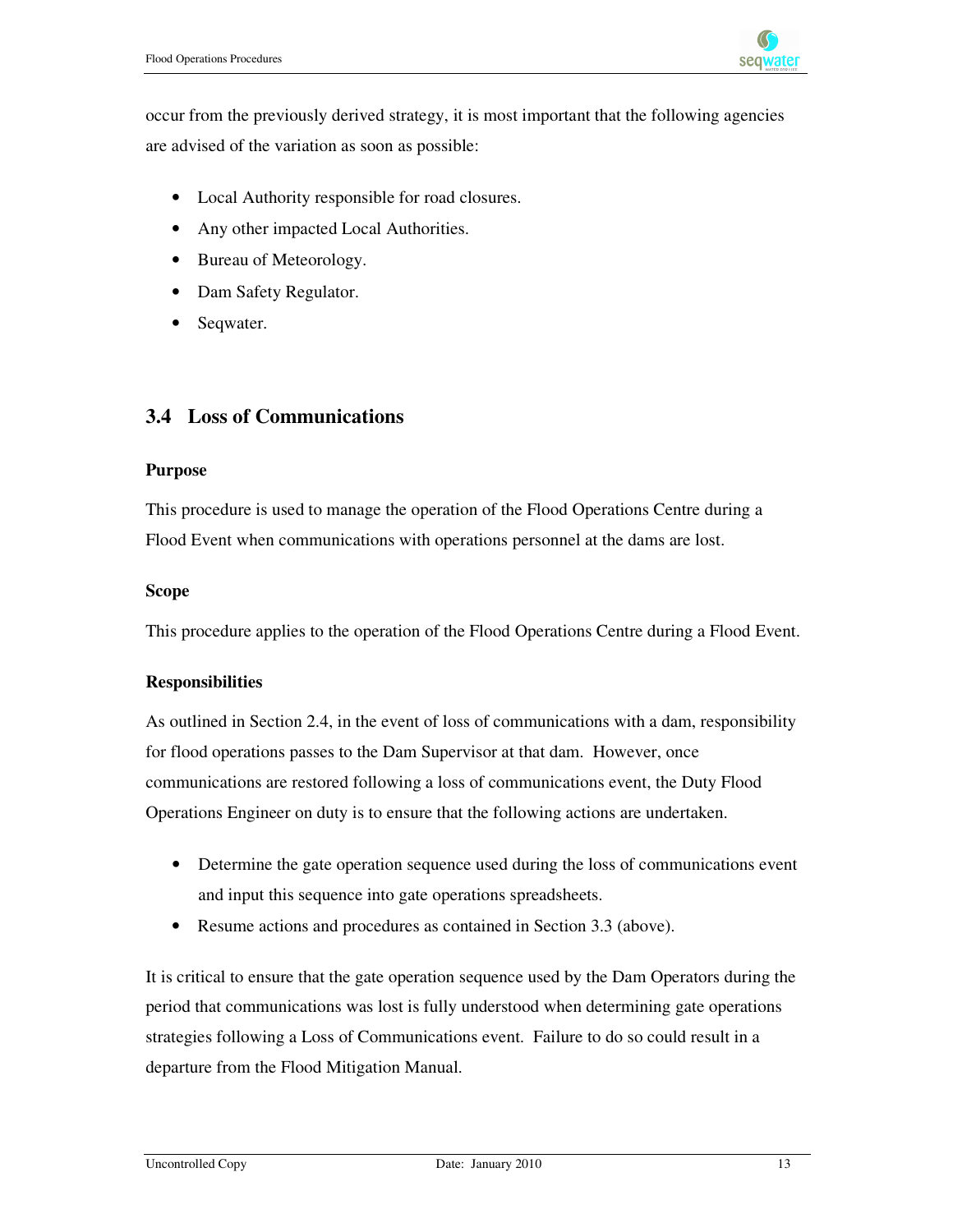occur from the previously derived strategy, it is most important that the following agencies are advised of the variation as soon as possible:

- Local Authority responsible for road closures.
- Any other impacted Local Authorities.
- Bureau of Meteorology.
- Dam Safety Regulator.
- Seqwater.

## 3.4 Loss of Communications

**Purpose**

This procedure is used to manage the operation of the Flood Operations Centre during a Flood Event when communications with operations personnel at the dams are lost.

**Scope**

This procedure applies to the operation of the Flood Operations Centre during a Flood Event.

**Responsibilities**

As outlined in Section 2.4, in the event of loss of communications with a dam, responsibility for flood operations passes to the Dam Supervisor at that dam. However, once communications are restored following a loss of communications event, the Duty Flood Operations Engineer on duty is to ensure that the following actions are undertaken.

- Determine the gate operation sequence used during the loss of communications event and input this sequence into gate operations spreadsheets.
- Resume actions and procedures as contained in Section 3.3 (above).

It is critical to ensure that the gate operation sequence used by the Dam Operators during the period that communications was lost is fully understood when determining gate operations strategies following a Loss of Communications event. Failure to do so could result in a departure from the Flood Mitigation Manual.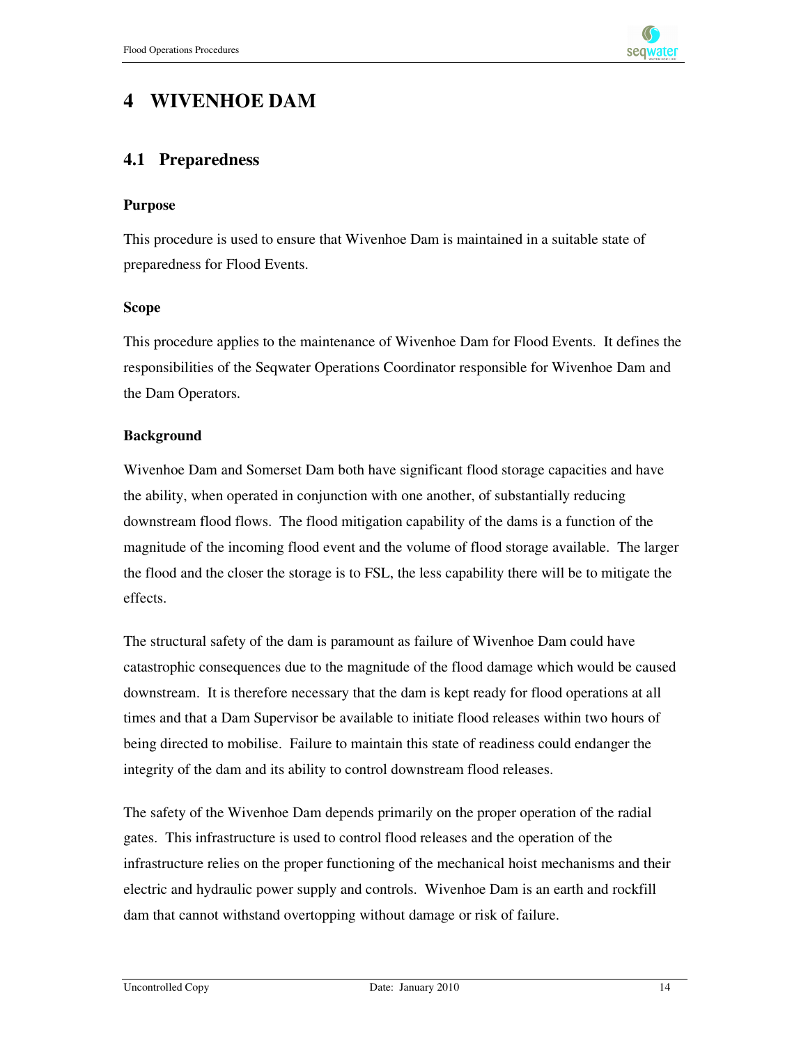# 4 WIVENHOE DAM

## 4.1 Preparedness

### Purpose

This procedure is used to ensure that Wivenhoe Dam is maintained in a suitable state of preparedness for Flood Events.

### Scope

This procedure applies to the maintenance of Wivenhoe Dam for Flood Events. It defines the responsibilities of the Seqwater Operations Coordinator responsible for Wivenhoe Dam and the Dam Operators.

### Background

Wivenhoe Dam and Somerset Dam both have significant flood storage capacities and have the ability, when operated in conjunction with one another, of substantially reducing downstream flood flows. The flood mitigation capability of the dams is a function of the magnitude of the incoming flood event and the volume of flood storage available. The larger the flood and the closer the storage is to FSL, the less capability there will be to mitigate the effects.

The structural safety of the dam is paramount as failure of Wivenhoe Dam could have catastrophic consequences due to the magnitude of the flood damage which would be caused downstream. It is therefore necessary that the dam is kept ready for flood operations at all times and that a Dam Supervisor be available to initiate flood releases within two hours of being directed to mobilise. Failure to maintain this state of readiness could endanger the integrity of the dam and its ability to control downstream flood releases.

The safety of the Wivenhoe Dam depends primarily on the proper operation of the radial gates. This infrastructure is used to control flood releases and the operation of the infrastructure relies on the proper functioning of the mechanical hoist mechanisms and their electric and hydraulic power supply and controls. Wivenhoe Dam is an earth and rockfill dam that cannot withstand overtopping without damage or risk of failure.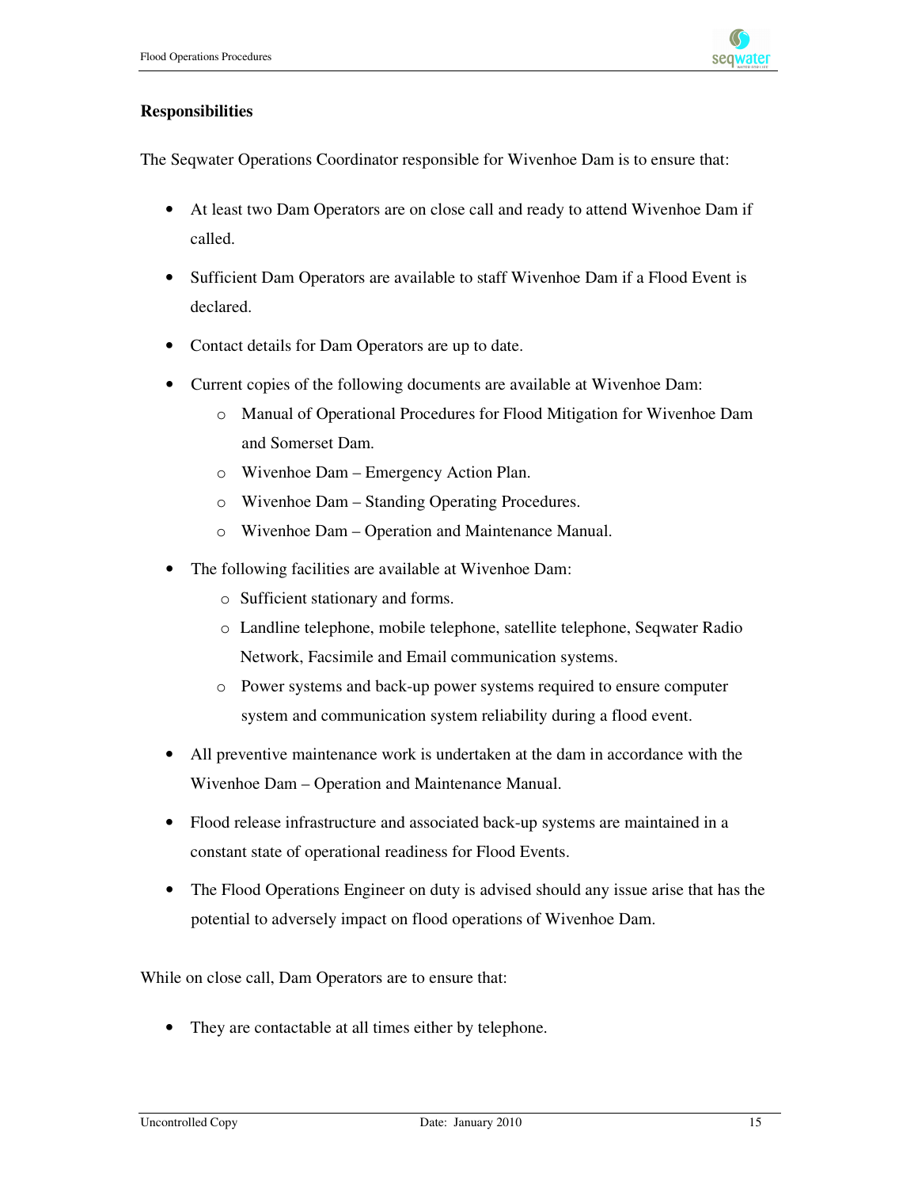**Responsibilities**

The Seqwater Operations Coordinator responsible for Wivenhoe Dam is to ensure that:

- At least two Dam Operators are on close call and ready to attend Wivenhoe Dam if called.
- Sufficient Dam Operators are available to staff Wivenhoe Dam if a Flood Event is declared.
- Contact details for Dam Operators are up to date.
- Current copies of the following documents are available at Wivenhoe Dam:
  - Manual of Operational Procedures for Flood Mitigation for Wivenhoe Dam and Somerset Dam.
  - Wivenhoe Dam – Emergency Action Plan.
  - Wivenhoe Dam – Standing Operating Procedures.
  - Wivenhoe Dam – Operation and Maintenance Manual.
- The following facilities are available at Wivenhoe Dam:
  - Sufficient stationary and forms.
  - Landline telephone, mobile telephone, satellite telephone, Seqwater Radio Network, Facsimile and Email communication systems.
  - Power systems and back-up power systems required to ensure computer system and communication system reliability during a flood event.
- All preventive maintenance work is undertaken at the dam in accordance with the Wivenhoe Dam – Operation and Maintenance Manual.
- Flood release infrastructure and associated back-up systems are maintained in a constant state of operational readiness for Flood Events.
- The Flood Operations Engineer on duty is advised should any issue arise that has the potential to adversely impact on flood operations of Wivenhoe Dam.

While on close call, Dam Operators are to ensure that:

- They are contactable at all times either by telephone.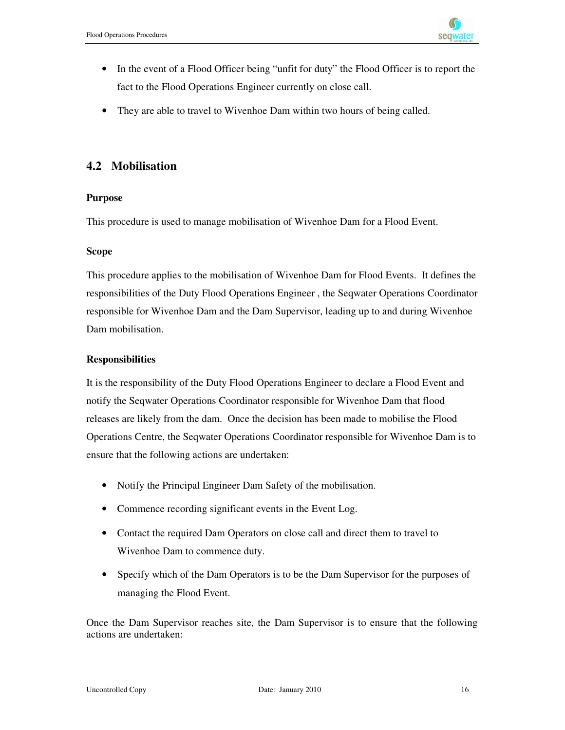- In the event of a Flood Officer being "unfit for duty" the Flood Officer is to report the fact to the Flood Operations Engineer currently on close call.
- They are able to travel to Wivenhoe Dam within two hours of being called.

## 4.2 Mobilisation

**Purpose**

This procedure is used to manage mobilisation of Wivenhoe Dam for a Flood Event.

**Scope**

This procedure applies to the mobilisation of Wivenhoe Dam for Flood Events. It defines the responsibilities of the Duty Flood Operations Engineer , the Seqwater Operations Coordinator responsible for Wivenhoe Dam and the Dam Supervisor, leading up to and during Wivenhoe Dam mobilisation.

**Responsibilities**

It is the responsibility of the Duty Flood Operations Engineer to declare a Flood Event and notify the Seqwater Operations Coordinator responsible for Wivenhoe Dam that flood releases are likely from the dam. Once the decision has been made to mobilise the Flood Operations Centre, the Seqwater Operations Coordinator responsible for Wivenhoe Dam is to ensure that the following actions are undertaken:

- Notify the Principal Engineer Dam Safety of the mobilisation.
- Commence recording significant events in the Event Log.
- Contact the required Dam Operators on close call and direct them to travel to Wivenhoe Dam to commence duty.
- Specify which of the Dam Operators is to be the Dam Supervisor for the purposes of managing the Flood Event.

Once the Dam Supervisor reaches site, the Dam Supervisor is to ensure that the following actions are undertaken: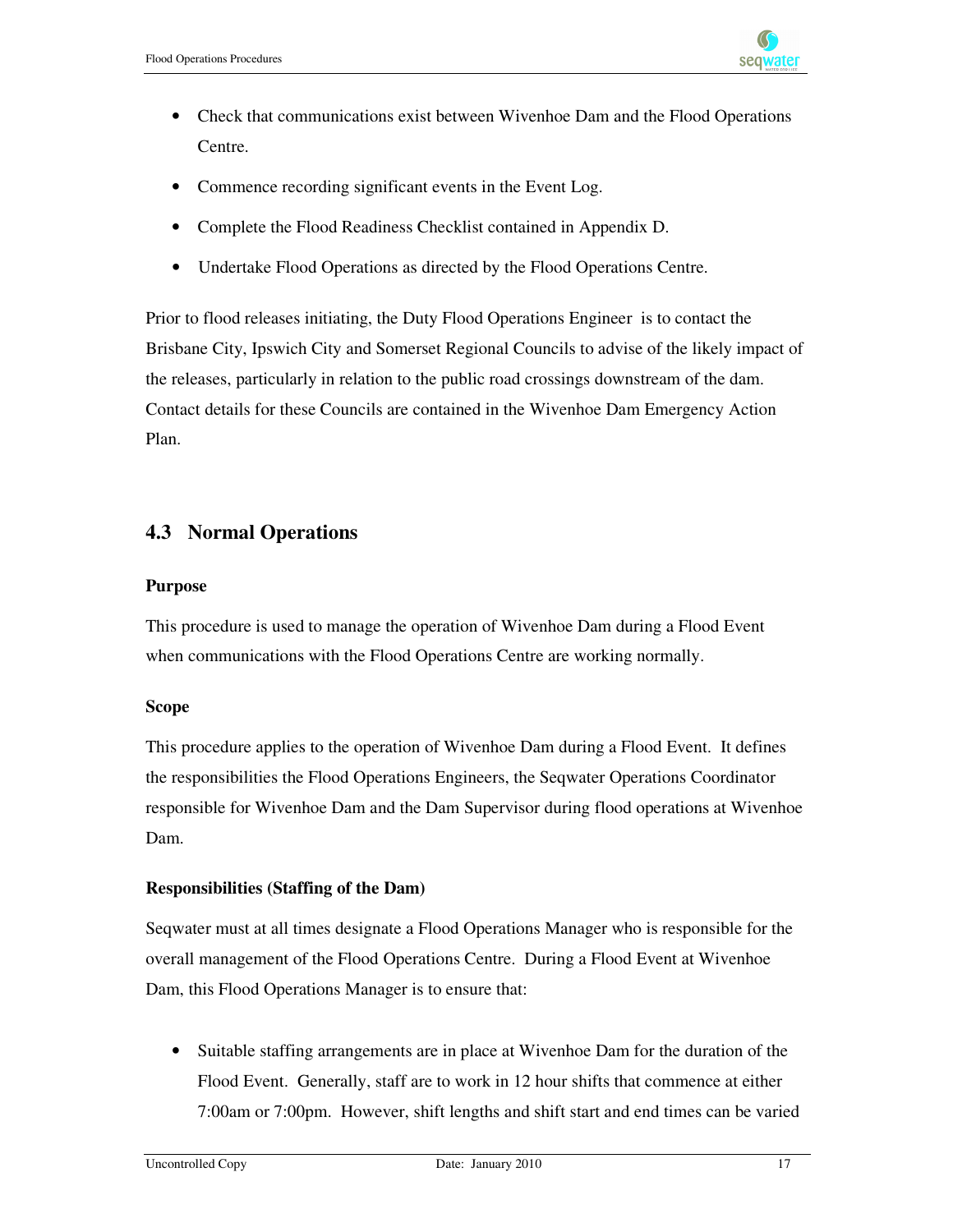- Check that communications exist between Wivenhoe Dam and the Flood Operations Centre.
- Commence recording significant events in the Event Log.
- Complete the Flood Readiness Checklist contained in Appendix D.
- Undertake Flood Operations as directed by the Flood Operations Centre.

Prior to flood releases initiating, the Duty Flood Operations Engineer is to contact the Brisbane City, Ipswich City and Somerset Regional Councils to advise of the likely impact of the releases, particularly in relation to the public road crossings downstream of the dam. Contact details for these Councils are contained in the Wivenhoe Dam Emergency Action Plan.

## 4.3 Normal Operations

**Purpose**

This procedure is used to manage the operation of Wivenhoe Dam during a Flood Event when communications with the Flood Operations Centre are working normally.

**Scope**

This procedure applies to the operation of Wivenhoe Dam during a Flood Event. It defines the responsibilities the Flood Operations Engineers, the Seqwater Operations Coordinator responsible for Wivenhoe Dam and the Dam Supervisor during flood operations at Wivenhoe Dam.

**Responsibilities (Staffing of the Dam)**

Seqwater must at all times designate a Flood Operations Manager who is responsible for the overall management of the Flood Operations Centre. During a Flood Event at Wivenhoe Dam, this Flood Operations Manager is to ensure that:

- Suitable staffing arrangements are in place at Wivenhoe Dam for the duration of the Flood Event. Generally, staff are to work in 12 hour shifts that commence at either 7:00am or 7:00pm. However, shift lengths and shift start and end times can be varied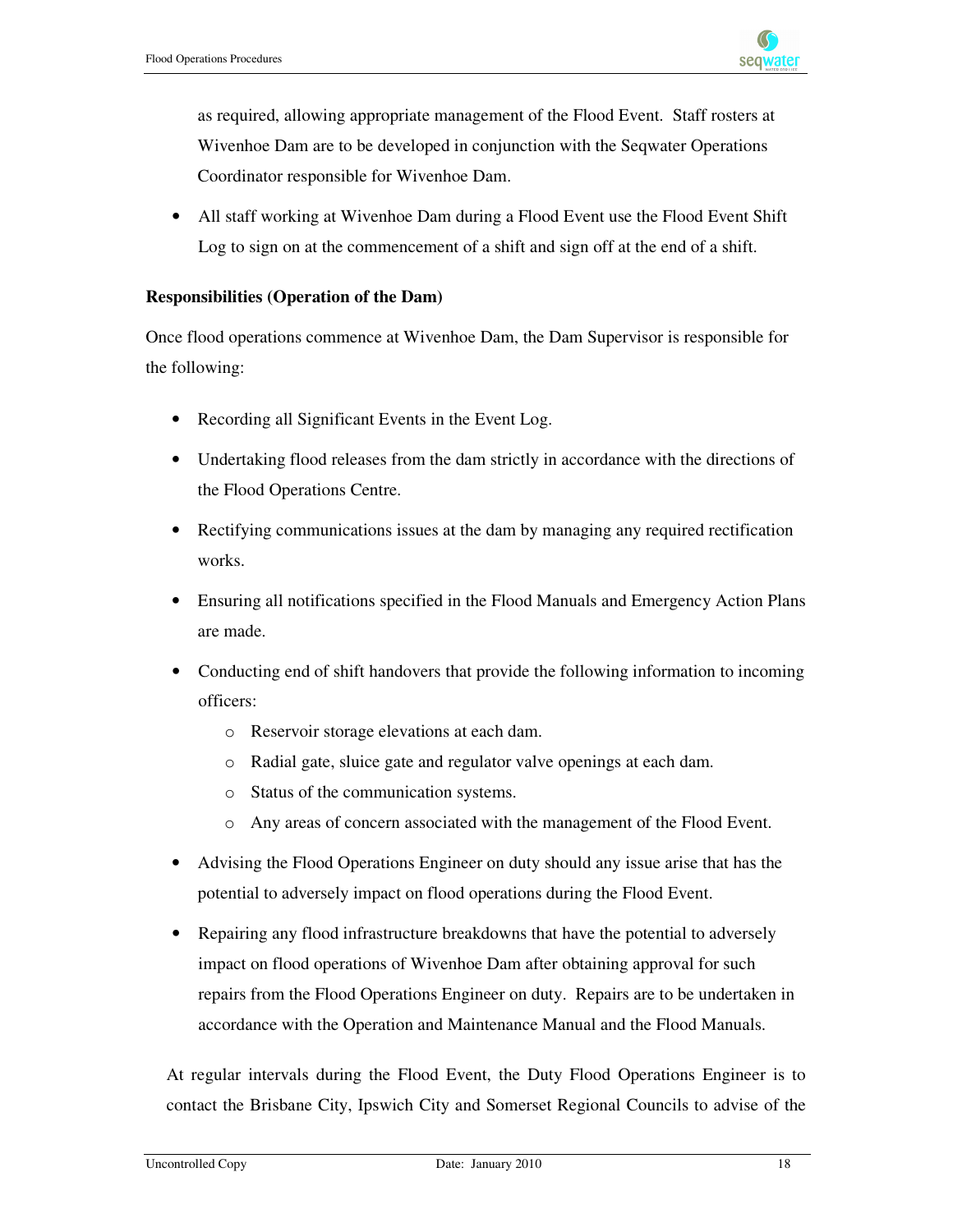as required, allowing appropriate management of the Flood Event. Staff rosters at Wivenhoe Dam are to be developed in conjunction with the Seqwater Operations Coordinator responsible for Wivenhoe Dam.

- All staff working at Wivenhoe Dam during a Flood Event use the Flood Event Shift Log to sign on at the commencement of a shift and sign off at the end of a shift.

**Responsibilities (Operation of the Dam)**

Once flood operations commence at Wivenhoe Dam, the Dam Supervisor is responsible for the following:

- Recording all Significant Events in the Event Log.
- Undertaking flood releases from the dam strictly in accordance with the directions of the Flood Operations Centre.
- Rectifying communications issues at the dam by managing any required rectification works.
- Ensuring all notifications specified in the Flood Manuals and Emergency Action Plans are made.
- Conducting end of shift handovers that provide the following information to incoming officers:
  - Reservoir storage elevations at each dam.
  - Radial gate, sluice gate and regulator valve openings at each dam.
  - Status of the communication systems.
  - Any areas of concern associated with the management of the Flood Event.
- Advising the Flood Operations Engineer on duty should any issue arise that has the potential to adversely impact on flood operations during the Flood Event.
- Repairing any flood infrastructure breakdowns that have the potential to adversely impact on flood operations of Wivenhoe Dam after obtaining approval for such repairs from the Flood Operations Engineer on duty. Repairs are to be undertaken in accordance with the Operation and Maintenance Manual and the Flood Manuals.

At regular intervals during the Flood Event, the Duty Flood Operations Engineer is to contact the Brisbane City, Ipswich City and Somerset Regional Councils to advise of the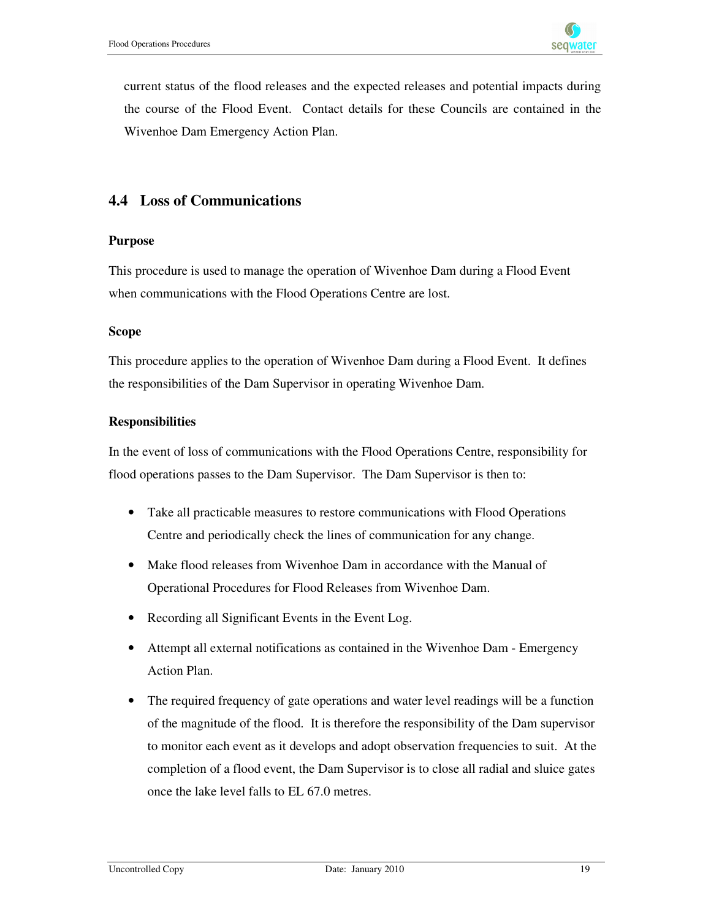current status of the flood releases and the expected releases and potential impacts during the course of the Flood Event. Contact details for these Councils are contained in the Wivenhoe Dam Emergency Action Plan.

## 4.4 Loss of Communications

**Purpose**

This procedure is used to manage the operation of Wivenhoe Dam during a Flood Event when communications with the Flood Operations Centre are lost.

**Scope**

This procedure applies to the operation of Wivenhoe Dam during a Flood Event. It defines the responsibilities of the Dam Supervisor in operating Wivenhoe Dam.

**Responsibilities**

In the event of loss of communications with the Flood Operations Centre, responsibility for flood operations passes to the Dam Supervisor. The Dam Supervisor is then to:

- Take all practicable measures to restore communications with Flood Operations Centre and periodically check the lines of communication for any change.
- Make flood releases from Wivenhoe Dam in accordance with the Manual of Operational Procedures for Flood Releases from Wivenhoe Dam.
- Recording all Significant Events in the Event Log.
- Attempt all external notifications as contained in the Wivenhoe Dam - Emergency Action Plan.
- The required frequency of gate operations and water level readings will be a function of the magnitude of the flood. It is therefore the responsibility of the Dam supervisor to monitor each event as it develops and adopt observation frequencies to suit. At the completion of a flood event, the Dam Supervisor is to close all radial and sluice gates once the lake level falls to EL 67.0 metres.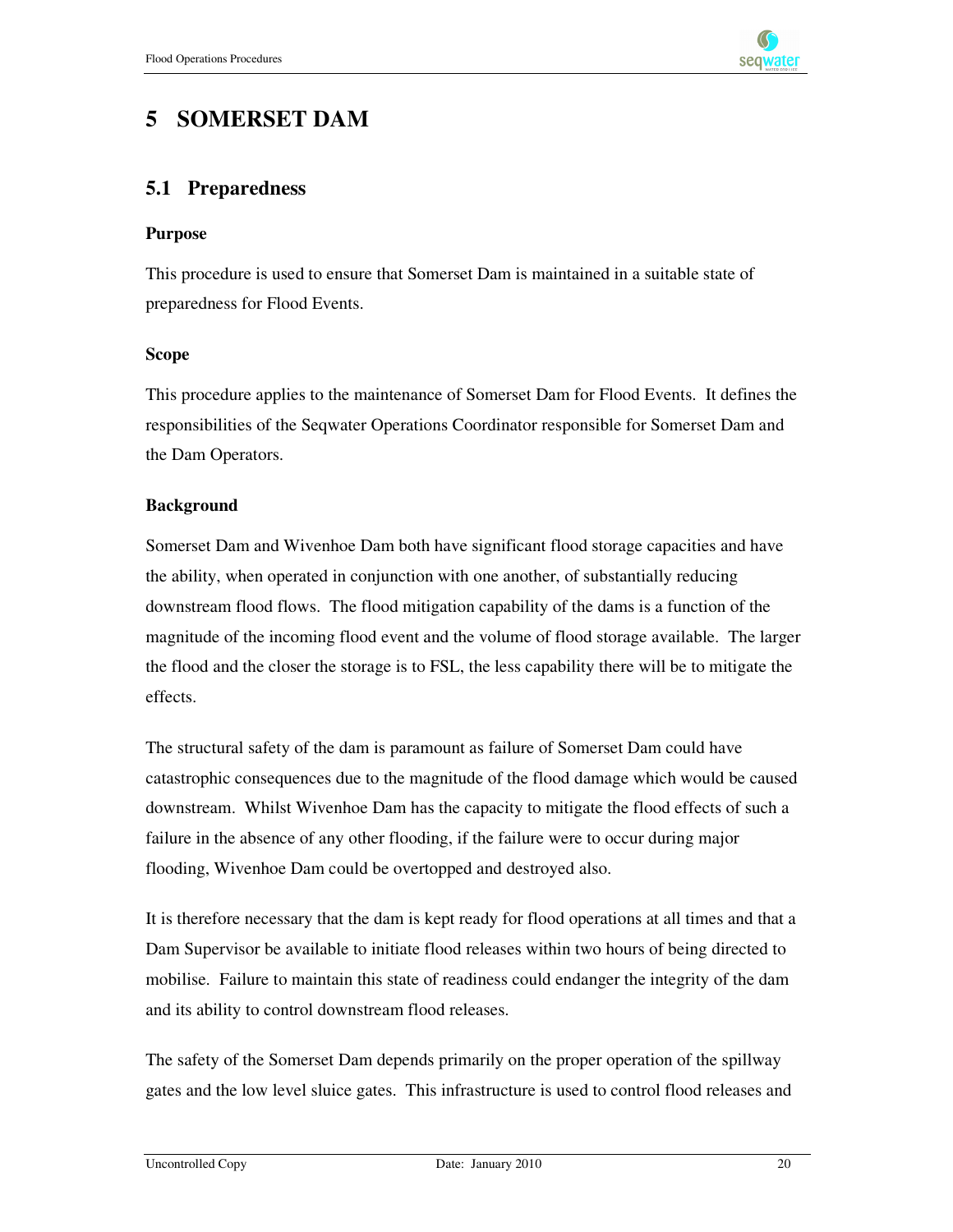# 5 SOMERSET DAM

## 5.1 Preparedness

**Purpose**

This procedure is used to ensure that Somerset Dam is maintained in a suitable state of preparedness for Flood Events.

**Scope**

This procedure applies to the maintenance of Somerset Dam for Flood Events. It defines the responsibilities of the Seqwater Operations Coordinator responsible for Somerset Dam and the Dam Operators.

**Background**

Somerset Dam and Wivenhoe Dam both have significant flood storage capacities and have the ability, when operated in conjunction with one another, of substantially reducing downstream flood flows. The flood mitigation capability of the dams is a function of the magnitude of the incoming flood event and the volume of flood storage available. The larger the flood and the closer the storage is to FSL, the less capability there will be to mitigate the effects.

The structural safety of the dam is paramount as failure of Somerset Dam could have catastrophic consequences due to the magnitude of the flood damage which would be caused downstream. Whilst Wivenhoe Dam has the capacity to mitigate the flood effects of such a failure in the absence of any other flooding, if the failure were to occur during major flooding, Wivenhoe Dam could be overtopped and destroyed also.

It is therefore necessary that the dam is kept ready for flood operations at all times and that a Dam Supervisor be available to initiate flood releases within two hours of being directed to mobilise. Failure to maintain this state of readiness could endanger the integrity of the dam and its ability to control downstream flood releases.

The safety of the Somerset Dam depends primarily on the proper operation of the spillway gates and the low level sluice gates. This infrastructure is used to control flood releases and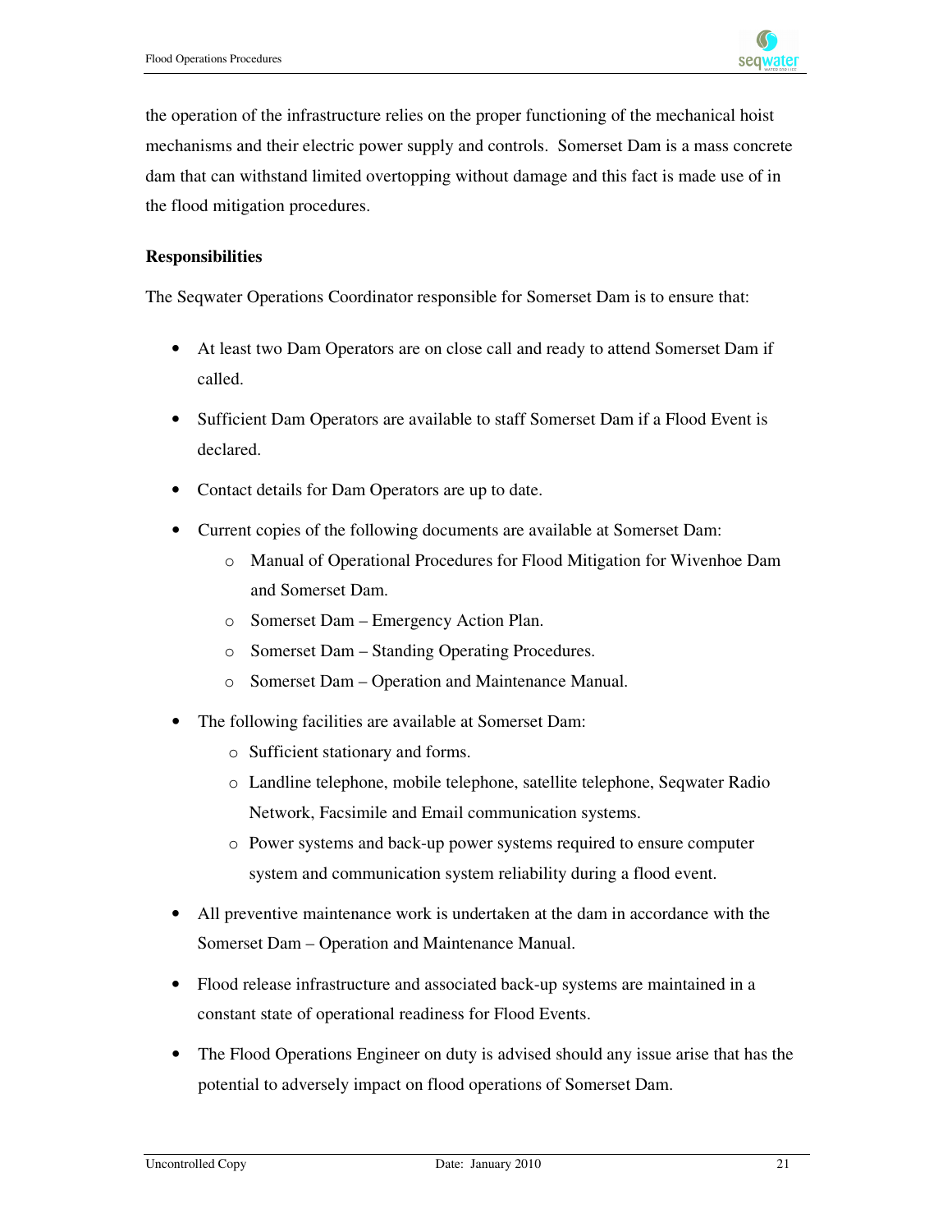the operation of the infrastructure relies on the proper functioning of the mechanical hoist mechanisms and their electric power supply and controls. Somerset Dam is a mass concrete dam that can withstand limited overtopping without damage and this fact is made use of in the flood mitigation procedures.

**Responsibilities**

The Seqwater Operations Coordinator responsible for Somerset Dam is to ensure that:

- At least two Dam Operators are on close call and ready to attend Somerset Dam if called.
- Sufficient Dam Operators are available to staff Somerset Dam if a Flood Event is declared.
- Contact details for Dam Operators are up to date.
- Current copies of the following documents are available at Somerset Dam:
    - Manual of Operational Procedures for Flood Mitigation for Wivenhoe Dam and Somerset Dam.
    - Somerset Dam – Emergency Action Plan.
    - Somerset Dam – Standing Operating Procedures.
    - Somerset Dam – Operation and Maintenance Manual.
- The following facilities are available at Somerset Dam:
    - Sufficient stationary and forms.
    - Landline telephone, mobile telephone, satellite telephone, Seqwater Radio Network, Facsimile and Email communication systems.
    - Power systems and back-up power systems required to ensure computer system and communication system reliability during a flood event.
- All preventive maintenance work is undertaken at the dam in accordance with the Somerset Dam – Operation and Maintenance Manual.
- Flood release infrastructure and associated back-up systems are maintained in a constant state of operational readiness for Flood Events.
- The Flood Operations Engineer on duty is advised should any issue arise that has the potential to adversely impact on flood operations of Somerset Dam.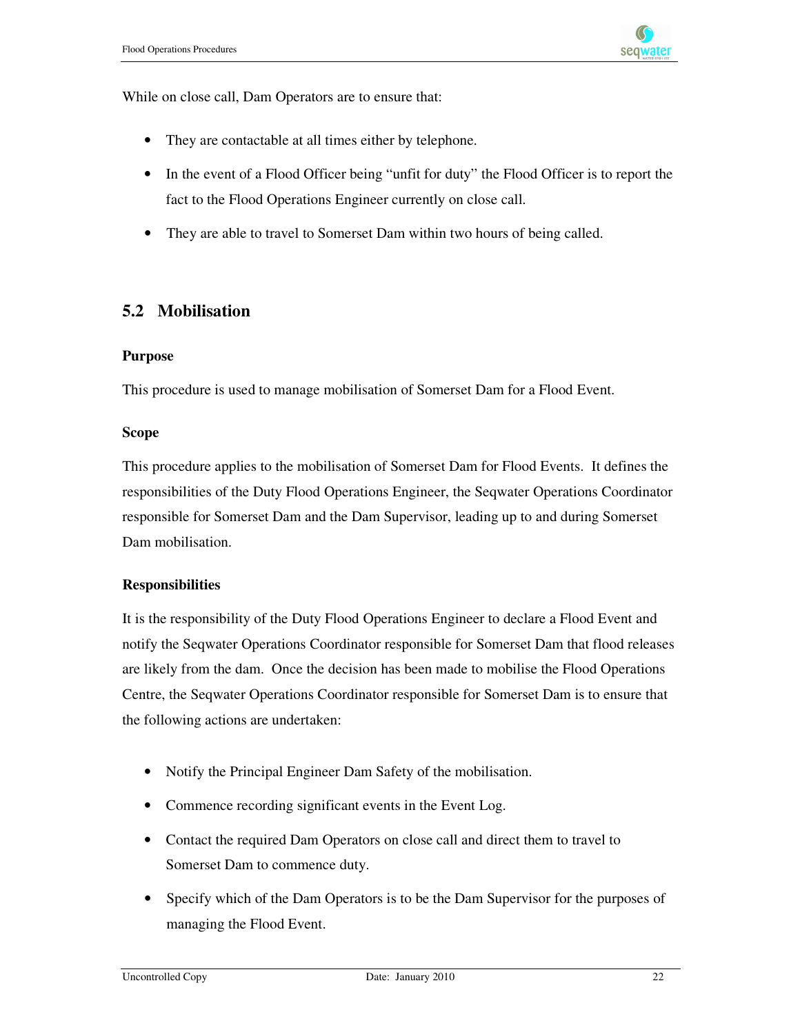While on close call, Dam Operators are to ensure that:

- They are contactable at all times either by telephone.
- In the event of a Flood Officer being "unfit for duty" the Flood Officer is to report the fact to the Flood Operations Engineer currently on close call.
- They are able to travel to Somerset Dam within two hours of being called.

## 5.2 Mobilisation

**Purpose**

This procedure is used to manage mobilisation of Somerset Dam for a Flood Event.

**Scope**

This procedure applies to the mobilisation of Somerset Dam for Flood Events. It defines the responsibilities of the Duty Flood Operations Engineer, the Seqwater Operations Coordinator responsible for Somerset Dam and the Dam Supervisor, leading up to and during Somerset Dam mobilisation.

**Responsibilities**

It is the responsibility of the Duty Flood Operations Engineer to declare a Flood Event and notify the Seqwater Operations Coordinator responsible for Somerset Dam that flood releases are likely from the dam. Once the decision has been made to mobilise the Flood Operations Centre, the Seqwater Operations Coordinator responsible for Somerset Dam is to ensure that the following actions are undertaken:

- Notify the Principal Engineer Dam Safety of the mobilisation.
- Commence recording significant events in the Event Log.
- Contact the required Dam Operators on close call and direct them to travel to Somerset Dam to commence duty.
- Specify which of the Dam Operators is to be the Dam Supervisor for the purposes of managing the Flood Event.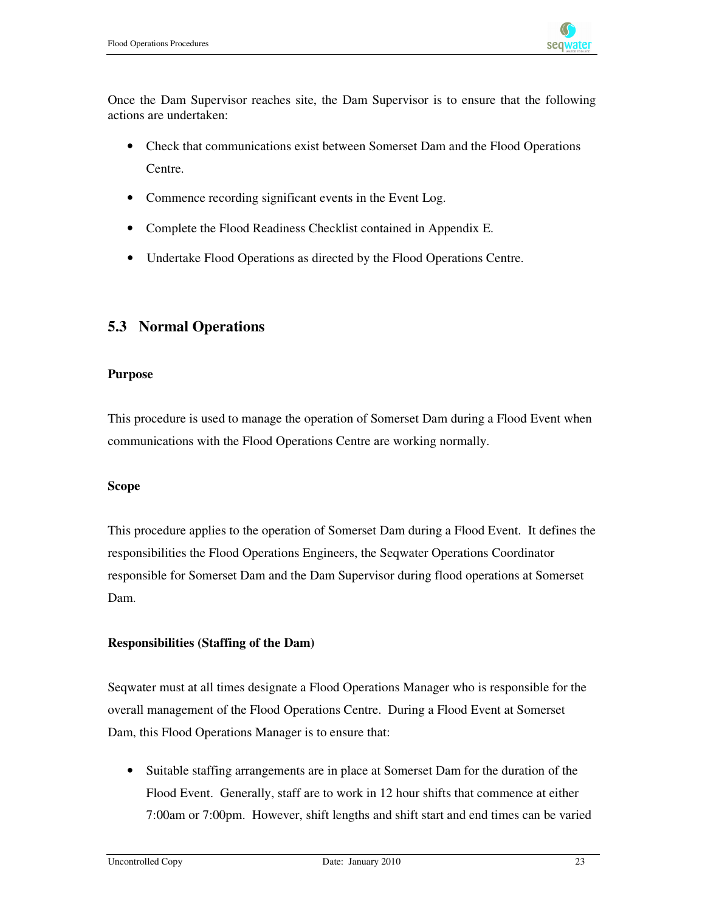Once the Dam Supervisor reaches site, the Dam Supervisor is to ensure that the following actions are undertaken:

- Check that communications exist between Somerset Dam and the Flood Operations Centre.
- Commence recording significant events in the Event Log.
- Complete the Flood Readiness Checklist contained in Appendix E.
- Undertake Flood Operations as directed by the Flood Operations Centre.

## 5.3 Normal Operations

**Purpose**

This procedure is used to manage the operation of Somerset Dam during a Flood Event when communications with the Flood Operations Centre are working normally.

**Scope**

This procedure applies to the operation of Somerset Dam during a Flood Event. It defines the responsibilities the Flood Operations Engineers, the Seqwater Operations Coordinator responsible for Somerset Dam and the Dam Supervisor during flood operations at Somerset Dam.

**Responsibilities (Staffing of the Dam)**

Seqwater must at all times designate a Flood Operations Manager who is responsible for the overall management of the Flood Operations Centre. During a Flood Event at Somerset Dam, this Flood Operations Manager is to ensure that:

- Suitable staffing arrangements are in place at Somerset Dam for the duration of the Flood Event. Generally, staff are to work in 12 hour shifts that commence at either 7:00am or 7:00pm. However, shift lengths and shift start and end times can be varied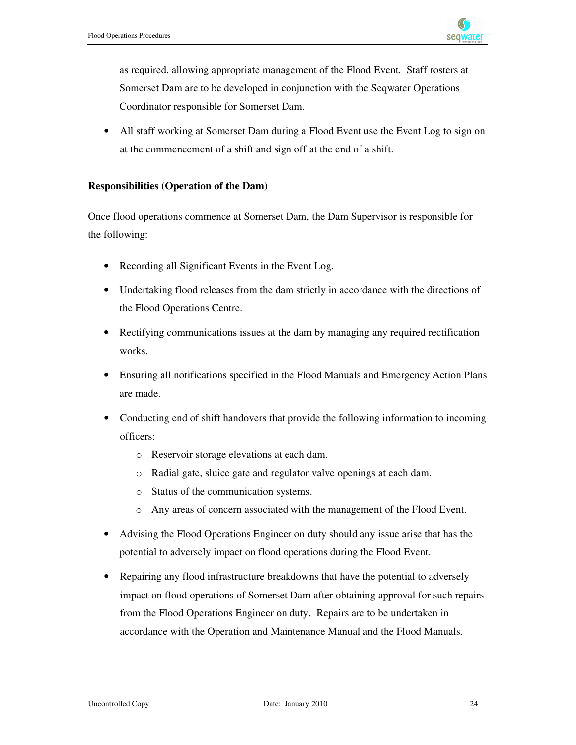as required, allowing appropriate management of the Flood Event. Staff rosters at Somerset Dam are to be developed in conjunction with the Seqwater Operations Coordinator responsible for Somerset Dam.

- All staff working at Somerset Dam during a Flood Event use the Event Log to sign on at the commencement of a shift and sign off at the end of a shift.

**Responsibilities (Operation of the Dam)**

Once flood operations commence at Somerset Dam, the Dam Supervisor is responsible for the following:

- Recording all Significant Events in the Event Log.
- Undertaking flood releases from the dam strictly in accordance with the directions of the Flood Operations Centre.
- Rectifying communications issues at the dam by managing any required rectification works.
- Ensuring all notifications specified in the Flood Manuals and Emergency Action Plans are made.
- Conducting end of shift handovers that provide the following information to incoming officers:
    - Reservoir storage elevations at each dam.
    - Radial gate, sluice gate and regulator valve openings at each dam.
    - Status of the communication systems.
    - Any areas of concern associated with the management of the Flood Event.
- Advising the Flood Operations Engineer on duty should any issue arise that has the potential to adversely impact on flood operations during the Flood Event.
- Repairing any flood infrastructure breakdowns that have the potential to adversely impact on flood operations of Somerset Dam after obtaining approval for such repairs from the Flood Operations Engineer on duty. Repairs are to be undertaken in accordance with the Operation and Maintenance Manual and the Flood Manuals.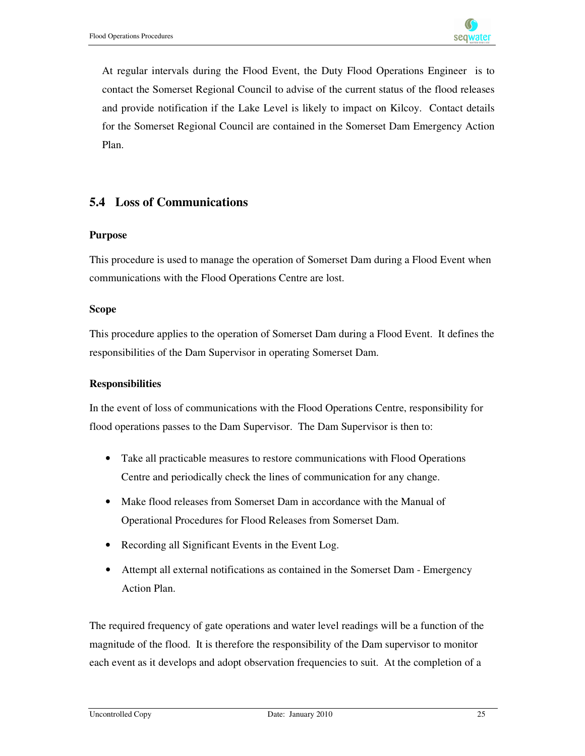At regular intervals during the Flood Event, the Duty Flood Operations Engineer is to contact the Somerset Regional Council to advise of the current status of the flood releases and provide notification if the Lake Level is likely to impact on Kilcoy. Contact details for the Somerset Regional Council are contained in the Somerset Dam Emergency Action Plan.

## 5.4 Loss of Communications

**Purpose**

This procedure is used to manage the operation of Somerset Dam during a Flood Event when communications with the Flood Operations Centre are lost.

**Scope**

This procedure applies to the operation of Somerset Dam during a Flood Event. It defines the responsibilities of the Dam Supervisor in operating Somerset Dam.

**Responsibilities**

In the event of loss of communications with the Flood Operations Centre, responsibility for flood operations passes to the Dam Supervisor. The Dam Supervisor is then to:

- Take all practicable measures to restore communications with Flood Operations Centre and periodically check the lines of communication for any change.
- Make flood releases from Somerset Dam in accordance with the Manual of Operational Procedures for Flood Releases from Somerset Dam.
- Recording all Significant Events in the Event Log.
- Attempt all external notifications as contained in the Somerset Dam - Emergency Action Plan.

The required frequency of gate operations and water level readings will be a function of the magnitude of the flood. It is therefore the responsibility of the Dam supervisor to monitor each event as it develops and adopt observation frequencies to suit. At the completion of a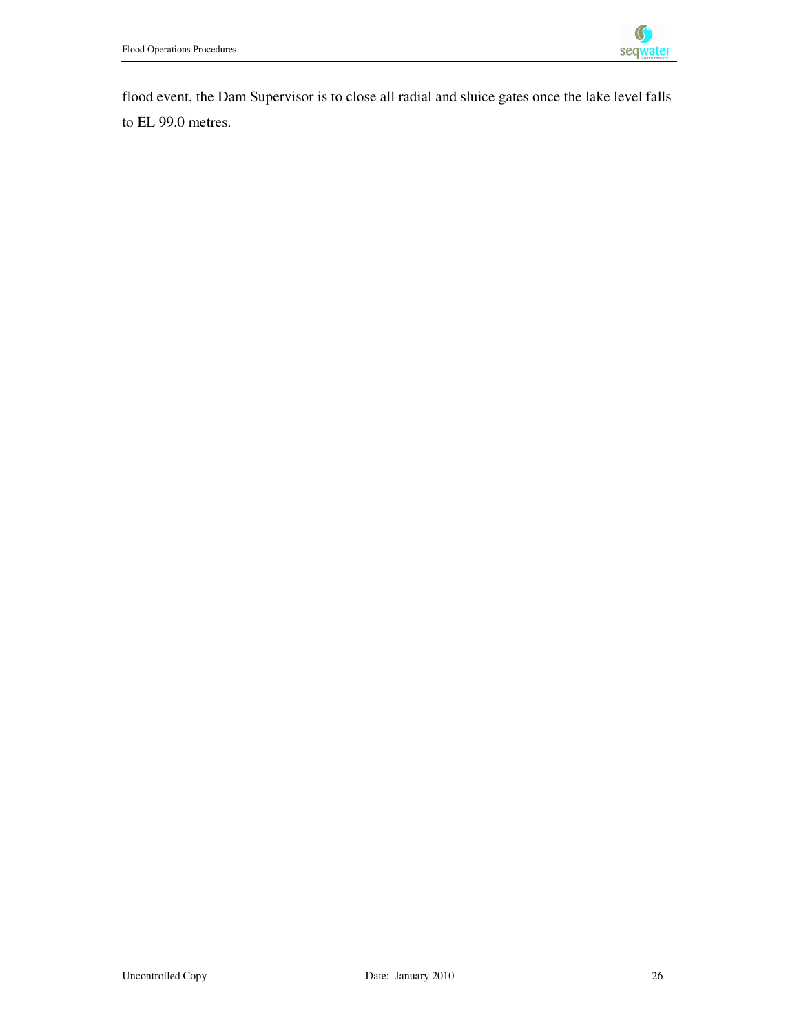flood event, the Dam Supervisor is to close all radial and sluice gates once the lake level falls to EL 99.0 metres.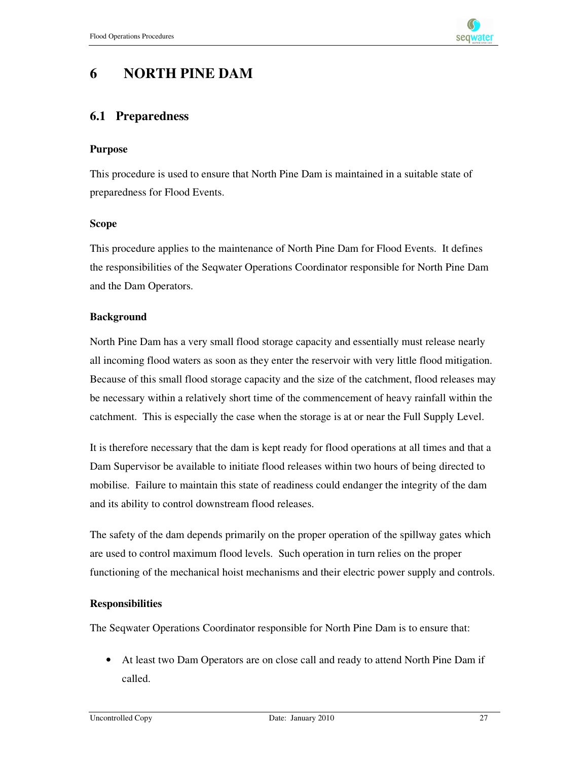# 6 NORTH PINE DAM

## 6.1 Preparedness

### Purpose

This procedure is used to ensure that North Pine Dam is maintained in a suitable state of preparedness for Flood Events.

### Scope

This procedure applies to the maintenance of North Pine Dam for Flood Events. It defines the responsibilities of the Seqwater Operations Coordinator responsible for North Pine Dam and the Dam Operators.

### Background

North Pine Dam has a very small flood storage capacity and essentially must release nearly all incoming flood waters as soon as they enter the reservoir with very little flood mitigation. Because of this small flood storage capacity and the size of the catchment, flood releases may be necessary within a relatively short time of the commencement of heavy rainfall within the catchment. This is especially the case when the storage is at or near the Full Supply Level.

It is therefore necessary that the dam is kept ready for flood operations at all times and that a Dam Supervisor be available to initiate flood releases within two hours of being directed to mobilise. Failure to maintain this state of readiness could endanger the integrity of the dam and its ability to control downstream flood releases.

The safety of the dam depends primarily on the proper operation of the spillway gates which are used to control maximum flood levels. Such operation in turn relies on the proper functioning of the mechanical hoist mechanisms and their electric power supply and controls.

### Responsibilities

The Seqwater Operations Coordinator responsible for North Pine Dam is to ensure that:

- At least two Dam Operators are on close call and ready to attend North Pine Dam if called.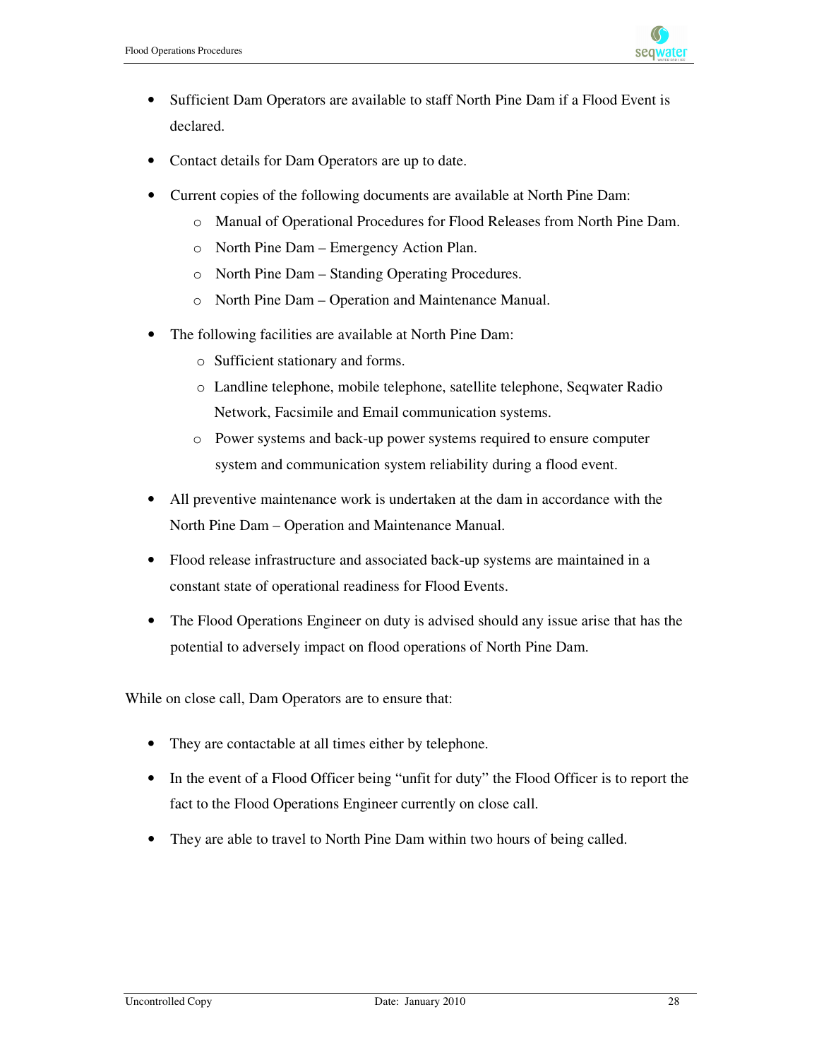- Sufficient Dam Operators are available to staff North Pine Dam if a Flood Event is declared.
- Contact details for Dam Operators are up to date.
- Current copies of the following documents are available at North Pine Dam:
  - Manual of Operational Procedures for Flood Releases from North Pine Dam.
  - North Pine Dam – Emergency Action Plan.
  - North Pine Dam – Standing Operating Procedures.
  - North Pine Dam – Operation and Maintenance Manual.
- The following facilities are available at North Pine Dam:
  - Sufficient stationary and forms.
  - Landline telephone, mobile telephone, satellite telephone, Seqwater Radio Network, Facsimile and Email communication systems.
  - Power systems and back-up power systems required to ensure computer system and communication system reliability during a flood event.
- All preventive maintenance work is undertaken at the dam in accordance with the North Pine Dam – Operation and Maintenance Manual.
- Flood release infrastructure and associated back-up systems are maintained in a constant state of operational readiness for Flood Events.
- The Flood Operations Engineer on duty is advised should any issue arise that has the potential to adversely impact on flood operations of North Pine Dam.

While on close call, Dam Operators are to ensure that:

- They are contactable at all times either by telephone.
- In the event of a Flood Officer being "unfit for duty" the Flood Officer is to report the fact to the Flood Operations Engineer currently on close call.
- They are able to travel to North Pine Dam within two hours of being called.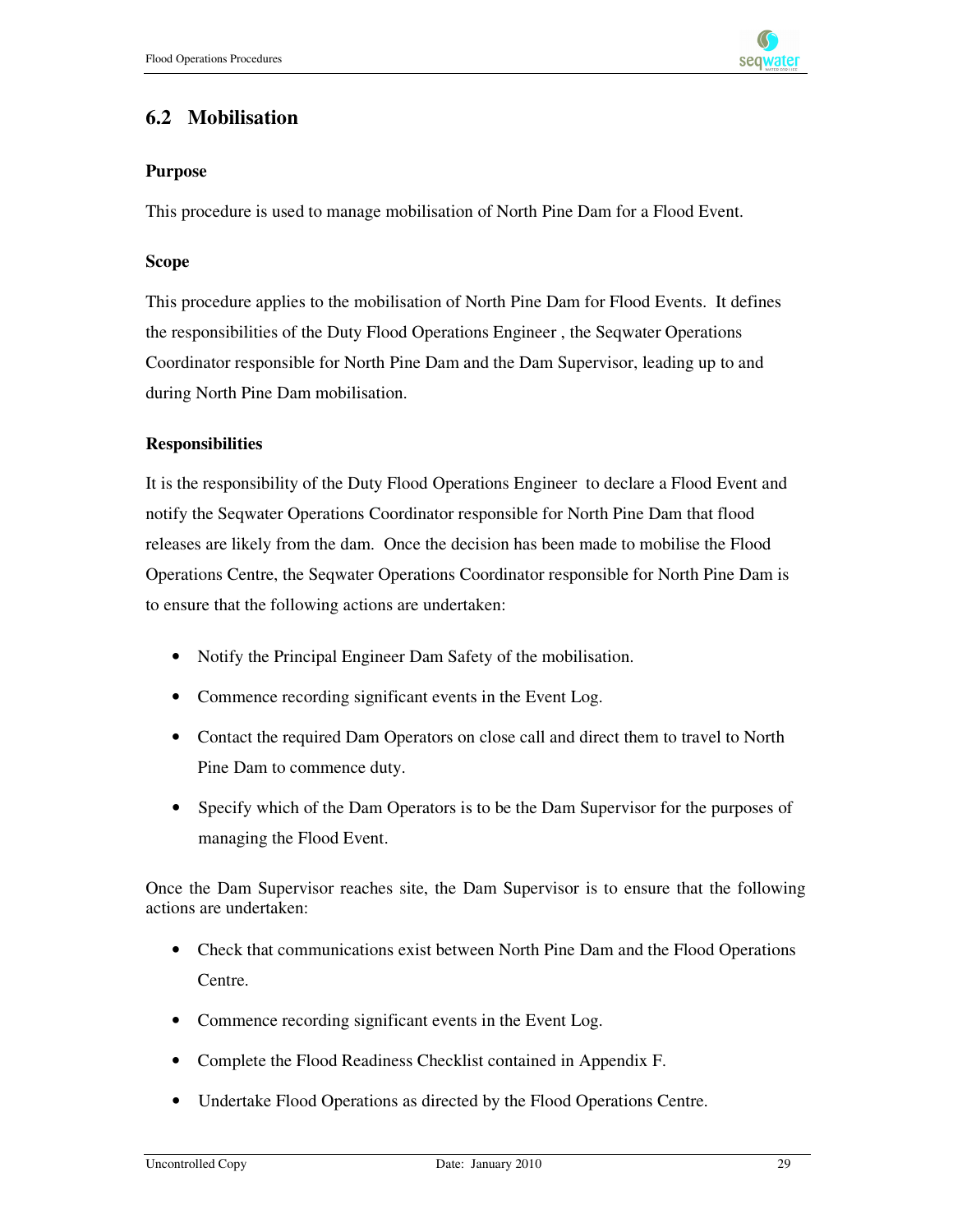## 6.2 Mobilisation

**Purpose**

This procedure is used to manage mobilisation of North Pine Dam for a Flood Event.

**Scope**

This procedure applies to the mobilisation of North Pine Dam for Flood Events. It defines the responsibilities of the Duty Flood Operations Engineer , the Seqwater Operations Coordinator responsible for North Pine Dam and the Dam Supervisor, leading up to and during North Pine Dam mobilisation.

**Responsibilities**

It is the responsibility of the Duty Flood Operations Engineer to declare a Flood Event and notify the Seqwater Operations Coordinator responsible for North Pine Dam that flood releases are likely from the dam. Once the decision has been made to mobilise the Flood Operations Centre, the Seqwater Operations Coordinator responsible for North Pine Dam is to ensure that the following actions are undertaken:

- Notify the Principal Engineer Dam Safety of the mobilisation.
- Commence recording significant events in the Event Log.
- Contact the required Dam Operators on close call and direct them to travel to North Pine Dam to commence duty.
- Specify which of the Dam Operators is to be the Dam Supervisor for the purposes of managing the Flood Event.

Once the Dam Supervisor reaches site, the Dam Supervisor is to ensure that the following actions are undertaken:

- Check that communications exist between North Pine Dam and the Flood Operations Centre.
- Commence recording significant events in the Event Log.
- Complete the Flood Readiness Checklist contained in Appendix F.
- Undertake Flood Operations as directed by the Flood Operations Centre.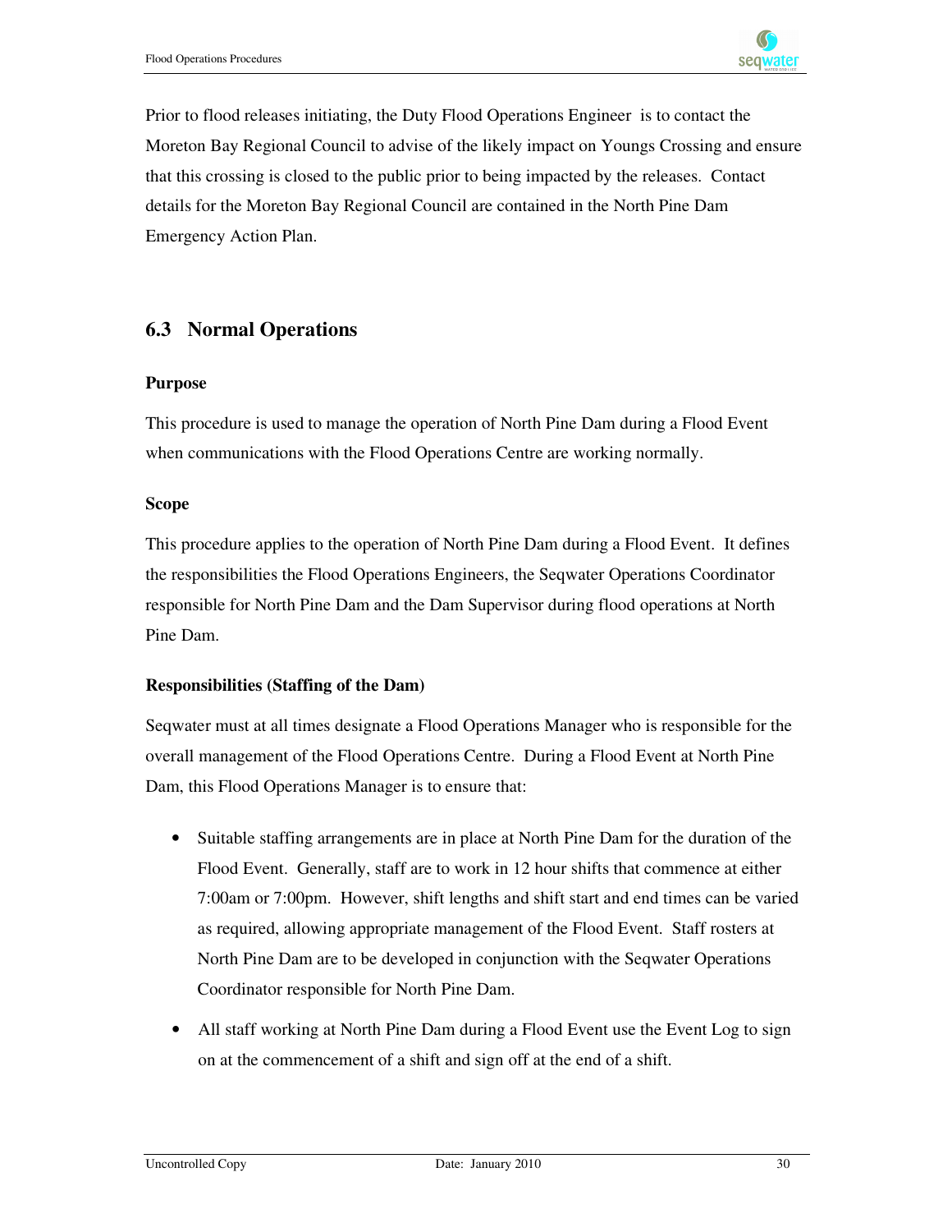Prior to flood releases initiating, the Duty Flood Operations Engineer is to contact the Moreton Bay Regional Council to advise of the likely impact on Youngs Crossing and ensure that this crossing is closed to the public prior to being impacted by the releases. Contact details for the Moreton Bay Regional Council are contained in the North Pine Dam Emergency Action Plan.

## 6.3 Normal Operations

#### Purpose

This procedure is used to manage the operation of North Pine Dam during a Flood Event when communications with the Flood Operations Centre are working normally.

#### Scope

This procedure applies to the operation of North Pine Dam during a Flood Event. It defines the responsibilities the Flood Operations Engineers, the Seqwater Operations Coordinator responsible for North Pine Dam and the Dam Supervisor during flood operations at North Pine Dam.

#### Responsibilities (Staffing of the Dam)

Seqwater must at all times designate a Flood Operations Manager who is responsible for the overall management of the Flood Operations Centre. During a Flood Event at North Pine Dam, this Flood Operations Manager is to ensure that:

- Suitable staffing arrangements are in place at North Pine Dam for the duration of the Flood Event. Generally, staff are to work in 12 hour shifts that commence at either 7:00am or 7:00pm. However, shift lengths and shift start and end times can be varied as required, allowing appropriate management of the Flood Event. Staff rosters at North Pine Dam are to be developed in conjunction with the Seqwater Operations Coordinator responsible for North Pine Dam.
- All staff working at North Pine Dam during a Flood Event use the Event Log to sign on at the commencement of a shift and sign off at the end of a shift.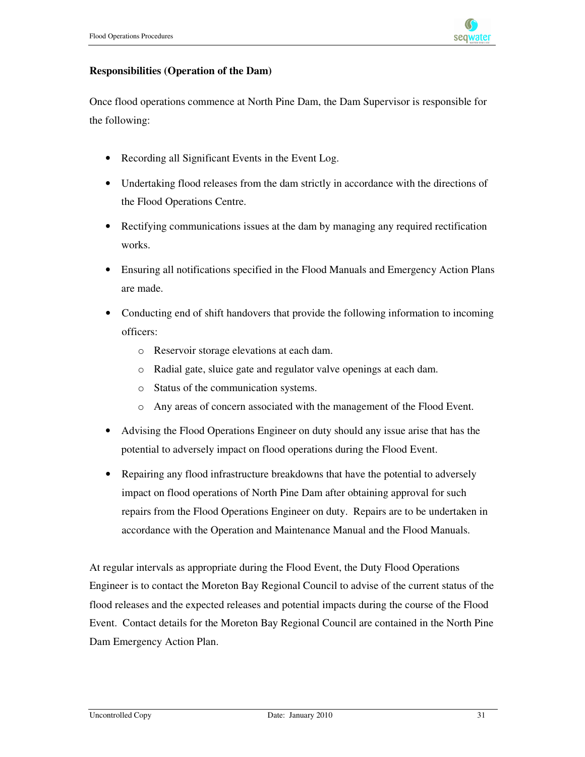**Responsibilities (Operation of the Dam)**

Once flood operations commence at North Pine Dam, the Dam Supervisor is responsible for the following:

- Recording all Significant Events in the Event Log.
- Undertaking flood releases from the dam strictly in accordance with the directions of the Flood Operations Centre.
- Rectifying communications issues at the dam by managing any required rectification works.
- Ensuring all notifications specified in the Flood Manuals and Emergency Action Plans are made.
- Conducting end of shift handovers that provide the following information to incoming officers:
  - Reservoir storage elevations at each dam.
  - Radial gate, sluice gate and regulator valve openings at each dam.
  - Status of the communication systems.
  - Any areas of concern associated with the management of the Flood Event.
- Advising the Flood Operations Engineer on duty should any issue arise that has the potential to adversely impact on flood operations during the Flood Event.
- Repairing any flood infrastructure breakdowns that have the potential to adversely impact on flood operations of North Pine Dam after obtaining approval for such repairs from the Flood Operations Engineer on duty. Repairs are to be undertaken in accordance with the Operation and Maintenance Manual and the Flood Manuals.

At regular intervals as appropriate during the Flood Event, the Duty Flood Operations Engineer is to contact the Moreton Bay Regional Council to advise of the current status of the flood releases and the expected releases and potential impacts during the course of the Flood Event. Contact details for the Moreton Bay Regional Council are contained in the North Pine Dam Emergency Action Plan.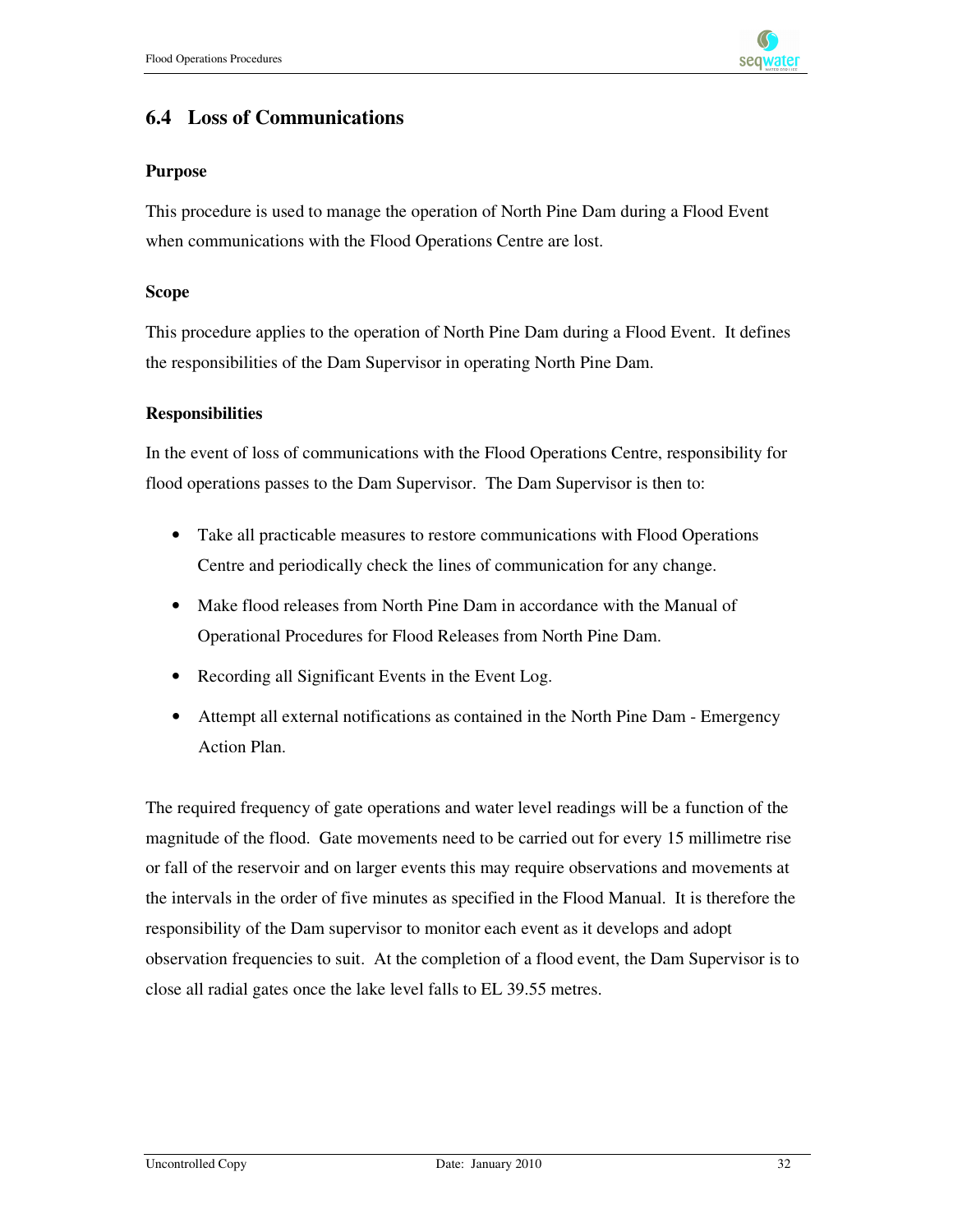## 6.4 Loss of Communications

### Purpose

This procedure is used to manage the operation of North Pine Dam during a Flood Event when communications with the Flood Operations Centre are lost.

### Scope

This procedure applies to the operation of North Pine Dam during a Flood Event. It defines the responsibilities of the Dam Supervisor in operating North Pine Dam.

### Responsibilities

In the event of loss of communications with the Flood Operations Centre, responsibility for flood operations passes to the Dam Supervisor. The Dam Supervisor is then to:

- Take all practicable measures to restore communications with Flood Operations Centre and periodically check the lines of communication for any change.
- Make flood releases from North Pine Dam in accordance with the Manual of Operational Procedures for Flood Releases from North Pine Dam.
- Recording all Significant Events in the Event Log.
- Attempt all external notifications as contained in the North Pine Dam - Emergency Action Plan.

The required frequency of gate operations and water level readings will be a function of the magnitude of the flood. Gate movements need to be carried out for every 15 millimetre rise or fall of the reservoir and on larger events this may require observations and movements at the intervals in the order of five minutes as specified in the Flood Manual. It is therefore the responsibility of the Dam supervisor to monitor each event as it develops and adopt observation frequencies to suit. At the completion of a flood event, the Dam Supervisor is to close all radial gates once the lake level falls to EL 39.55 metres.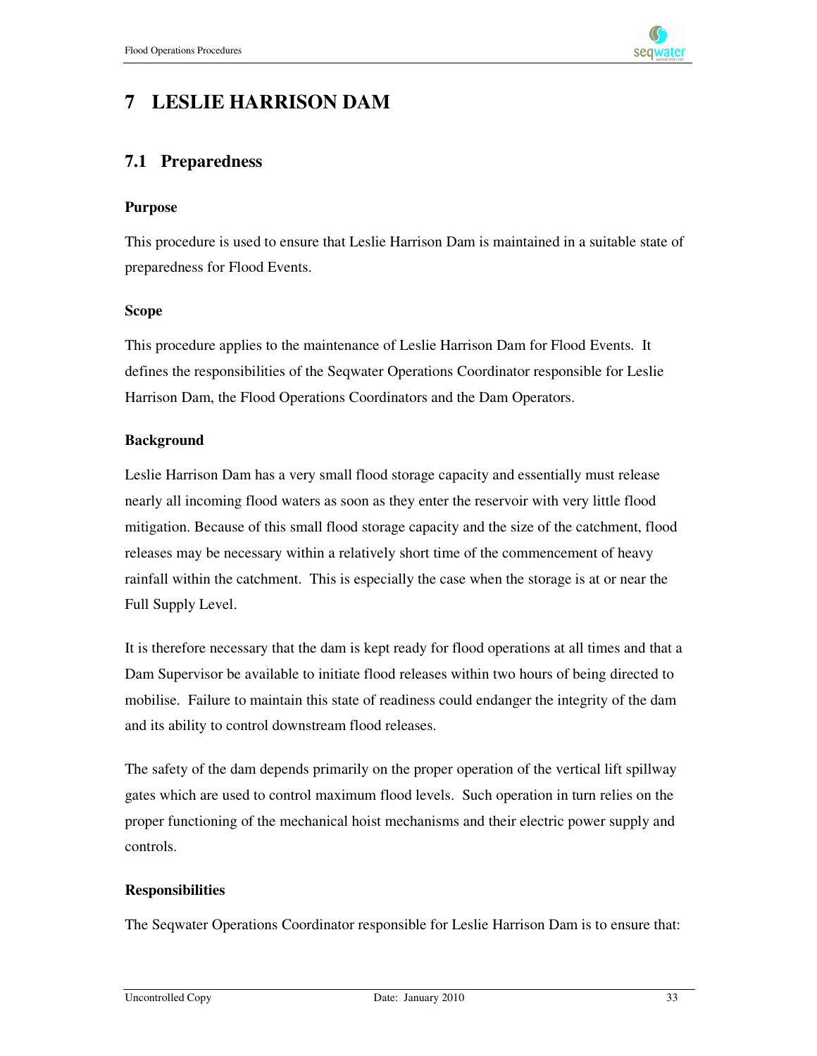# 7 LESLIE HARRISON DAM

## 7.1 Preparedness

**Purpose**

This procedure is used to ensure that Leslie Harrison Dam is maintained in a suitable state of preparedness for Flood Events.

**Scope**

This procedure applies to the maintenance of Leslie Harrison Dam for Flood Events. It defines the responsibilities of the Seqwater Operations Coordinator responsible for Leslie Harrison Dam, the Flood Operations Coordinators and the Dam Operators.

**Background**

Leslie Harrison Dam has a very small flood storage capacity and essentially must release nearly all incoming flood waters as soon as they enter the reservoir with very little flood mitigation. Because of this small flood storage capacity and the size of the catchment, flood releases may be necessary within a relatively short time of the commencement of heavy rainfall within the catchment. This is especially the case when the storage is at or near the Full Supply Level.

It is therefore necessary that the dam is kept ready for flood operations at all times and that a Dam Supervisor be available to initiate flood releases within two hours of being directed to mobilise. Failure to maintain this state of readiness could endanger the integrity of the dam and its ability to control downstream flood releases.

The safety of the dam depends primarily on the proper operation of the vertical lift spillway gates which are used to control maximum flood levels. Such operation in turn relies on the proper functioning of the mechanical hoist mechanisms and their electric power supply and controls.

**Responsibilities**

The Seqwater Operations Coordinator responsible for Leslie Harrison Dam is to ensure that: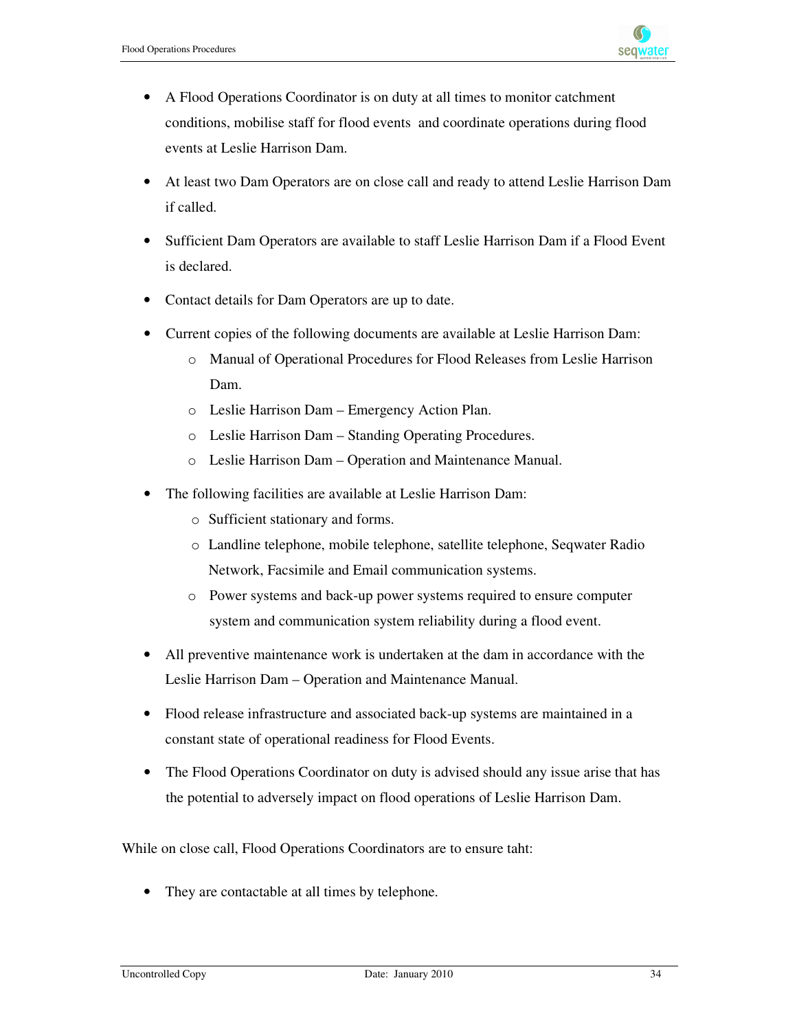- A Flood Operations Coordinator is on duty at all times to monitor catchment conditions, mobilise staff for flood events and coordinate operations during flood events at Leslie Harrison Dam.

- At least two Dam Operators are on close call and ready to attend Leslie Harrison Dam if called.

- Sufficient Dam Operators are available to staff Leslie Harrison Dam if a Flood Event is declared.

- Contact details for Dam Operators are up to date.

- Current copies of the following documents are available at Leslie Harrison Dam:
  - Manual of Operational Procedures for Flood Releases from Leslie Harrison Dam.
  - Leslie Harrison Dam – Emergency Action Plan.
  - Leslie Harrison Dam – Standing Operating Procedures.
  - Leslie Harrison Dam – Operation and Maintenance Manual.

- The following facilities are available at Leslie Harrison Dam:
  - Sufficient stationary and forms.
  - Landline telephone, mobile telephone, satellite telephone, Seqwater Radio Network, Facsimile and Email communication systems.
  - Power systems and back-up power systems required to ensure computer system and communication system reliability during a flood event.

- All preventive maintenance work is undertaken at the dam in accordance with the Leslie Harrison Dam – Operation and Maintenance Manual.

- Flood release infrastructure and associated back-up systems are maintained in a constant state of operational readiness for Flood Events.

- The Flood Operations Coordinator on duty is advised should any issue arise that has the potential to adversely impact on flood operations of Leslie Harrison Dam.

While on close call, Flood Operations Coordinators are to ensure taht:

- They are contactable at all times by telephone.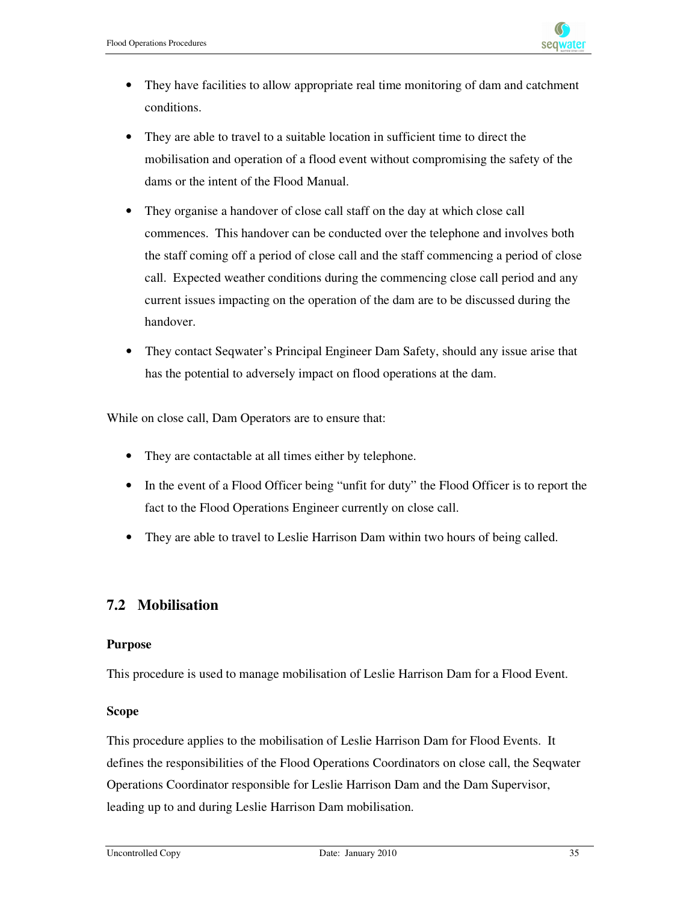- They have facilities to allow appropriate real time monitoring of dam and catchment conditions.
- They are able to travel to a suitable location in sufficient time to direct the mobilisation and operation of a flood event without compromising the safety of the dams or the intent of the Flood Manual.
- They organise a handover of close call staff on the day at which close call commences. This handover can be conducted over the telephone and involves both the staff coming off a period of close call and the staff commencing a period of close call. Expected weather conditions during the commencing close call period and any current issues impacting on the operation of the dam are to be discussed during the handover.
- They contact Seqwater's Principal Engineer Dam Safety, should any issue arise that has the potential to adversely impact on flood operations at the dam.

While on close call, Dam Operators are to ensure that:

- They are contactable at all times either by telephone.
- In the event of a Flood Officer being "unfit for duty" the Flood Officer is to report the fact to the Flood Operations Engineer currently on close call.
- They are able to travel to Leslie Harrison Dam within two hours of being called.

## 7.2 Mobilisation

**Purpose**

This procedure is used to manage mobilisation of Leslie Harrison Dam for a Flood Event.

**Scope**

This procedure applies to the mobilisation of Leslie Harrison Dam for Flood Events. It defines the responsibilities of the Flood Operations Coordinators on close call, the Seqwater Operations Coordinator responsible for Leslie Harrison Dam and the Dam Supervisor, leading up to and during Leslie Harrison Dam mobilisation.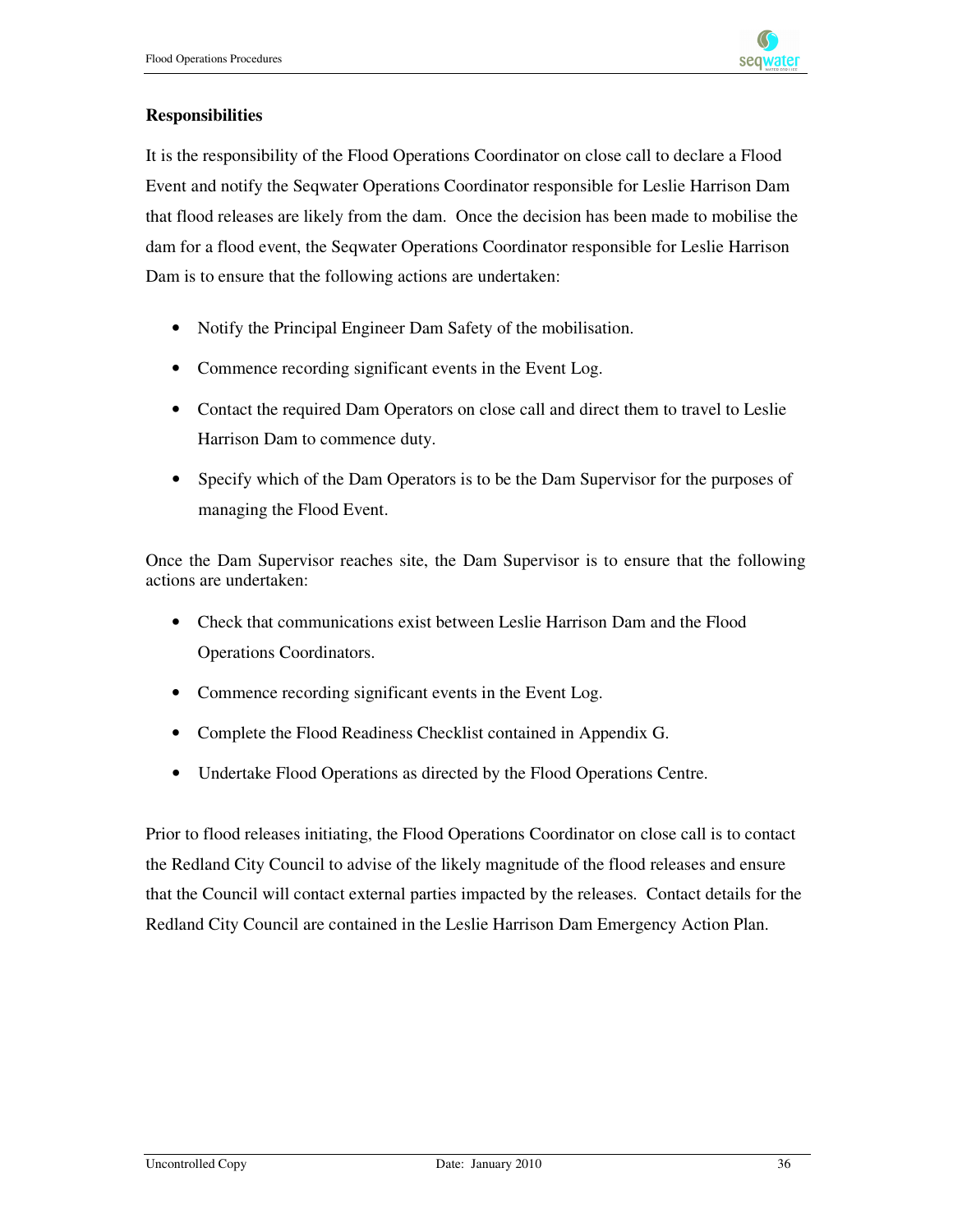**Responsibilities**

It is the responsibility of the Flood Operations Coordinator on close call to declare a Flood Event and notify the Seqwater Operations Coordinator responsible for Leslie Harrison Dam that flood releases are likely from the dam. Once the decision has been made to mobilise the dam for a flood event, the Seqwater Operations Coordinator responsible for Leslie Harrison Dam is to ensure that the following actions are undertaken:

- Notify the Principal Engineer Dam Safety of the mobilisation.
- Commence recording significant events in the Event Log.
- Contact the required Dam Operators on close call and direct them to travel to Leslie Harrison Dam to commence duty.
- Specify which of the Dam Operators is to be the Dam Supervisor for the purposes of managing the Flood Event.

Once the Dam Supervisor reaches site, the Dam Supervisor is to ensure that the following actions are undertaken:

- Check that communications exist between Leslie Harrison Dam and the Flood Operations Coordinators.
- Commence recording significant events in the Event Log.
- Complete the Flood Readiness Checklist contained in Appendix G.
- Undertake Flood Operations as directed by the Flood Operations Centre.

Prior to flood releases initiating, the Flood Operations Coordinator on close call is to contact the Redland City Council to advise of the likely magnitude of the flood releases and ensure that the Council will contact external parties impacted by the releases. Contact details for the Redland City Council are contained in the Leslie Harrison Dam Emergency Action Plan.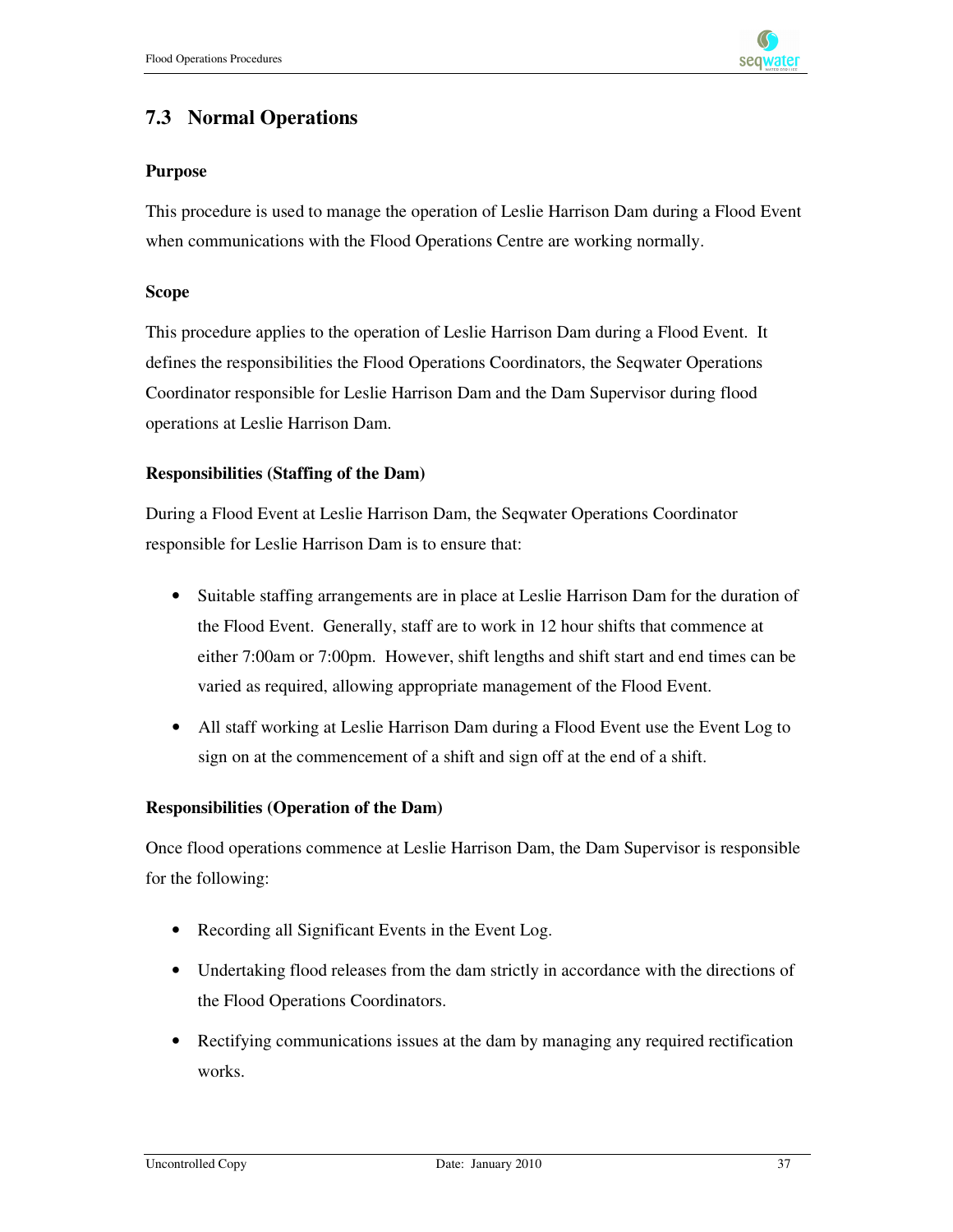## 7.3 Normal Operations

**Purpose**

This procedure is used to manage the operation of Leslie Harrison Dam during a Flood Event when communications with the Flood Operations Centre are working normally.

**Scope**

This procedure applies to the operation of Leslie Harrison Dam during a Flood Event. It defines the responsibilities the Flood Operations Coordinators, the Seqwater Operations Coordinator responsible for Leslie Harrison Dam and the Dam Supervisor during flood operations at Leslie Harrison Dam.

**Responsibilities (Staffing of the Dam)**

During a Flood Event at Leslie Harrison Dam, the Seqwater Operations Coordinator responsible for Leslie Harrison Dam is to ensure that:

- Suitable staffing arrangements are in place at Leslie Harrison Dam for the duration of the Flood Event. Generally, staff are to work in 12 hour shifts that commence at either 7:00am or 7:00pm. However, shift lengths and shift start and end times can be varied as required, allowing appropriate management of the Flood Event.
- All staff working at Leslie Harrison Dam during a Flood Event use the Event Log to sign on at the commencement of a shift and sign off at the end of a shift.

**Responsibilities (Operation of the Dam)**

Once flood operations commence at Leslie Harrison Dam, the Dam Supervisor is responsible for the following:

- Recording all Significant Events in the Event Log.
- Undertaking flood releases from the dam strictly in accordance with the directions of the Flood Operations Coordinators.
- Rectifying communications issues at the dam by managing any required rectification works.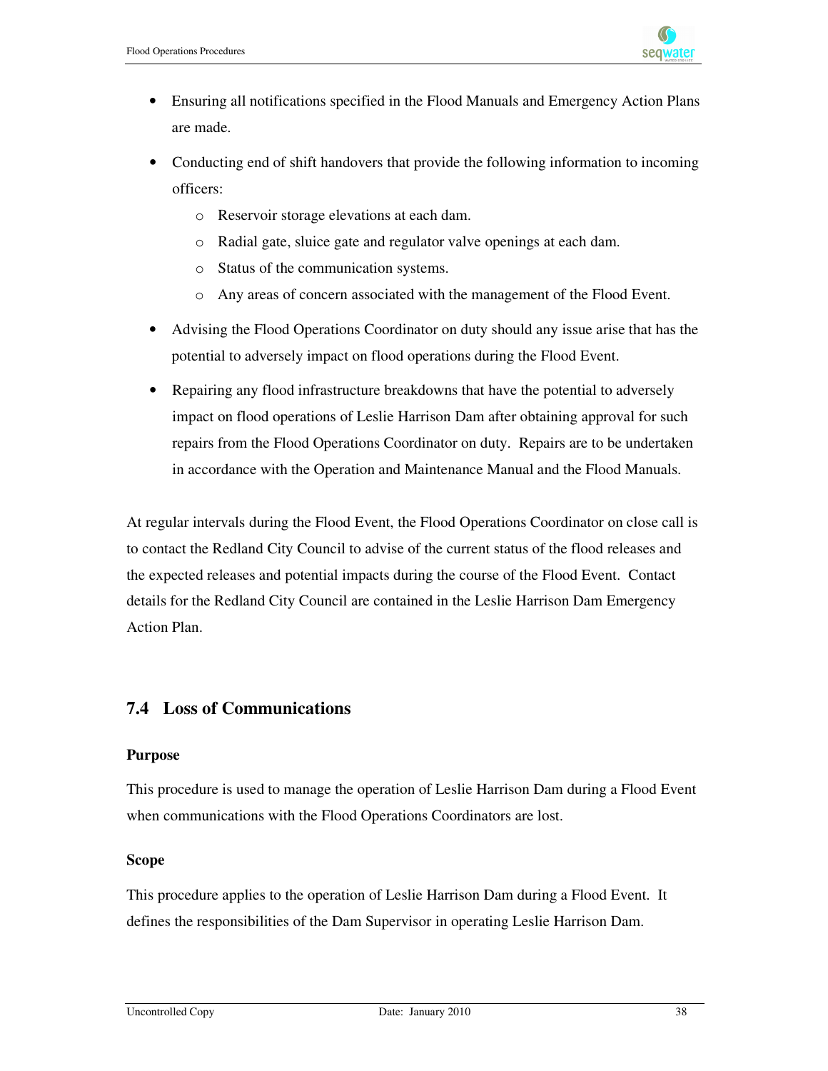- Ensuring all notifications specified in the Flood Manuals and Emergency Action Plans are made.
- Conducting end of shift handovers that provide the following information to incoming officers:
  - Reservoir storage elevations at each dam.
  - Radial gate, sluice gate and regulator valve openings at each dam.
  - Status of the communication systems.
  - Any areas of concern associated with the management of the Flood Event.
- Advising the Flood Operations Coordinator on duty should any issue arise that has the potential to adversely impact on flood operations during the Flood Event.
- Repairing any flood infrastructure breakdowns that have the potential to adversely impact on flood operations of Leslie Harrison Dam after obtaining approval for such repairs from the Flood Operations Coordinator on duty. Repairs are to be undertaken in accordance with the Operation and Maintenance Manual and the Flood Manuals.

At regular intervals during the Flood Event, the Flood Operations Coordinator on close call is to contact the Redland City Council to advise of the current status of the flood releases and the expected releases and potential impacts during the course of the Flood Event. Contact details for the Redland City Council are contained in the Leslie Harrison Dam Emergency Action Plan.

## 7.4 Loss of Communications

**Purpose**

This procedure is used to manage the operation of Leslie Harrison Dam during a Flood Event when communications with the Flood Operations Coordinators are lost.

**Scope**

This procedure applies to the operation of Leslie Harrison Dam during a Flood Event. It defines the responsibilities of the Dam Supervisor in operating Leslie Harrison Dam.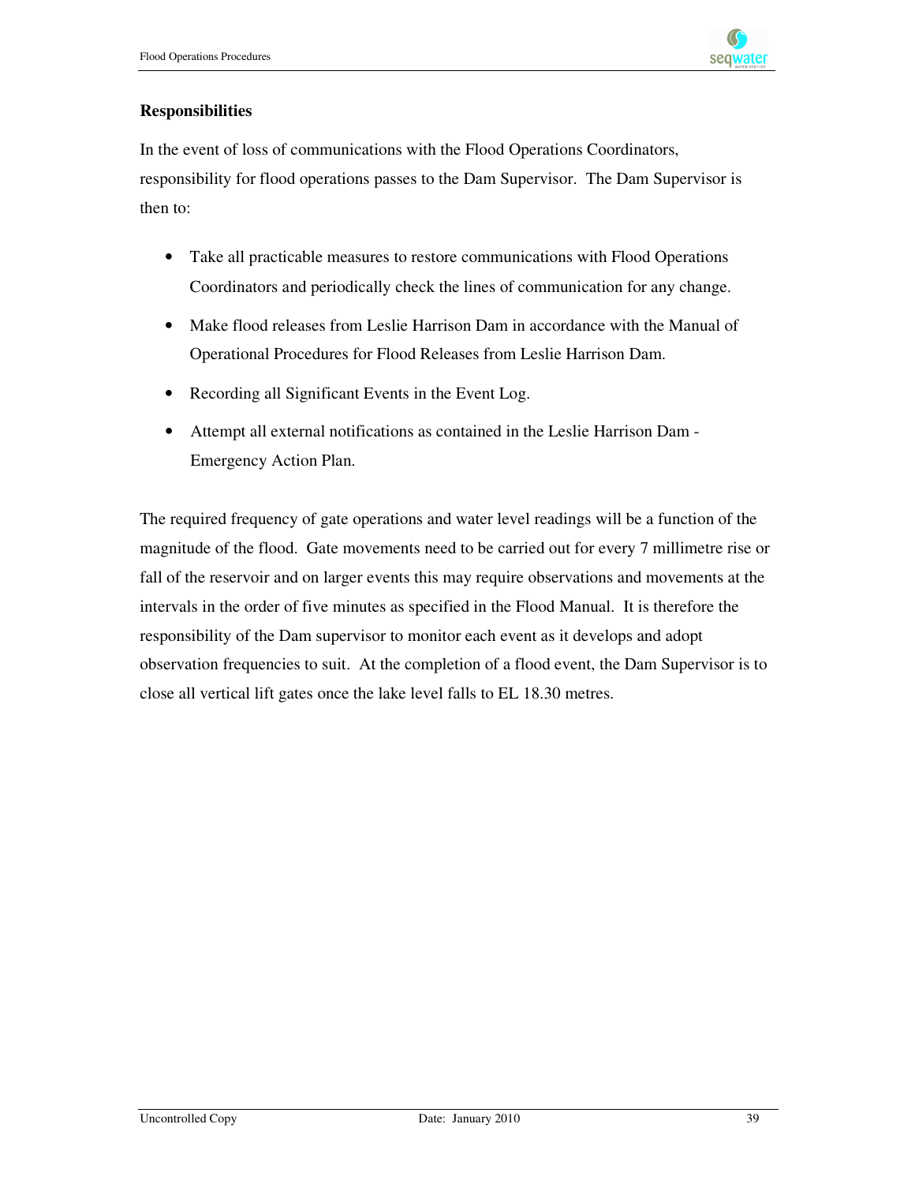**Responsibilities**

In the event of loss of communications with the Flood Operations Coordinators, responsibility for flood operations passes to the Dam Supervisor. The Dam Supervisor is then to:

- Take all practicable measures to restore communications with Flood Operations Coordinators and periodically check the lines of communication for any change.
- Make flood releases from Leslie Harrison Dam in accordance with the Manual of Operational Procedures for Flood Releases from Leslie Harrison Dam.
- Recording all Significant Events in the Event Log.
- Attempt all external notifications as contained in the Leslie Harrison Dam - Emergency Action Plan.

The required frequency of gate operations and water level readings will be a function of the magnitude of the flood. Gate movements need to be carried out for every 7 millimetre rise or fall of the reservoir and on larger events this may require observations and movements at the intervals in the order of five minutes as specified in the Flood Manual. It is therefore the responsibility of the Dam supervisor to monitor each event as it develops and adopt observation frequencies to suit. At the completion of a flood event, the Dam Supervisor is to close all vertical lift gates once the lake level falls to EL 18.30 metres.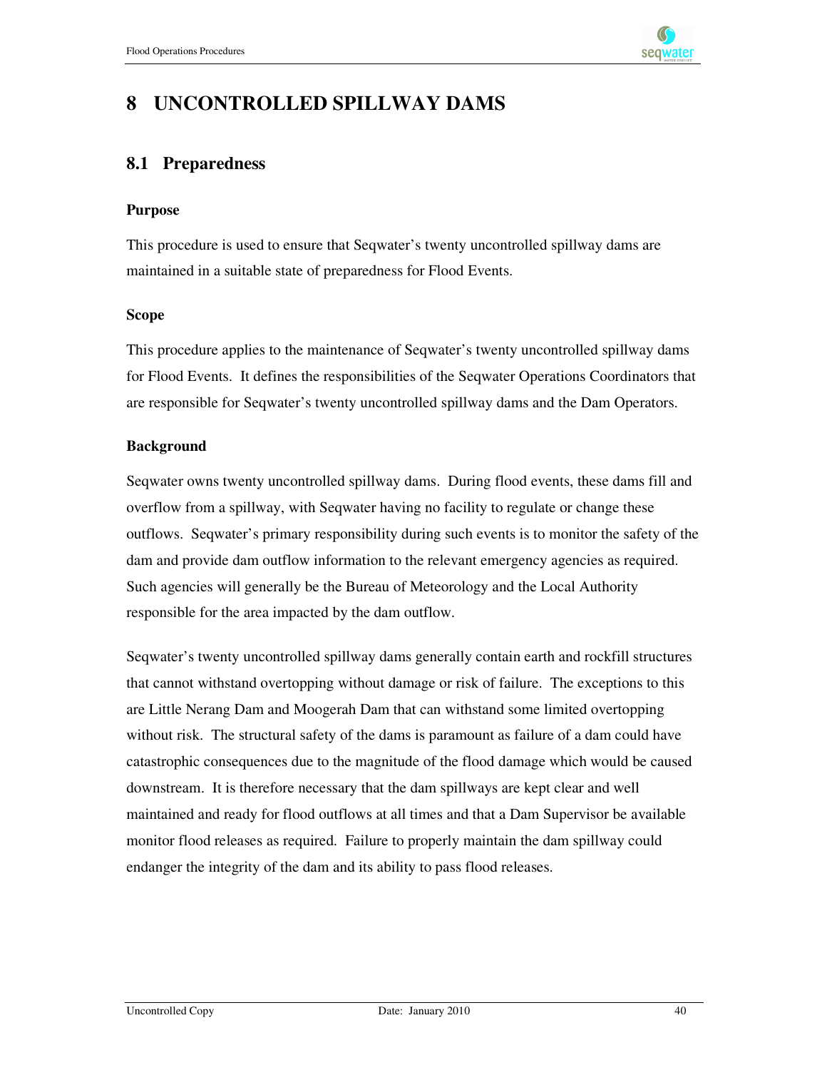# 8 UNCONTROLLED SPILLWAY DAMS

## 8.1 Preparedness

**Purpose**

This procedure is used to ensure that Seqwater's twenty uncontrolled spillway dams are maintained in a suitable state of preparedness for Flood Events.

**Scope**

This procedure applies to the maintenance of Seqwater's twenty uncontrolled spillway dams for Flood Events. It defines the responsibilities of the Seqwater Operations Coordinators that are responsible for Seqwater's twenty uncontrolled spillway dams and the Dam Operators.

**Background**

Seqwater owns twenty uncontrolled spillway dams. During flood events, these dams fill and overflow from a spillway, with Seqwater having no facility to regulate or change these outflows. Seqwater's primary responsibility during such events is to monitor the safety of the dam and provide dam outflow information to the relevant emergency agencies as required. Such agencies will generally be the Bureau of Meteorology and the Local Authority responsible for the area impacted by the dam outflow.

Seqwater's twenty uncontrolled spillway dams generally contain earth and rockfill structures that cannot withstand overtopping without damage or risk of failure. The exceptions to this are Little Nerang Dam and Moogerah Dam that can withstand some limited overtopping without risk. The structural safety of the dams is paramount as failure of a dam could have catastrophic consequences due to the magnitude of the flood damage which would be caused downstream. It is therefore necessary that the dam spillways are kept clear and well maintained and ready for flood outflows at all times and that a Dam Supervisor be available monitor flood releases as required. Failure to properly maintain the dam spillway could endanger the integrity of the dam and its ability to pass flood releases.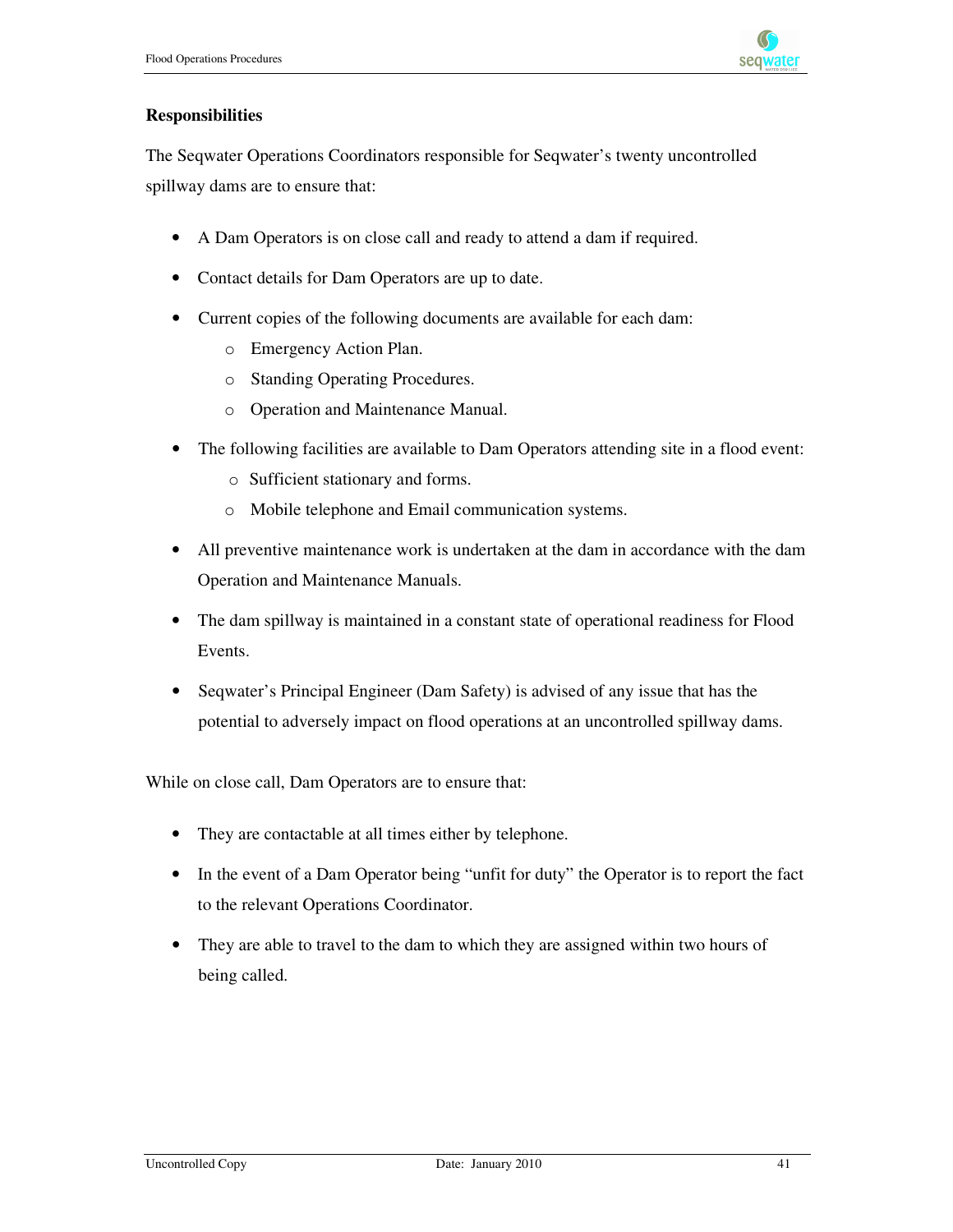**Responsibilities**

The Seqwater Operations Coordinators responsible for Seqwater's twenty uncontrolled spillway dams are to ensure that:

- A Dam Operators is on close call and ready to attend a dam if required.
- Contact details for Dam Operators are up to date.
- Current copies of the following documents are available for each dam:
  - Emergency Action Plan.
  - Standing Operating Procedures.
  - Operation and Maintenance Manual.
- The following facilities are available to Dam Operators attending site in a flood event:
  - Sufficient stationary and forms.
  - Mobile telephone and Email communication systems.
- All preventive maintenance work is undertaken at the dam in accordance with the dam Operation and Maintenance Manuals.
- The dam spillway is maintained in a constant state of operational readiness for Flood Events.
- Seqwater's Principal Engineer (Dam Safety) is advised of any issue that has the potential to adversely impact on flood operations at an uncontrolled spillway dams.

While on close call, Dam Operators are to ensure that:

- They are contactable at all times either by telephone.
- In the event of a Dam Operator being "unfit for duty" the Operator is to report the fact to the relevant Operations Coordinator.
- They are able to travel to the dam to which they are assigned within two hours of being called.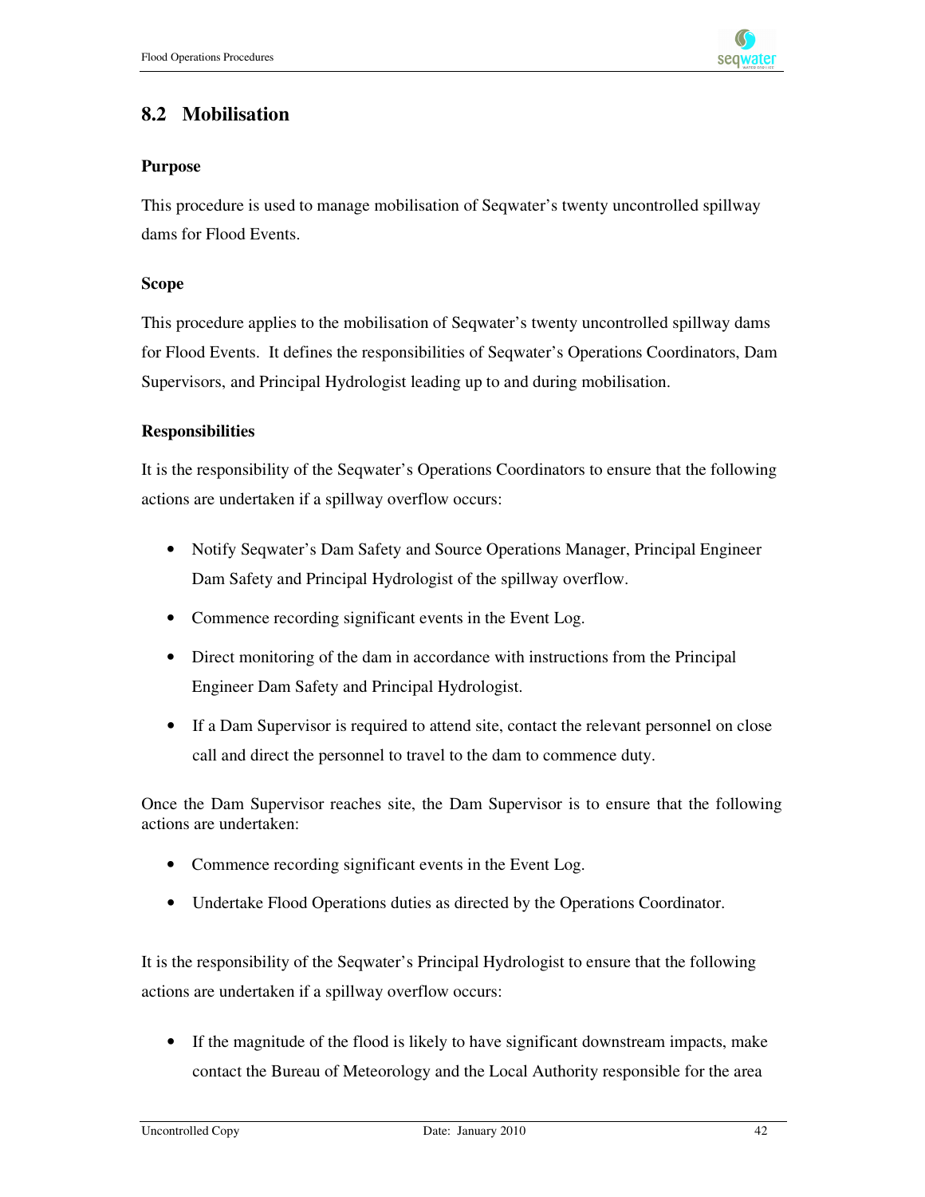## 8.2 Mobilisation

**Purpose**

This procedure is used to manage mobilisation of Seqwater's twenty uncontrolled spillway dams for Flood Events.

**Scope**

This procedure applies to the mobilisation of Seqwater's twenty uncontrolled spillway dams for Flood Events. It defines the responsibilities of Seqwater's Operations Coordinators, Dam Supervisors, and Principal Hydrologist leading up to and during mobilisation.

**Responsibilities**

It is the responsibility of the Seqwater's Operations Coordinators to ensure that the following actions are undertaken if a spillway overflow occurs:

- Notify Seqwater's Dam Safety and Source Operations Manager, Principal Engineer Dam Safety and Principal Hydrologist of the spillway overflow.
- Commence recording significant events in the Event Log.
- Direct monitoring of the dam in accordance with instructions from the Principal Engineer Dam Safety and Principal Hydrologist.
- If a Dam Supervisor is required to attend site, contact the relevant personnel on close call and direct the personnel to travel to the dam to commence duty.

Once the Dam Supervisor reaches site, the Dam Supervisor is to ensure that the following actions are undertaken:

- Commence recording significant events in the Event Log.
- Undertake Flood Operations duties as directed by the Operations Coordinator.

It is the responsibility of the Seqwater's Principal Hydrologist to ensure that the following actions are undertaken if a spillway overflow occurs:

- If the magnitude of the flood is likely to have significant downstream impacts, make contact the Bureau of Meteorology and the Local Authority responsible for the area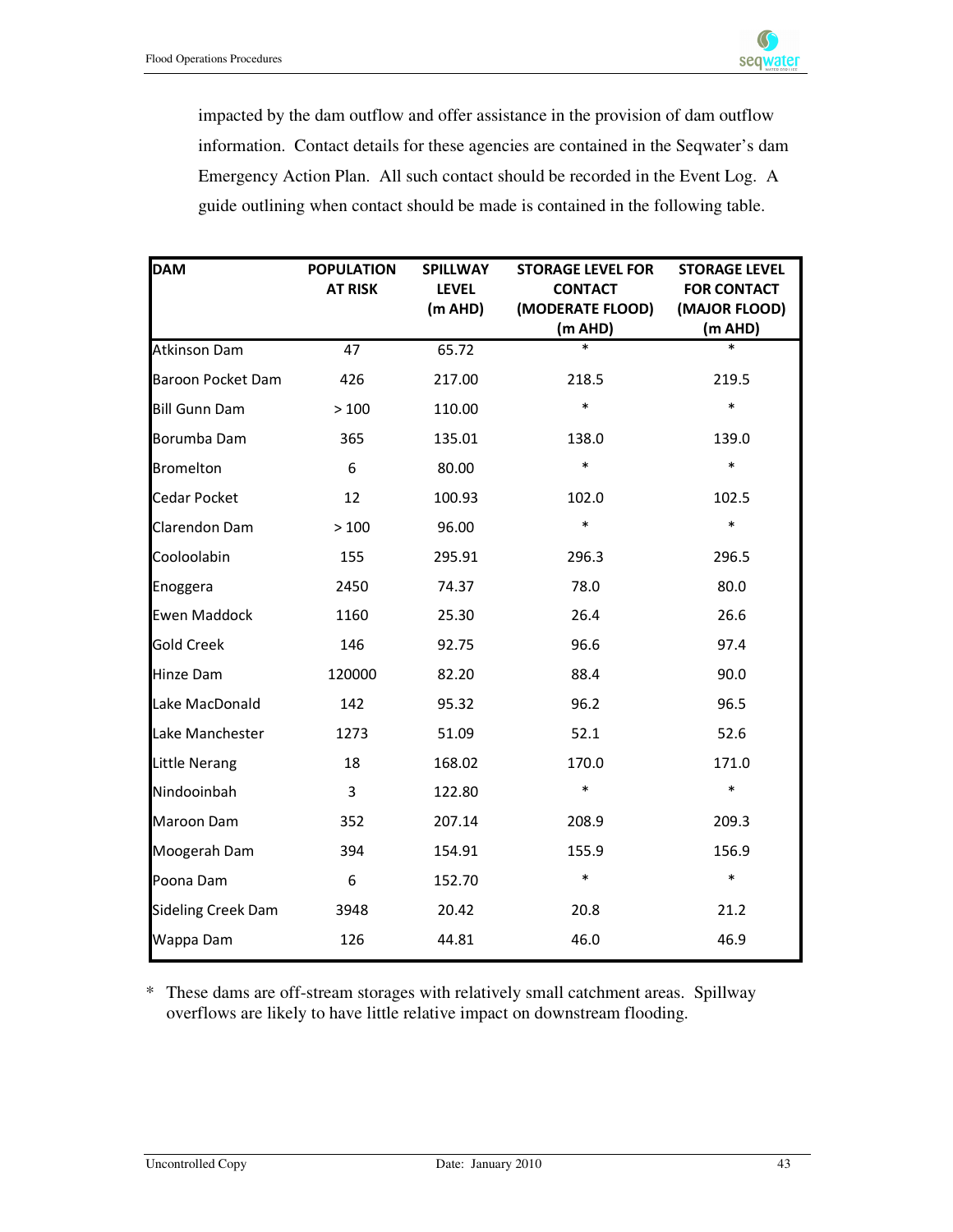impacted by the dam outflow and offer assistance in the provision of dam outflow information. Contact details for these agencies are contained in the Seqwater's dam Emergency Action Plan. All such contact should be recorded in the Event Log. A guide outlining when contact should be made is contained in the following table.

| DAM | POPULATION AT RISK | SPILLWAY LEVEL (m AHD) | STORAGE LEVEL FOR CONTACT (MODERATE FLOOD) (m AHD) | STORAGE LEVEL FOR CONTACT (MAJOR FLOOD) (m AHD) |
|---|---|---|---|---|
| Atkinson Dam | 47 | 65.72 | * | * |
| Baroon Pocket Dam | 426 | 217.00 | 218.5 | 219.5 |
| Bill Gunn Dam | > 100 | 110.00 | * | * |
| Borumba Dam | 365 | 135.01 | 138.0 | 139.0 |
| Bromelton | 6 | 80.00 | * | * |
| Cedar Pocket | 12 | 100.93 | 102.0 | 102.5 |
| Clarendon Dam | > 100 | 96.00 | * | * |
| Cooloolabin | 155 | 295.91 | 296.3 | 296.5 |
| Enoggera | 2450 | 74.37 | 78.0 | 80.0 |
| Ewen Maddock | 1160 | 25.30 | 26.4 | 26.6 |
| Gold Creek | 146 | 92.75 | 96.6 | 97.4 |
| Hinze Dam | 120000 | 82.20 | 88.4 | 90.0 |
| Lake MacDonald | 142 | 95.32 | 96.2 | 96.5 |
| Lake Manchester | 1273 | 51.09 | 52.1 | 52.6 |
| Little Nerang | 18 | 168.02 | 170.0 | 171.0 |
| Nindooinbah | 3 | 122.80 | * | * |
| Maroon Dam | 352 | 207.14 | 208.9 | 209.3 |
| Moogerah Dam | 394 | 154.91 | 155.9 | 156.9 |
| Poona Dam | 6 | 152.70 | * | * |
| Sideling Creek Dam | 3948 | 20.42 | 20.8 | 21.2 |
| Wappa Dam | 126 | 44.81 | 46.0 | 46.9 |

\* These dams are off-stream storages with relatively small catchment areas. Spillway overflows are likely to have little relative impact on downstream flooding.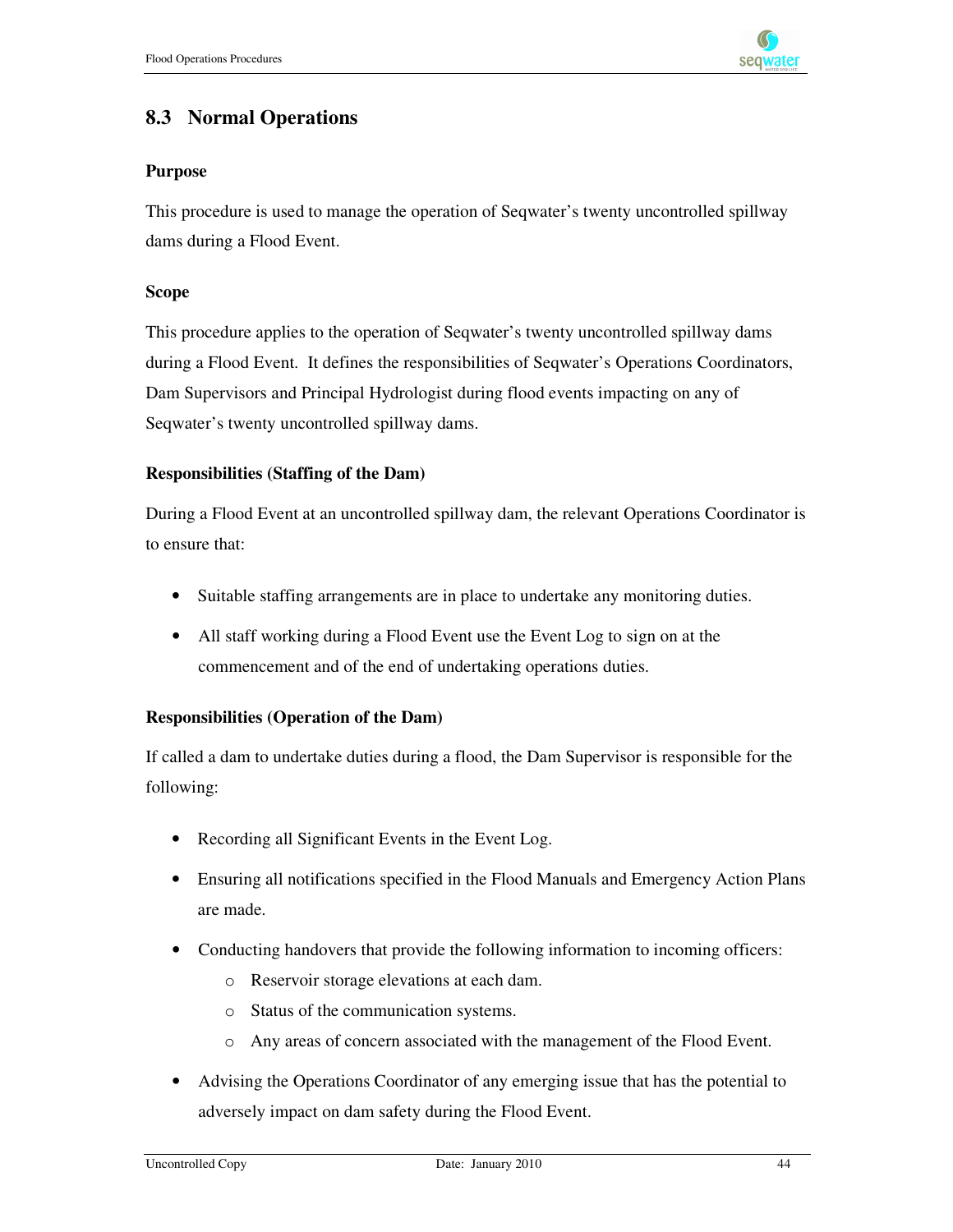## 8.3 Normal Operations

### Purpose

This procedure is used to manage the operation of Seqwater's twenty uncontrolled spillway dams during a Flood Event.

### Scope

This procedure applies to the operation of Seqwater's twenty uncontrolled spillway dams during a Flood Event. It defines the responsibilities of Seqwater's Operations Coordinators, Dam Supervisors and Principal Hydrologist during flood events impacting on any of Seqwater's twenty uncontrolled spillway dams.

### Responsibilities (Staffing of the Dam)

During a Flood Event at an uncontrolled spillway dam, the relevant Operations Coordinator is to ensure that:

- Suitable staffing arrangements are in place to undertake any monitoring duties.
- All staff working during a Flood Event use the Event Log to sign on at the commencement and of the end of undertaking operations duties.

### Responsibilities (Operation of the Dam)

If called a dam to undertake duties during a flood, the Dam Supervisor is responsible for the following:

- Recording all Significant Events in the Event Log.
- Ensuring all notifications specified in the Flood Manuals and Emergency Action Plans are made.
- Conducting handovers that provide the following information to incoming officers:
  - Reservoir storage elevations at each dam.
  - Status of the communication systems.
  - Any areas of concern associated with the management of the Flood Event.
- Advising the Operations Coordinator of any emerging issue that has the potential to adversely impact on dam safety during the Flood Event.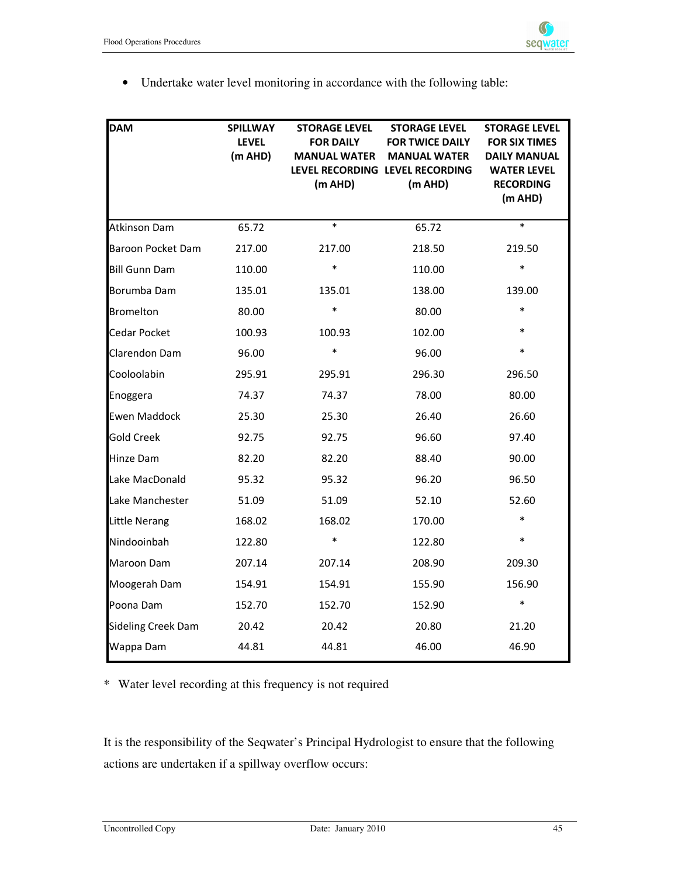- Undertake water level monitoring in accordance with the following table:

| DAM | SPILLWAY LEVEL (m AHD) | STORAGE LEVEL FOR DAILY MANUAL WATER LEVEL RECORDING (m AHD) | STORAGE LEVEL FOR TWICE DAILY MANUAL WATER LEVEL RECORDING (m AHD) | STORAGE LEVEL FOR SIX TIMES DAILY MANUAL WATER LEVEL RECORDING (m AHD) |
|---|---|---|---|---|
| Atkinson Dam | 65.72 | * | 65.72 | * |
| Baroon Pocket Dam | 217.00 | 217.00 | 218.50 | 219.50 |
| Bill Gunn Dam | 110.00 | * | 110.00 | * |
| Borumba Dam | 135.01 | 135.01 | 138.00 | 139.00 |
| Bromelton | 80.00 | * | 80.00 | * |
| Cedar Pocket | 100.93 | 100.93 | 102.00 | * |
| Clarendon Dam | 96.00 | * | 96.00 | * |
| Cooloolabin | 295.91 | 295.91 | 296.30 | 296.50 |
| Enoggera | 74.37 | 74.37 | 78.00 | 80.00 |
| Ewen Maddock | 25.30 | 25.30 | 26.40 | 26.60 |
| Gold Creek | 92.75 | 92.75 | 96.60 | 97.40 |
| Hinze Dam | 82.20 | 82.20 | 88.40 | 90.00 |
| Lake MacDonald | 95.32 | 95.32 | 96.20 | 96.50 |
| Lake Manchester | 51.09 | 51.09 | 52.10 | 52.60 |
| Little Nerang | 168.02 | 168.02 | 170.00 | * |
| Nindooinbah | 122.80 | * | 122.80 | * |
| Maroon Dam | 207.14 | 207.14 | 208.90 | 209.30 |
| Moogerah Dam | 154.91 | 154.91 | 155.90 | 156.90 |
| Poona Dam | 152.70 | 152.70 | 152.90 | * |
| Sideling Creek Dam | 20.42 | 20.42 | 20.80 | 21.20 |
| Wappa Dam | 44.81 | 44.81 | 46.00 | 46.90 |

\* Water level recording at this frequency is not required

It is the responsibility of the Seqwater's Principal Hydrologist to ensure that the following actions are undertaken if a spillway overflow occurs: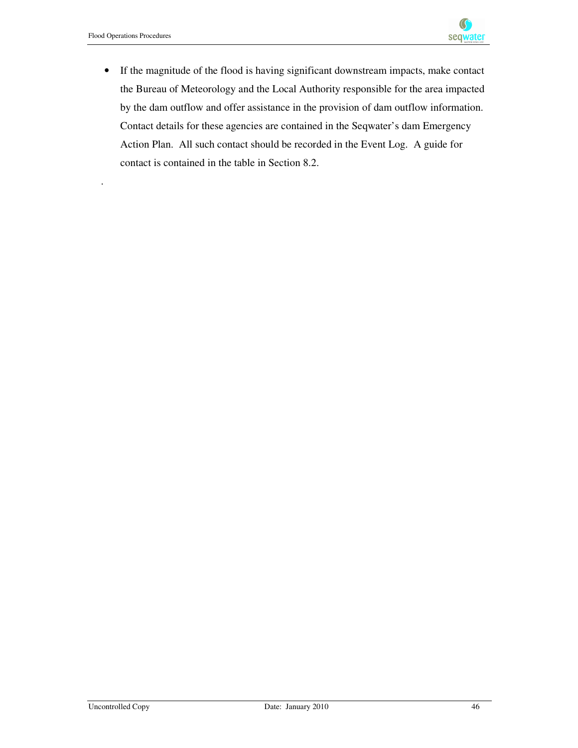- If the magnitude of the flood is having significant downstream impacts, make contact the Bureau of Meteorology and the Local Authority responsible for the area impacted by the dam outflow and offer assistance in the provision of dam outflow information. Contact details for these agencies are contained in the Seqwater's dam Emergency Action Plan. All such contact should be recorded in the Event Log. A guide for contact is contained in the table in Section 8.2.

.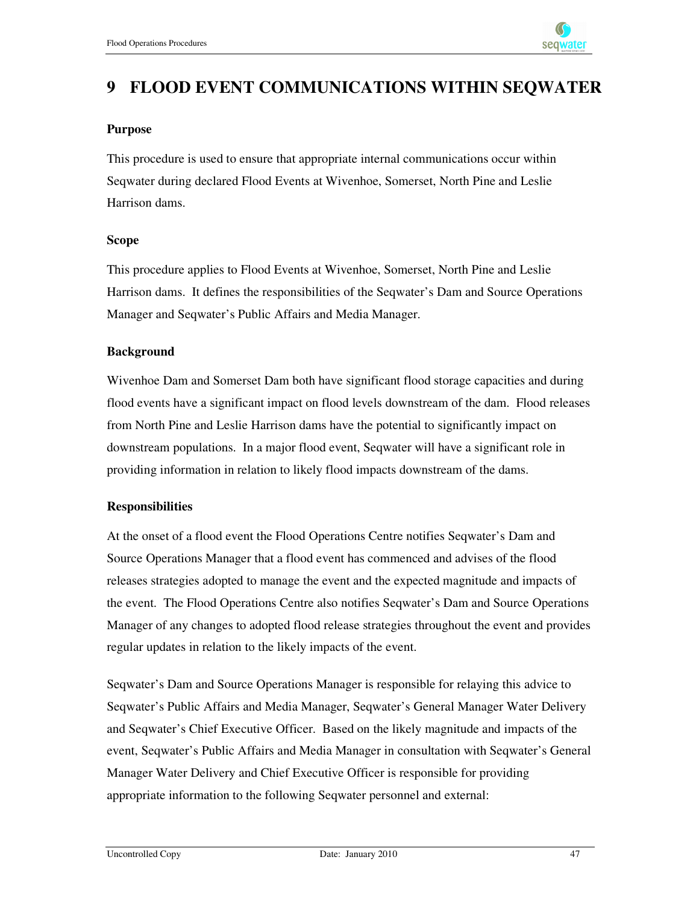# 9 FLOOD EVENT COMMUNICATIONS WITHIN SEQWATER

**Purpose**

This procedure is used to ensure that appropriate internal communications occur within Seqwater during declared Flood Events at Wivenhoe, Somerset, North Pine and Leslie Harrison dams.

**Scope**

This procedure applies to Flood Events at Wivenhoe, Somerset, North Pine and Leslie Harrison dams. It defines the responsibilities of the Seqwater's Dam and Source Operations Manager and Seqwater's Public Affairs and Media Manager.

**Background**

Wivenhoe Dam and Somerset Dam both have significant flood storage capacities and during flood events have a significant impact on flood levels downstream of the dam. Flood releases from North Pine and Leslie Harrison dams have the potential to significantly impact on downstream populations. In a major flood event, Seqwater will have a significant role in providing information in relation to likely flood impacts downstream of the dams.

**Responsibilities**

At the onset of a flood event the Flood Operations Centre notifies Seqwater's Dam and Source Operations Manager that a flood event has commenced and advises of the flood releases strategies adopted to manage the event and the expected magnitude and impacts of the event. The Flood Operations Centre also notifies Seqwater's Dam and Source Operations Manager of any changes to adopted flood release strategies throughout the event and provides regular updates in relation to the likely impacts of the event.

Seqwater's Dam and Source Operations Manager is responsible for relaying this advice to Seqwater's Public Affairs and Media Manager, Seqwater's General Manager Water Delivery and Seqwater's Chief Executive Officer. Based on the likely magnitude and impacts of the event, Seqwater's Public Affairs and Media Manager in consultation with Seqwater's General Manager Water Delivery and Chief Executive Officer is responsible for providing appropriate information to the following Seqwater personnel and external: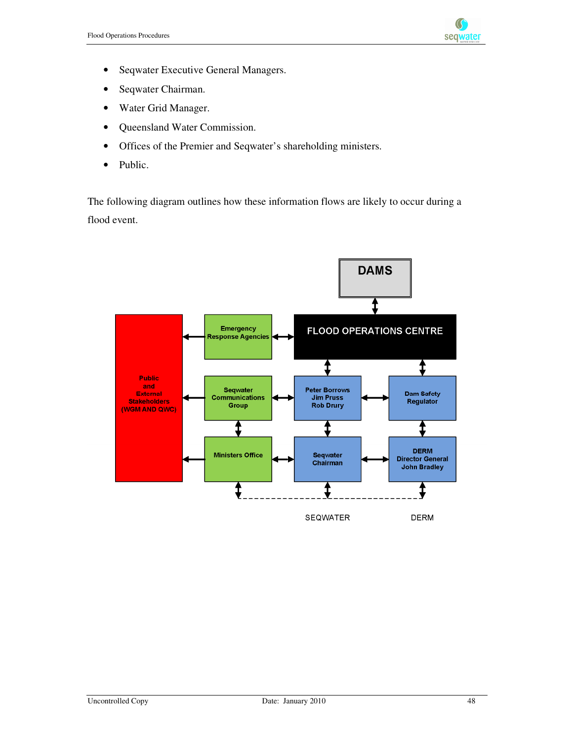- Seqwater Executive General Managers.
- Seqwater Chairman.
- Water Grid Manager.
- Queensland Water Commission.
- Offices of the Premier and Seqwater's shareholding ministers.
- Public.

The following diagram outlines how these information flows are likely to occur during a flood event.

DAMS

FLOOD OPERATIONS CENTRE

Public and External Stakeholders (WGM AND QWC)

Emergency Response Agencies

Seqwater Communications Group

Ministers Office

Peter Borrows
Jim Pruss
Rob Drury

Dam Safety Regulator

Seqwater Chairman

DERM
Director General
John Bradley

SEQWATER

DERM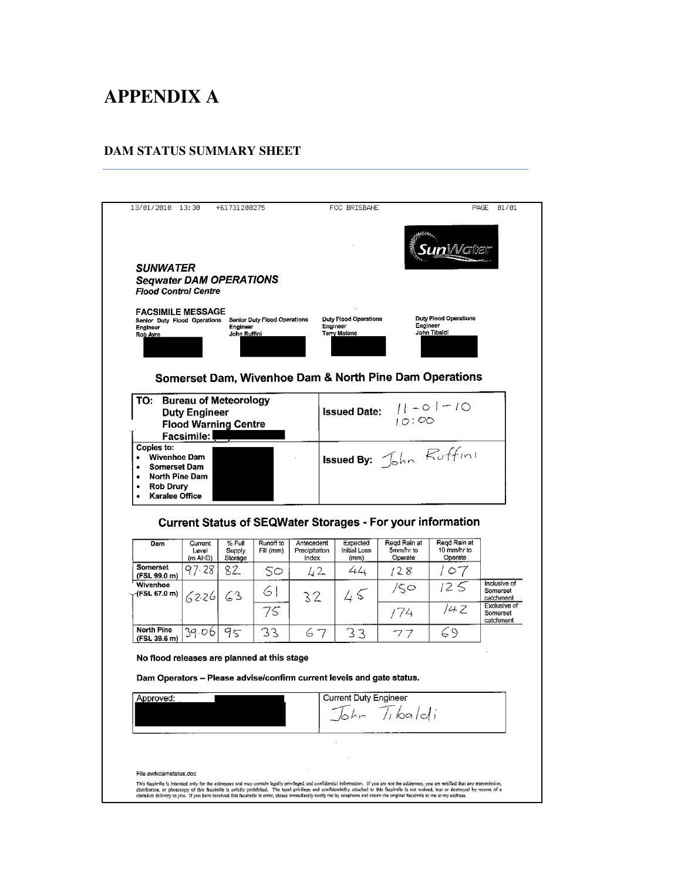# APPENDIX A

## DAM STATUS SUMMARY SHEET

13/01/2010 13:30 +61731200275 FOC BRISBANE PAGE 01/01

SunWater

***SUNWATER***
***Seqwater DAM OPERATIONS***
***Flood Control Centre***

**FACSIMILE MESSAGE**

| Senior Duty Flood Operations Engineer | Senior Duty Flood Operations Engineer | Duty Flood Operations Engineer | Duty Flood Operations Engineer |
|---|---|---|---|
| Rob Ayre | John Ruffini | Terry Malone | John Tibaldi |

### Somerset Dam, Wivenhoe Dam & North Pine Dam Operations

**TO: Bureau of Meteorology**
**Duty Engineer**
**Flood Warning Centre**
**Facsimile:**

**Issued Date:** 11-01-10 10:00

Copies to:

- **Wivenhoe Dam**
- **Somerset Dam**
- **North Pine Dam**
- **Rob Drury**
- **Karalee Office**

**Issued By:** John Ruffini

### Current Status of SEQWater Storages - For your information

| Dam | Current Level (m AHD) | % Full Supply Storage | Runoff to Fill (mm) | Antecedent Precipitation Index | Expected Initial Loss (mm) | Reqd Rain at 5mm/hr to Operate | Reqd Rain at 10 mm/hr to Operate | |
|---|---|---|---|---|---|---|---|---|
| Somerset (FSL 99.0 m) | 97.28 | 82 | 50 | 42 | 44 | 128 | 107 | |
| Wivenhoe (FSL 67.0 m) | 62.26 | 63 | 61 | 32 | 45 | 150 | 125 | Inclusive of Somerset catchment |
| | | | 75 | | | 174 | 142 | Exclusive of Somerset catchment |
| North Pine (FSL 39.6 m) | 39.06 | 95 | 33 | 67 | 33 | 77 | 69 | |

**No flood releases are planned at this stage**

**Dam Operators – Please advise/confirm current levels and gate status.**

| Approved: | Current Duty Engineer<br>John Tibaldi |
|---|---|

File swfxdamstatus.doc

This facsimile is intended only for the addressee and may contain legally privileged and confidential information. If you are not the addressee, you are notified that any transmission, distribution, or photocopy of this facsimile is strictly prohibited. The legal privilege and confidentiality attached to this facsimile is not waived, lost or destroyed by reason of a mistaken delivery to you. If you have received this facsimile in error, please immediately notify me by telephone and return the original facsimile to me at my address.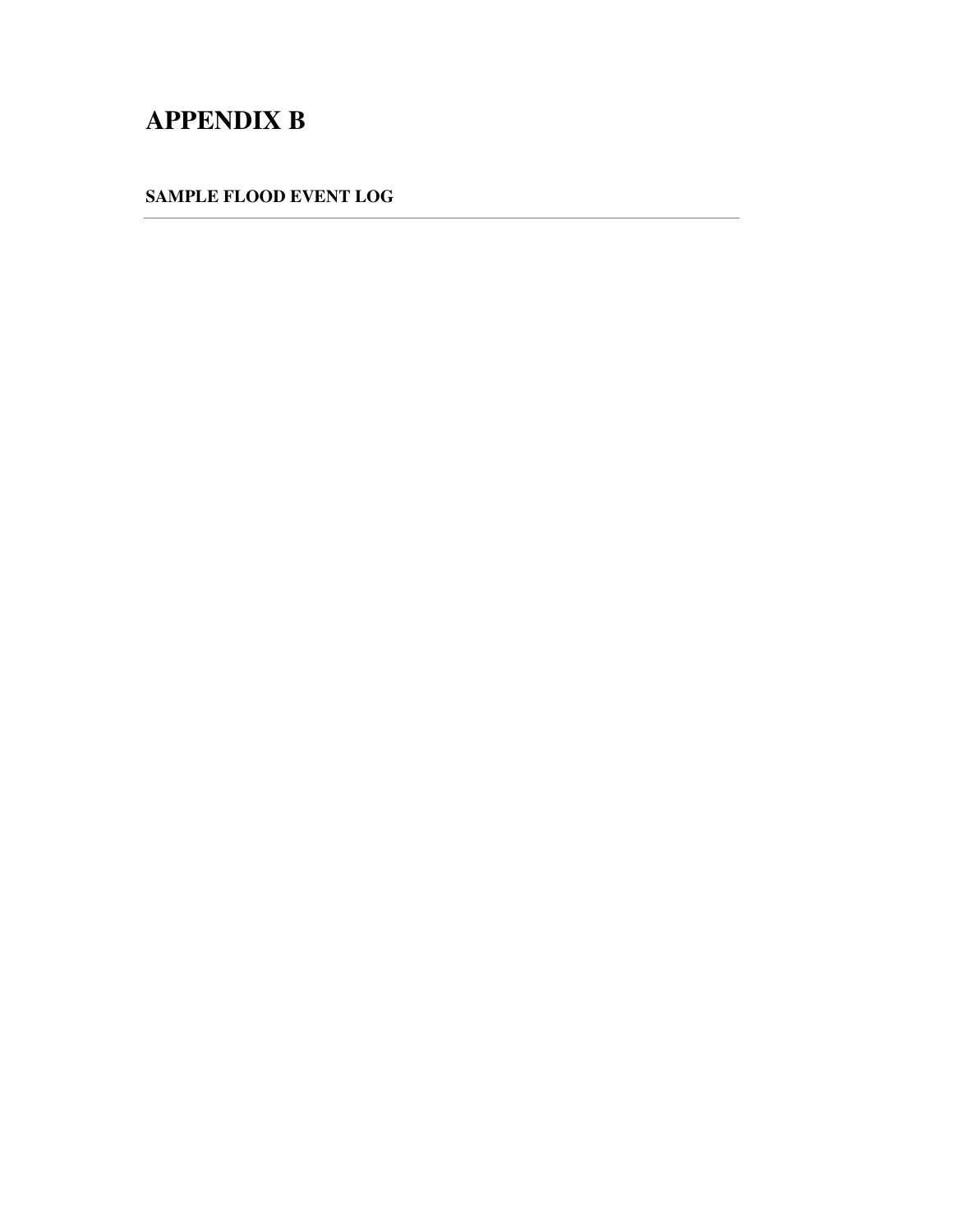# APPENDIX B

## SAMPLE FLOOD EVENT LOG

---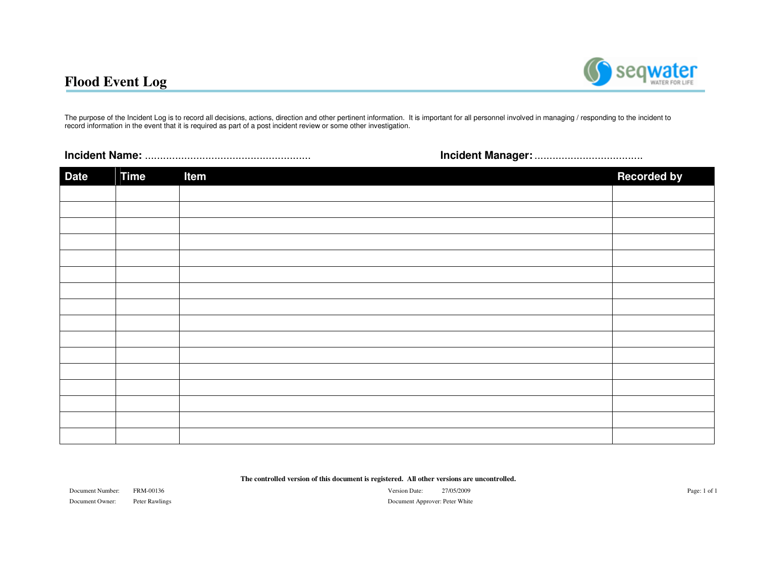# Flood Event Log

The purpose of the Incident Log is to record all decisions, actions, direction and other pertinent information. It is important for all personnel involved in managing / responding to the incident to record information in the event that it is required as part of a post incident review or some other investigation.

**Incident Name:** ......................................................     **Incident Manager:** ...................................

| Date | Time | Item | Recorded by |
|---|---|---|---|
| | | | |
| | | | |
| | | | |
| | | | |
| | | | |
| | | | |
| | | | |
| | | | |
| | | | |
| | | | |
| | | | |
| | | | |
| | | | |
| | | | |
| | | | |
| | | | |

**The controlled version of this document is registered. All other versions are uncontrolled.**

Document Number: FRM-00136     Version Date: 27/05/2009

Document Owner: Peter Rawlings     Document Approver: Peter White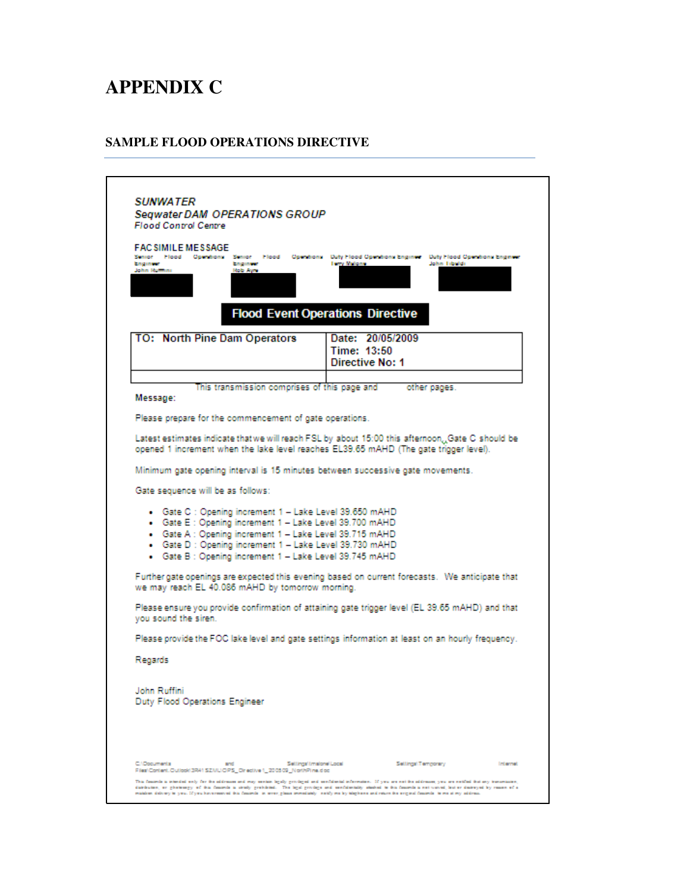# APPENDIX C

## SAMPLE FLOOD OPERATIONS DIRECTIVE

***SUNWATER***
***Seqwater DAM OPERATIONS GROUP***
*Flood Control Centre*

FACSIMILE MESSAGE

| Senior Flood Operations Engineer John Ruffini | Senior Flood Operations Engineer Rob Ayre | Duty Flood Operations Engineer Terry Malone | Duty Flood Operations Engineer John Tibaldi |
|---|---|---|---|

**Flood Event Operations Directive**

| TO: North Pine Dam Operators | Date: 20/05/2009<br>Time: 13:50<br>Directive No: 1 |
|---|---|
| | |

This transmission comprises of this page and other pages.

**Message:**

Please prepare for the commencement of gate operations.

Latest estimates indicate that we will reach FSL by about 15:00 this afternoon. Gate C should be opened 1 increment when the lake level reaches EL39.65 mAHD (The gate trigger level).

Minimum gate opening interval is 15 minutes between successive gate movements.

Gate sequence will be as follows:

- Gate C : Opening increment 1 – Lake Level 39.650 mAHD
- Gate E : Opening increment 1 – Lake Level 39.700 mAHD
- Gate A : Opening increment 1 – Lake Level 39.715 mAHD
- Gate D : Opening increment 1 – Lake Level 39.730 mAHD
- Gate B : Opening increment 1 – Lake Level 39.745 mAHD

Further gate openings are expected this evening based on current forecasts. We anticipate that we may reach EL 40.086 mAHD by tomorrow morning.

Please ensure you provide confirmation of attaining gate trigger level (EL 39.65 mAHD) and that you sound the siren.

Please provide the FOC lake level and gate settings information at least on an hourly frequency.

Regards

John Ruffini
Duty Flood Operations Engineer

C:\Documents and Settings\rmalone\Local Settings\Temporary Internet Files\Content.Outlook\3R41SZML\OPS_Directive1_200509_NorthPine.doc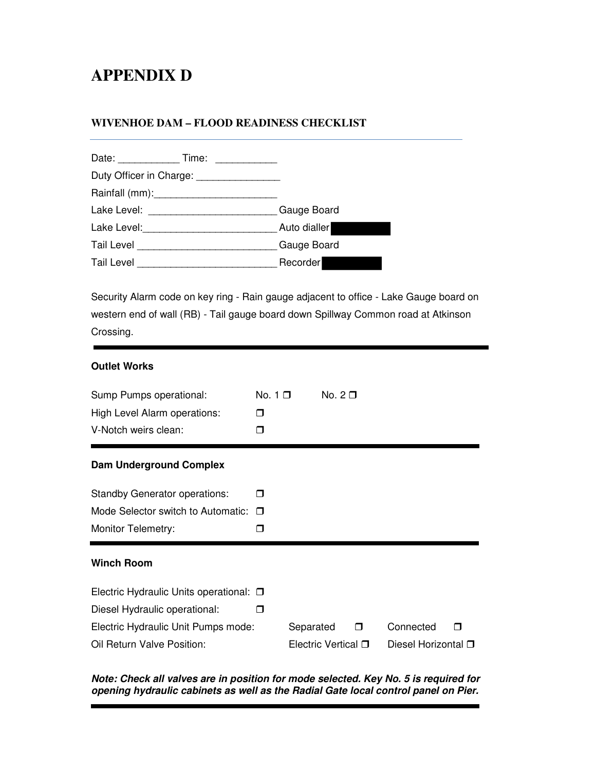# APPENDIX D

## WIVENHOE DAM – FLOOD READINESS CHECKLIST

Date: ___________ Time: ___________

Duty Officer in Charge: _______________

Rainfall (mm):______________________

Lake Level: _______________________ Gauge Board

Lake Level:________________________ Auto dialler

Tail Level ________________________ Gauge Board

Tail Level ________________________ Recorder

Security Alarm code on key ring - Rain gauge adjacent to office - Lake Gauge board on western end of wall (RB) - Tail gauge board down Spillway Common road at Atkinson Crossing.

---

**Outlet Works**

Sump Pumps operational: No. 1 ☐ No. 2 ☐

High Level Alarm operations: ☐

V-Notch weirs clean: ☐

---

**Dam Underground Complex**

Standby Generator operations: ☐

Mode Selector switch to Automatic: ☐

Monitor Telemetry: ☐

---

**Winch Room**

Electric Hydraulic Units operational: ☐

Diesel Hydraulic operational: ☐

Electric Hydraulic Unit Pumps mode: Separated ☐ Connected ☐

Oil Return Valve Position: Electric Vertical ☐ Diesel Horizontal ☐

***Note: Check all valves are in position for mode selected. Key No. 5 is required for opening hydraulic cabinets as well as the Radial Gate local control panel on Pier.***

---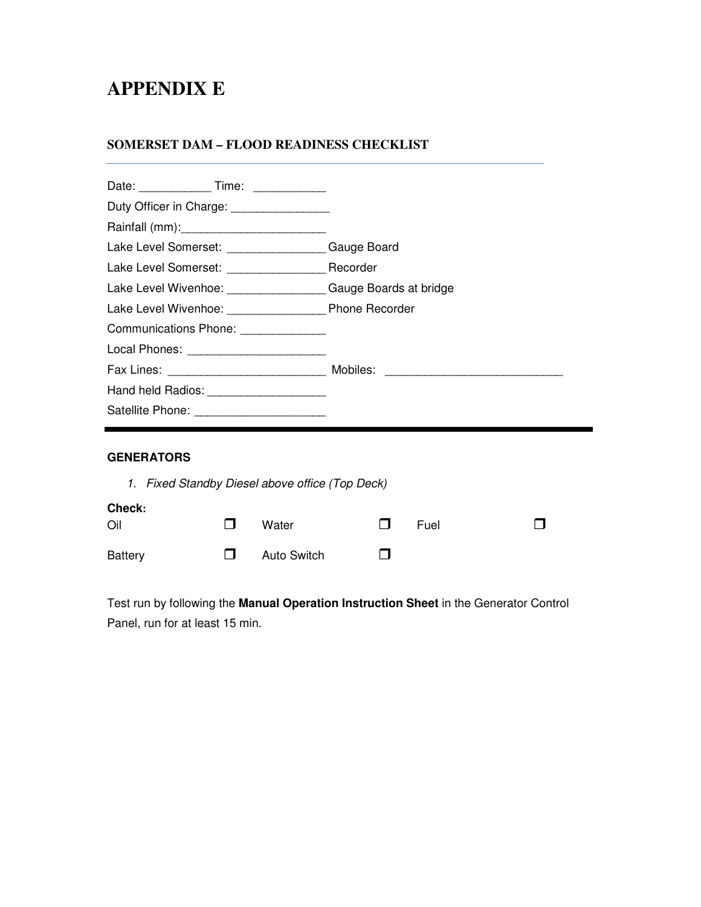# APPENDIX E

### SOMERSET DAM – FLOOD READINESS CHECKLIST

Date: ___________ Time: ___________

Duty Officer in Charge: _______________

Rainfall (mm):______________________

Lake Level Somerset: _______________ Gauge Board

Lake Level Somerset: _______________ Recorder

Lake Level Wivenhoe: _______________ Gauge Boards at bridge

Lake Level Wivenhoe: _______________ Phone Recorder

Communications Phone: _____________

Local Phones: _____________________

Fax Lines: ________________________ Mobiles: ___________________________

Hand held Radios: __________________

Satellite Phone: ____________________

---

**GENERATORS**

1. *Fixed Standby Diesel above office (Top Deck)*

**Check:**

| | | | | | |
|---|---|---|---|---|---|
| Oil | ❒ | Water | ❒ | Fuel | ❒ |
| Battery | ❒ | Auto Switch | ❒ | | |

Test run by following the **Manual Operation Instruction Sheet** in the Generator Control Panel, run for at least 15 min.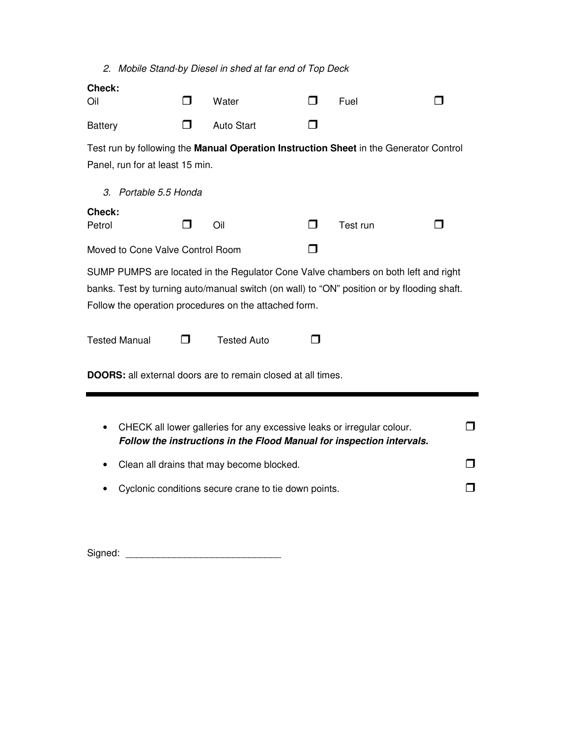2. *Mobile Stand-by Diesel in shed at far end of Top Deck*

**Check:**

| | | | | | |
|---|---|---|---|---|---|
| Oil | ❐ | Water | ❐ | Fuel | ❐ |
| Battery | ❐ | Auto Start | ❐ | | |

Test run by following the **Manual Operation Instruction Sheet** in the Generator Control Panel, run for at least 15 min.

3. *Portable 5.5 Honda*

**Check:**

| | | | | | |
|---|---|---|---|---|---|
| Petrol | ❐ | Oil | ❐ | Test run | ❐ |

Moved to Cone Valve Control Room ❐

SUMP PUMPS are located in the Regulator Cone Valve chambers on both left and right banks. Test by turning auto/manual switch (on wall) to "ON" position or by flooding shaft. Follow the operation procedures on the attached form.

Tested Manual ❐ Tested Auto ❐

**DOORS:** all external doors are to remain closed at all times.

---

- CHECK all lower galleries for any excessive leaks or irregular colour. ❐
  ***Follow the instructions in the Flood Manual for inspection intervals.***
- Clean all drains that may become blocked. ❐
- Cyclonic conditions secure crane to tie down points. ❐

Signed: ____________________________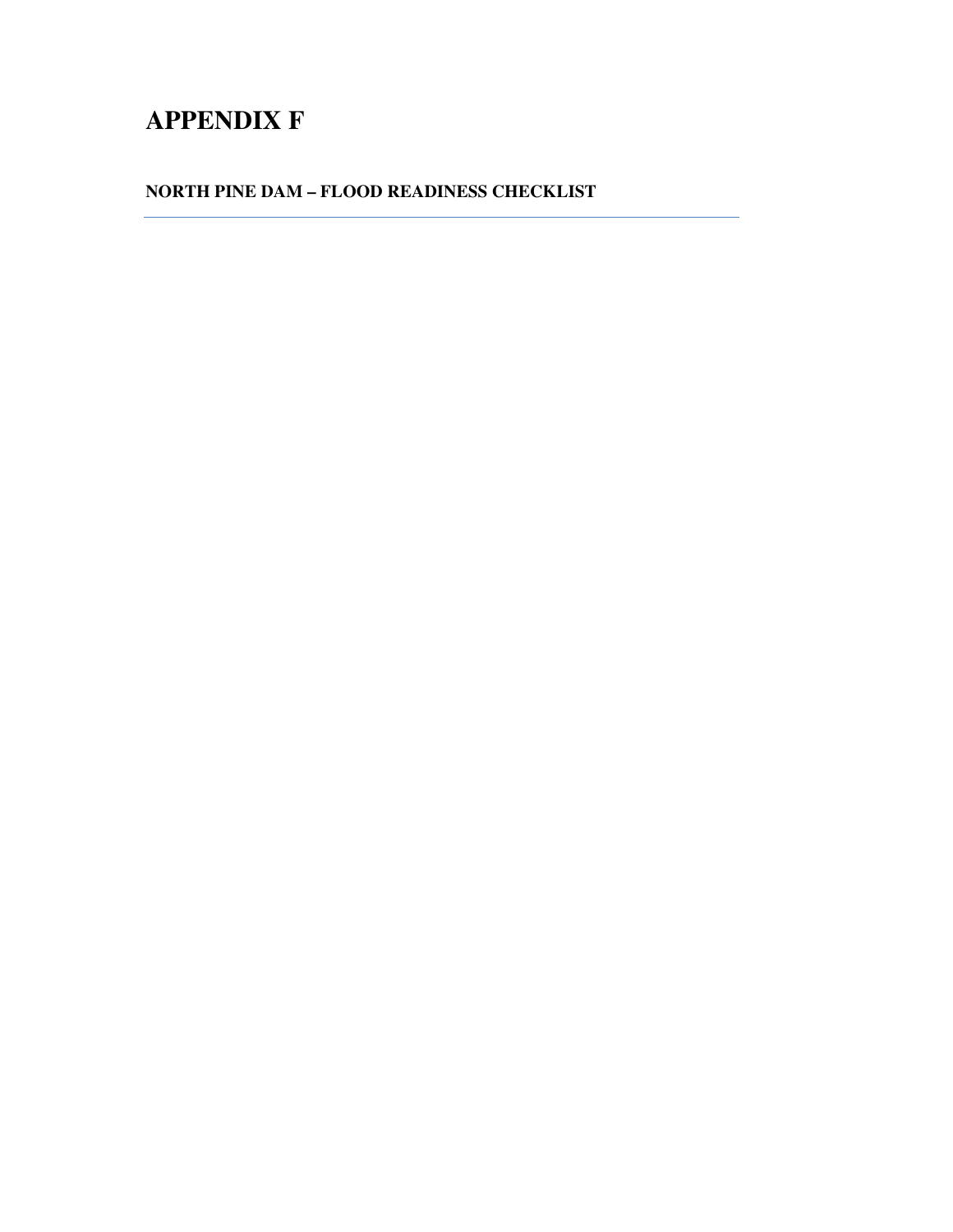# APPENDIX F

## NORTH PINE DAM – FLOOD READINESS CHECKLIST

---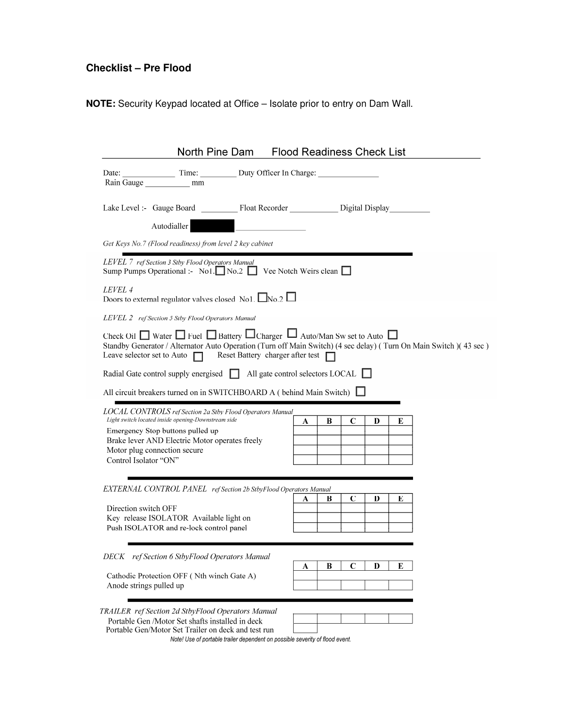## Checklist – Pre Flood

**NOTE:** Security Keypad located at Office – Isolate prior to entry on Dam Wall.

### North Pine Dam Flood Readiness Check List

Date: ____________ Time: _________ Duty Officer In Charge: _______________
Rain Gauge ___________ mm

Lake Level :- Gauge Board _________ Float Recorder ____________ Digital Display__________

Autodialler ████ _________________

*Get Keys No.7 (Flood readiness) from level 2 key cabinet*

*LEVEL 7 ref Section 3 Stby Flood Operators Manual*
Sump Pumps Operational :- No1. ☐ No.2 ☐ Vee Notch Weirs clean ☐

*LEVEL 4*
Doors to external regulator valves closed No1. ☐ No.2 ☐

*LEVEL 2 ref Section 5 Stby Flood Operators Manual*

Check Oil ☐ Water ☐ Fuel ☐ Battery ☐ Charger ☐ Auto/Man Sw set to Auto ☐
Standby Generator / Alternator Auto Operation (Turn off Main Switch) (4 sec delay) ( Turn On Main Switch )( 43 sec )
Leave selector set to Auto ☐ Reset Battery charger after test ☐

Radial Gate control supply energised ☐ All gate control selectors LOCAL ☐

All circuit breakers turned on in SWITCHBOARD A ( behind Main Switch) ☐

*LOCAL CONTROLS ref Section 2a Stby Flood Operators Manual*
*Light switch located inside opening-Downstream side*

| | A | B | C | D | E |
|---|---|---|---|---|---|
| Emergency Stop buttons pulled up | | | | | |
| Brake lever AND Electric Motor operates freely | | | | | |
| Motor plug connection secure | | | | | |
| Control Isolator "ON" | | | | | |

*EXTERNAL CONTROL PANEL ref Section 2b StbyFlood Operators Manual*

| | A | B | C | D | E |
|---|---|---|---|---|---|
| Direction switch OFF | | | | | |
| Key release ISOLATOR Available light on | | | | | |
| Push ISOLATOR and re-lock control panel | | | | | |

*DECK ref Section 6 StbyFlood Operators Manual*

| | A | B | C | D | E |
|---|---|---|---|---|---|
| Cathodic Protection OFF ( Nth winch Gate A) | | | | | |
| Anode strings pulled up | | | | | |

*TRAILER ref Section 2d StbyFlood Operators Manual*

| | | | | | |
|---|---|---|---|---|---|
| Portable Gen /Motor Set shafts installed in deck | | | | | |
| Portable Gen/Motor Set Trailer on deck and test run | | | | | |

*Note! Use of portable trailer dependent on possible severity of flood event.*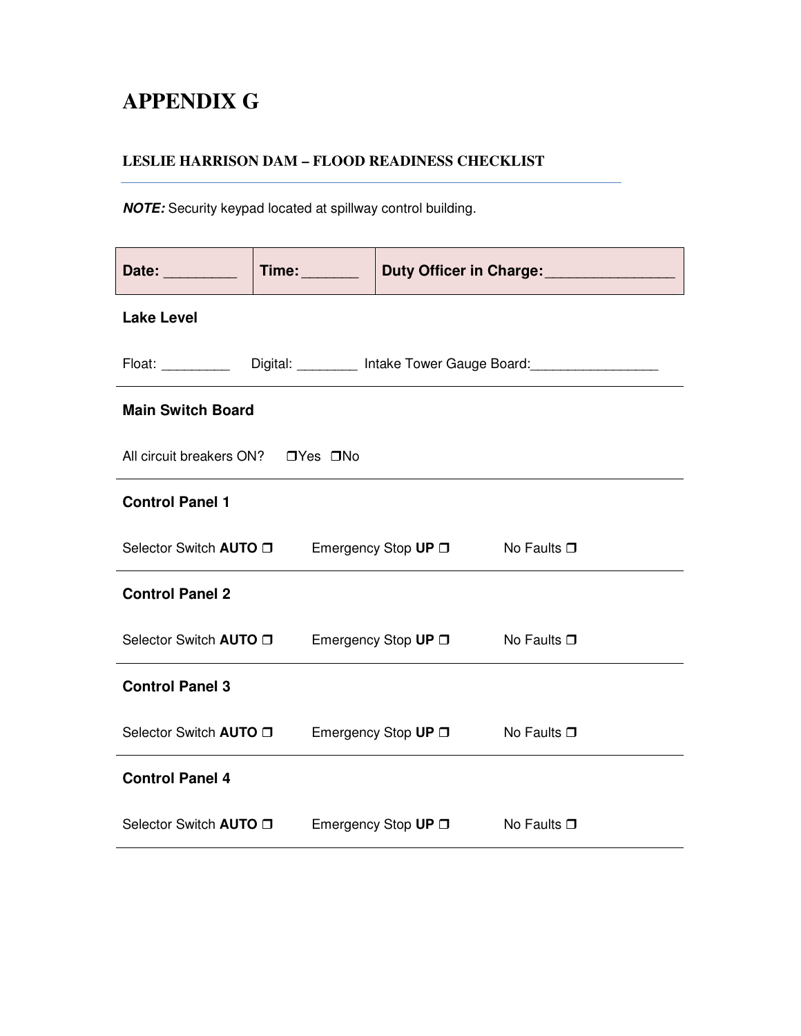# APPENDIX G

## LESLIE HARRISON DAM – FLOOD READINESS CHECKLIST

***NOTE:*** Security keypad located at spillway control building.

| Date: _________ | Time: _______ | Duty Officer in Charge: ________________ |
|---|---|---|

**Lake Level**

Float: _________ Digital: ________ Intake Tower Gauge Board: _________________

**Main Switch Board**

All circuit breakers ON? ❒Yes ❒No

**Control Panel 1**

Selector Switch **AUTO** ❒ Emergency Stop **UP** ❒ No Faults ❒

**Control Panel 2**

Selector Switch **AUTO** ❒ Emergency Stop **UP** ❒ No Faults ❒

**Control Panel 3**

Selector Switch **AUTO** ❒ Emergency Stop **UP** ❒ No Faults ❒

**Control Panel 4**

Selector Switch **AUTO** ❒ Emergency Stop **UP** ❒ No Faults ❒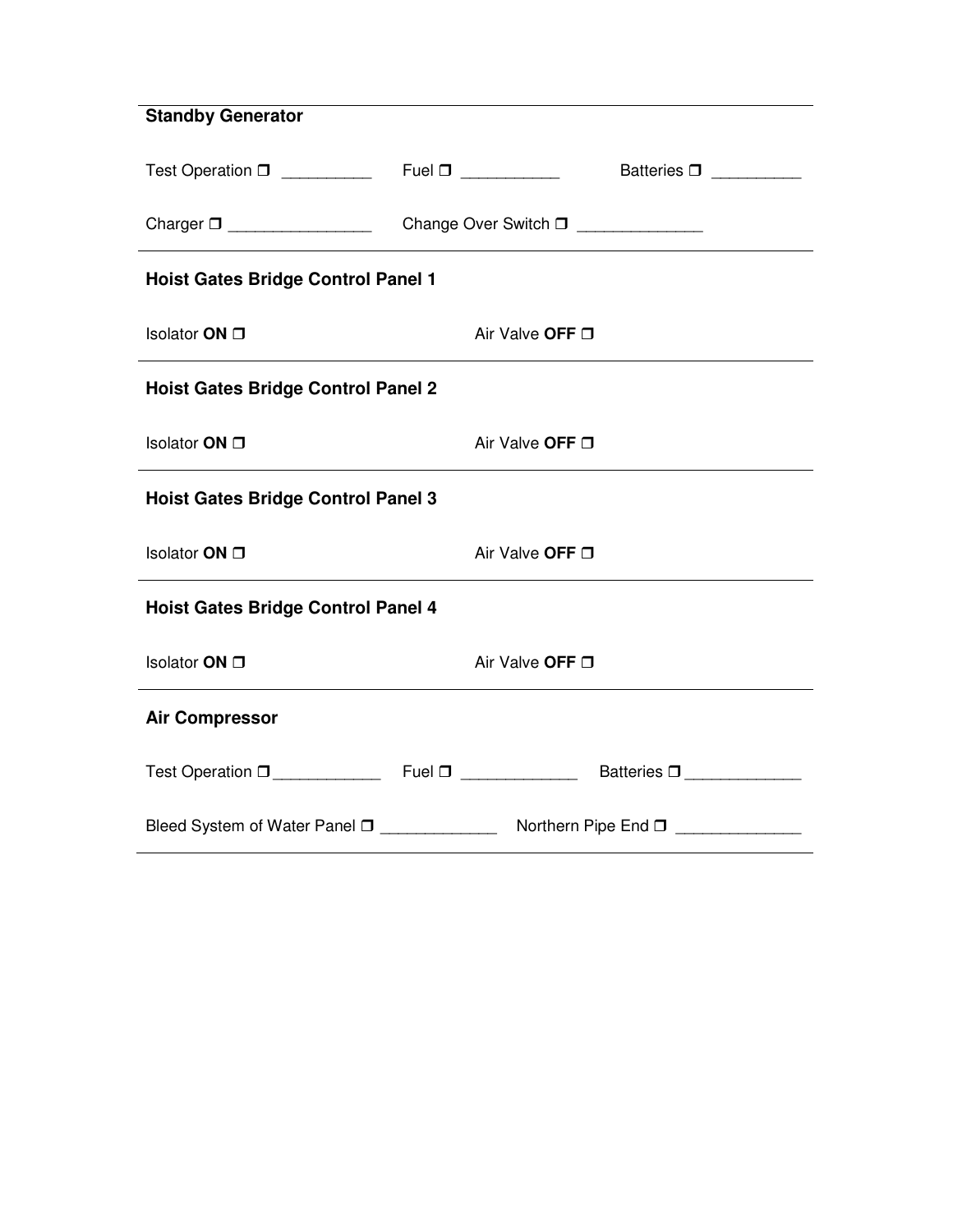**Standby Generator**

Test Operation ❒ __________ Fuel ❒ ___________ Batteries ❒ __________

Charger ❒ ________________ Change Over Switch ❒ ______________

**Hoist Gates Bridge Control Panel 1**

Isolator **ON** ❒ Air Valve **OFF** ❒

**Hoist Gates Bridge Control Panel 2**

Isolator **ON** ❒ Air Valve **OFF** ❒

**Hoist Gates Bridge Control Panel 3**

Isolator **ON** ❒ Air Valve **OFF** ❒

**Hoist Gates Bridge Control Panel 4**

Isolator **ON** ❒ Air Valve **OFF** ❒

**Air Compressor**

Test Operation ❒____________ Fuel ❒ _____________ Batteries ❒_____________

Bleed System of Water Panel ❒ _____________ Northern Pipe End ❒ ______________